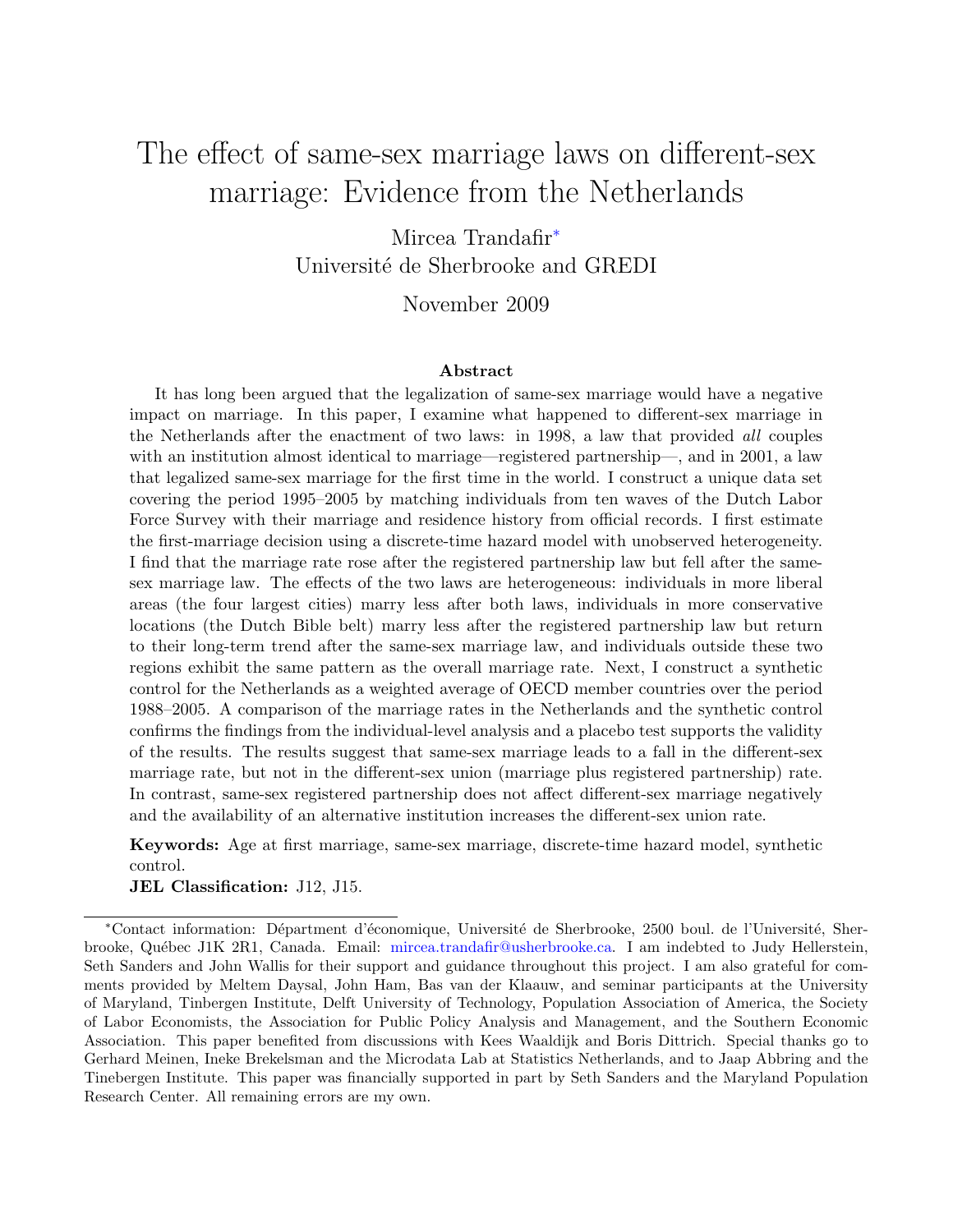# The effect of same-sex marriage laws on different-sex marriage: Evidence from the Netherlands

Mircea Trandafir*

Université de Sherbrooke and GREDI

November 2009

### Abstract

It has long been argued that the legalization of same-sex marriage would have a negative impact on marriage. In this paper, I examine what happened to different-sex marriage in the Netherlands after the enactment of two laws: in 1998, a law that provided *all* couples with an institution almost identical to marriage—registered partnership—, and in 2001, a law that legalized same-sex marriage for the first time in the world. I construct a unique data set covering the period 1995–2005 by matching individuals from ten waves of the Dutch Labor Force Survey with their marriage and residence history from official records. I first estimate the first-marriage decision using a discrete-time hazard model with unobserved heterogeneity. I find that the marriage rate rose after the registered partnership law but fell after the same-sex marriage law. The effects of the two laws are heterogeneous: individuals in more liberal areas (the four largest cities) marry less after both laws, individuals in more conservative locations (the Dutch Bible belt) marry less after the registered partnership law but return to their long-term trend after the same-sex marriage law, and individuals outside these two regions exhibit the same pattern as the overall marriage rate. Next, I construct a synthetic control for the Netherlands as a weighted average of OECD member countries over the period 1988–2005. A comparison of the marriage rates in the Netherlands and the synthetic control confirms the findings from the individual-level analysis and a placebo test supports the validity of the results. The results suggest that same-sex marriage leads to a fall in the different-sex marriage rate, but not in the different-sex union (marriage plus registered partnership) rate. In contrast, same-sex registered partnership does not affect different-sex marriage negatively and the availability of an alternative institution increases the different-sex union rate.

**Keywords:** Age at first marriage, same-sex marriage, discrete-time hazard model, synthetic control.

**JEL Classification:** J12, J15.

---

*Contact information: Départment d'économique, Université de Sherbrooke, 2500 boul. de l'Université, Sherbrooke, Québec J1K 2R1, Canada. Email: mircea.trandafir@usherbrooke.ca. I am indebted to Judy Hellerstein, Seth Sanders and John Wallis for their support and guidance throughout this project. I am also grateful for comments provided by Meltem Daysal, John Ham, Bas van der Klaauw, and seminar participants at the University of Maryland, Tinbergen Institute, Delft University of Technology, Population Association of America, the Society of Labor Economists, the Association for Public Policy Analysis and Management, and the Southern Economic Association. This paper benefited from discussions with Kees Waaldijk and Boris Dittrich. Special thanks go to Gerhard Meinen, Ineke Brekelsman and the Microdata Lab at Statistics Netherlands, and to Jaap Abbring and the Tinebergen Institute. This paper was financially supported in part by Seth Sanders and the Maryland Population Research Center. All remaining errors are my own.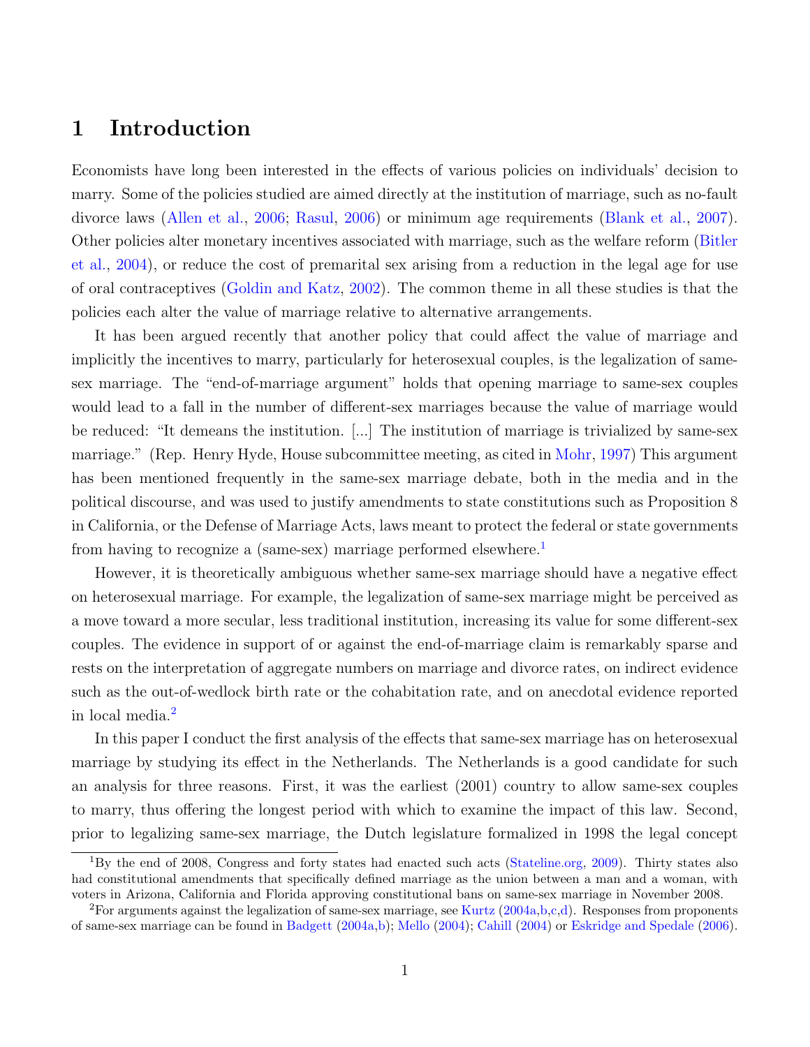# 1 Introduction

Economists have long been interested in the effects of various policies on individuals' decision to marry. Some of the policies studied are aimed directly at the institution of marriage, such as no-fault divorce laws (Allen et al., 2006; Rasul, 2006) or minimum age requirements (Blank et al., 2007). Other policies alter monetary incentives associated with marriage, such as the welfare reform (Bitler et al., 2004), or reduce the cost of premarital sex arising from a reduction in the legal age for use of oral contraceptives (Goldin and Katz, 2002). The common theme in all these studies is that the policies each alter the value of marriage relative to alternative arrangements.

It has been argued recently that another policy that could affect the value of marriage and implicitly the incentives to marry, particularly for heterosexual couples, is the legalization of same-sex marriage. The "end-of-marriage argument" holds that opening marriage to same-sex couples would lead to a fall in the number of different-sex marriages because the value of marriage would be reduced: "It demeans the institution. [...] The institution of marriage is trivialized by same-sex marriage." (Rep. Henry Hyde, House subcommittee meeting, as cited in Mohr, 1997) This argument has been mentioned frequently in the same-sex marriage debate, both in the media and in the political discourse, and was used to justify amendments to state constitutions such as Proposition 8 in California, or the Defense of Marriage Acts, laws meant to protect the federal or state governments from having to recognize a (same-sex) marriage performed elsewhere.[1]

However, it is theoretically ambiguous whether same-sex marriage should have a negative effect on heterosexual marriage. For example, the legalization of same-sex marriage might be perceived as a move toward a more secular, less traditional institution, increasing its value for some different-sex couples. The evidence in support of or against the end-of-marriage claim is remarkably sparse and rests on the interpretation of aggregate numbers on marriage and divorce rates, on indirect evidence such as the out-of-wedlock birth rate or the cohabitation rate, and on anecdotal evidence reported in local media.[2]

In this paper I conduct the first analysis of the effects that same-sex marriage has on heterosexual marriage by studying its effect in the Netherlands. The Netherlands is a good candidate for such an analysis for three reasons. First, it was the earliest (2001) country to allow same-sex couples to marry, thus offering the longest period with which to examine the impact of this law. Second, prior to legalizing same-sex marriage, the Dutch legislature formalized in 1998 the legal concept

[1] By the end of 2008, Congress and forty states had enacted such acts (Stateline.org, 2009). Thirty states also had constitutional amendments that specifically defined marriage as the union between a man and a woman, with voters in Arizona, California and Florida approving constitutional bans on same-sex marriage in November 2008.

[2] For arguments against the legalization of same-sex marriage, see Kurtz (2004a,b,c,d). Responses from proponents of same-sex marriage can be found in Badgett (2004a,b); Mello (2004); Cahill (2004) or Eskridge and Spedale (2006).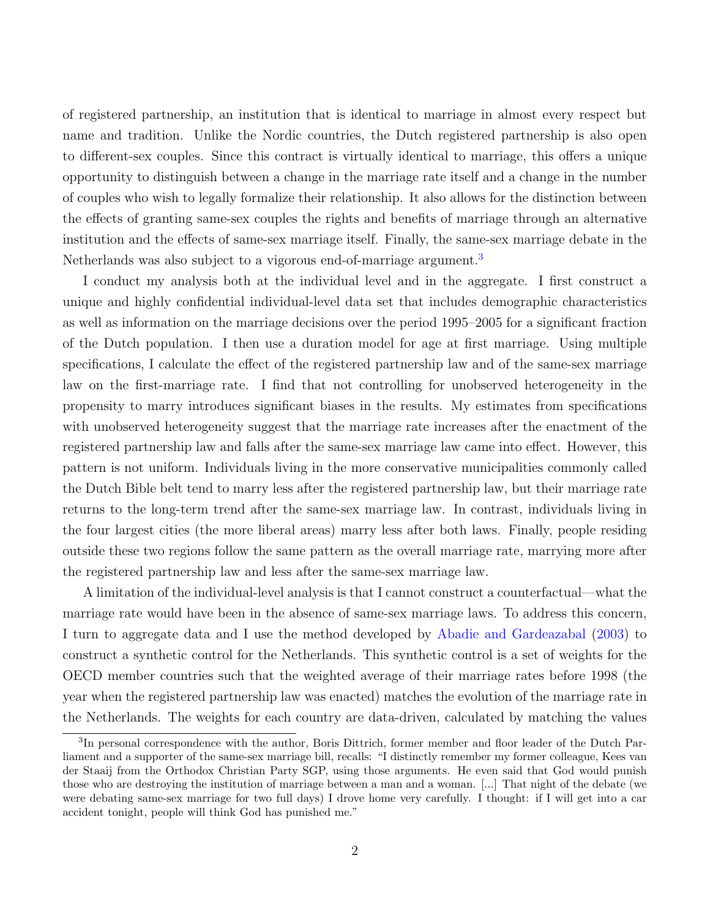of registered partnership, an institution that is identical to marriage in almost every respect but name and tradition. Unlike the Nordic countries, the Dutch registered partnership is also open to different-sex couples. Since this contract is virtually identical to marriage, this offers a unique opportunity to distinguish between a change in the marriage rate itself and a change in the number of couples who wish to legally formalize their relationship. It also allows for the distinction between the effects of granting same-sex couples the rights and benefits of marriage through an alternative institution and the effects of same-sex marriage itself. Finally, the same-sex marriage debate in the Netherlands was also subject to a vigorous end-of-marriage argument.[3]

I conduct my analysis both at the individual level and in the aggregate. I first construct a unique and highly confidential individual-level data set that includes demographic characteristics as well as information on the marriage decisions over the period 1995–2005 for a significant fraction of the Dutch population. I then use a duration model for age at first marriage. Using multiple specifications, I calculate the effect of the registered partnership law and of the same-sex marriage law on the first-marriage rate. I find that not controlling for unobserved heterogeneity in the propensity to marry introduces significant biases in the results. My estimates from specifications with unobserved heterogeneity suggest that the marriage rate increases after the enactment of the registered partnership law and falls after the same-sex marriage law came into effect. However, this pattern is not uniform. Individuals living in the more conservative municipalities commonly called the Dutch Bible belt tend to marry less after the registered partnership law, but their marriage rate returns to the long-term trend after the same-sex marriage law. In contrast, individuals living in the four largest cities (the more liberal areas) marry less after both laws. Finally, people residing outside these two regions follow the same pattern as the overall marriage rate, marrying more after the registered partnership law and less after the same-sex marriage law.

A limitation of the individual-level analysis is that I cannot construct a counterfactual—what the marriage rate would have been in the absence of same-sex marriage laws. To address this concern, I turn to aggregate data and I use the method developed by Abadie and Gardeazabal (2003) to construct a synthetic control for the Netherlands. This synthetic control is a set of weights for the OECD member countries such that the weighted average of their marriage rates before 1998 (the year when the registered partnership law was enacted) matches the evolution of the marriage rate in the Netherlands. The weights for each country are data-driven, calculated by matching the values

[3] In personal correspondence with the author, Boris Dittrich, former member and floor leader of the Dutch Parliament and a supporter of the same-sex marriage bill, recalls: "I distinctly remember my former colleague, Kees van der Staaij from the Orthodox Christian Party SGP, using those arguments. He even said that God would punish those who are destroying the institution of marriage between a man and a woman. [...] That night of the debate (we were debating same-sex marriage for two full days) I drove home very carefully. I thought: if I will get into a car accident tonight, people will think God has punished me."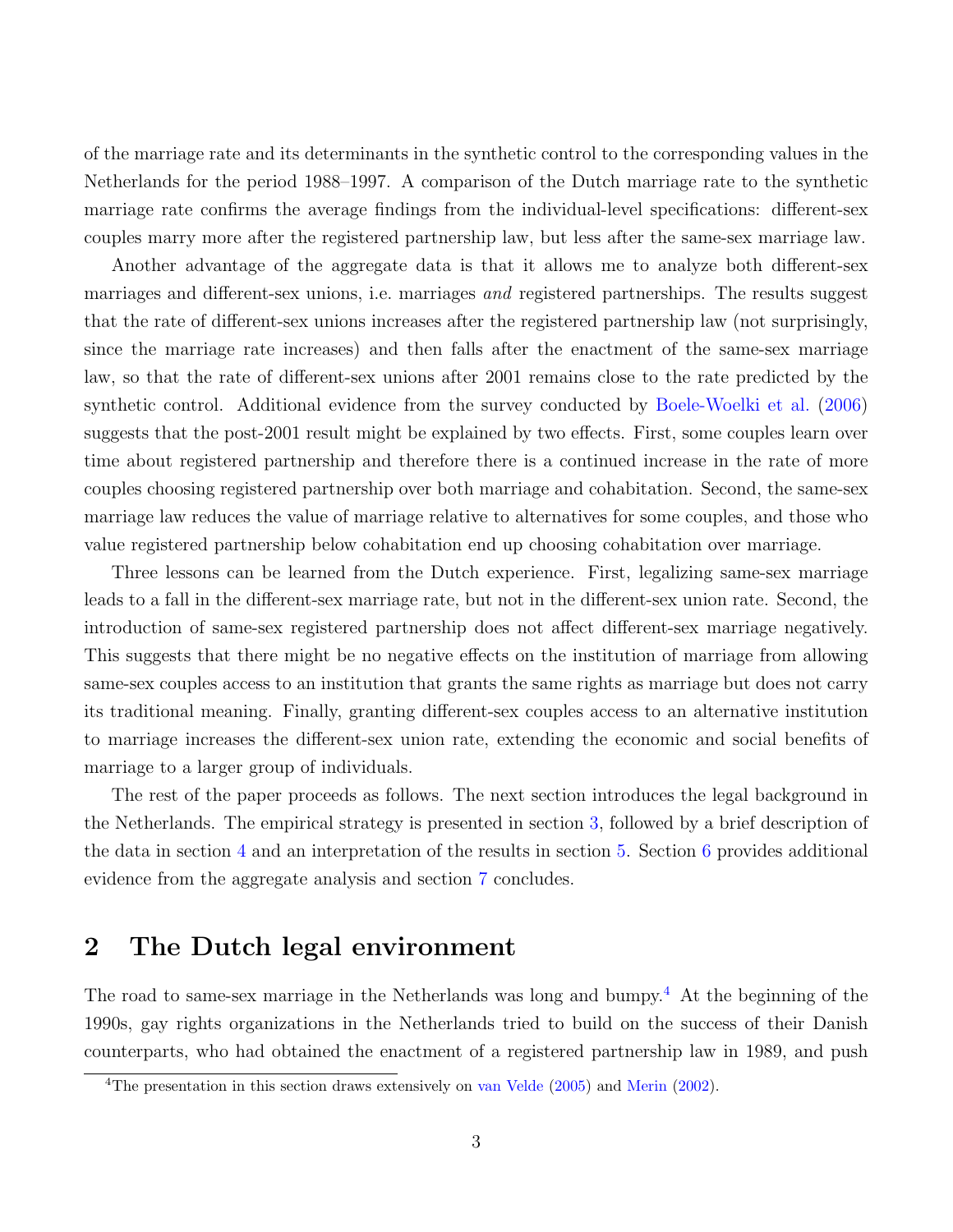of the marriage rate and its determinants in the synthetic control to the corresponding values in the Netherlands for the period 1988–1997. A comparison of the Dutch marriage rate to the synthetic marriage rate confirms the average findings from the individual-level specifications: different-sex couples marry more after the registered partnership law, but less after the same-sex marriage law.

Another advantage of the aggregate data is that it allows me to analyze both different-sex marriages and different-sex unions, i.e. marriages *and* registered partnerships. The results suggest that the rate of different-sex unions increases after the registered partnership law (not surprisingly, since the marriage rate increases) and then falls after the enactment of the same-sex marriage law, so that the rate of different-sex unions after 2001 remains close to the rate predicted by the synthetic control. Additional evidence from the survey conducted by Boele-Woelki et al. (2006) suggests that the post-2001 result might be explained by two effects. First, some couples learn over time about registered partnership and therefore there is a continued increase in the rate of more couples choosing registered partnership over both marriage and cohabitation. Second, the same-sex marriage law reduces the value of marriage relative to alternatives for some couples, and those who value registered partnership below cohabitation end up choosing cohabitation over marriage.

Three lessons can be learned from the Dutch experience. First, legalizing same-sex marriage leads to a fall in the different-sex marriage rate, but not in the different-sex union rate. Second, the introduction of same-sex registered partnership does not affect different-sex marriage negatively. This suggests that there might be no negative effects on the institution of marriage from allowing same-sex couples access to an institution that grants the same rights as marriage but does not carry its traditional meaning. Finally, granting different-sex couples access to an alternative institution to marriage increases the different-sex union rate, extending the economic and social benefits of marriage to a larger group of individuals.

The rest of the paper proceeds as follows. The next section introduces the legal background in the Netherlands. The empirical strategy is presented in section 3, followed by a brief description of the data in section 4 and an interpretation of the results in section 5. Section 6 provides additional evidence from the aggregate analysis and section 7 concludes.

## 2 The Dutch legal environment

The road to same-sex marriage in the Netherlands was long and bumpy.[4] At the beginning of the 1990s, gay rights organizations in the Netherlands tried to build on the success of their Danish counterparts, who had obtained the enactment of a registered partnership law in 1989, and push

[4] The presentation in this section draws extensively on van Velde (2005) and Merin (2002).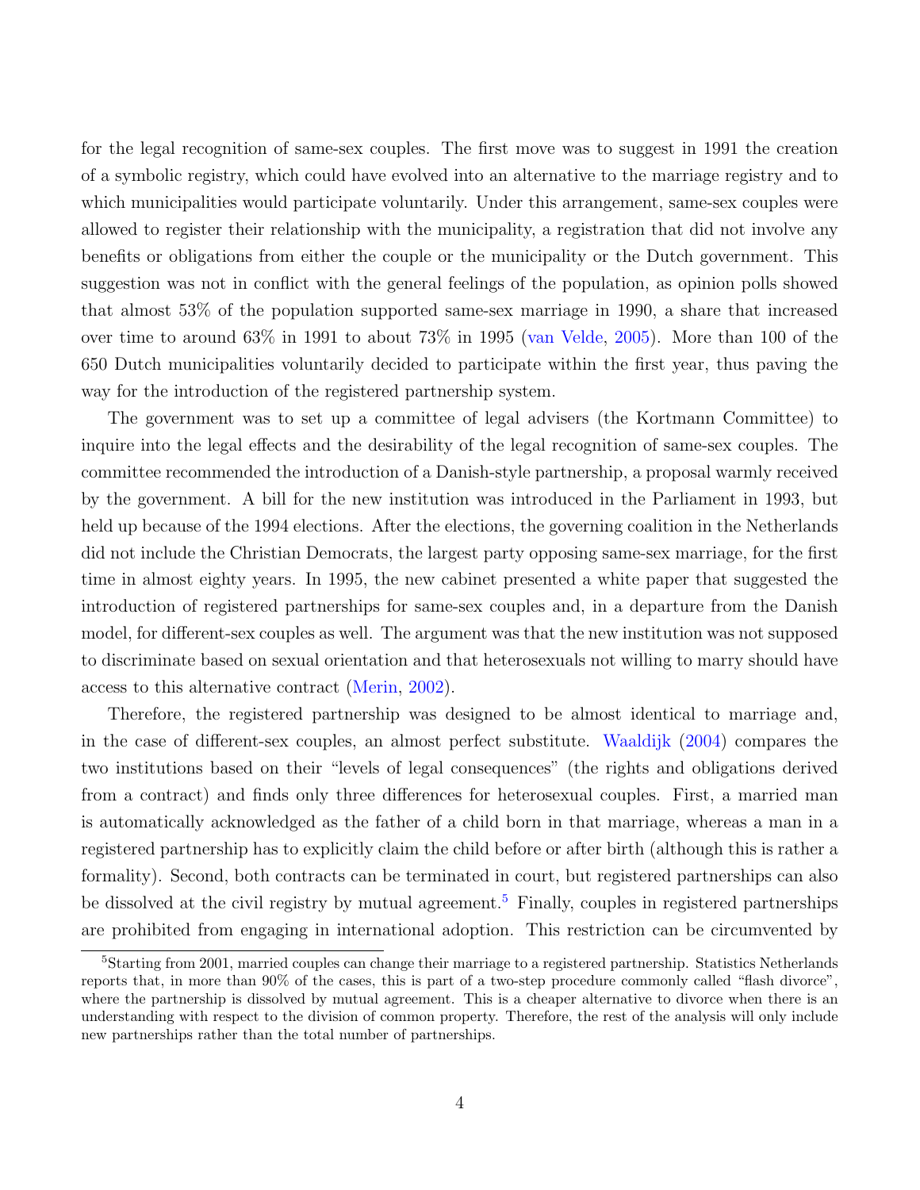for the legal recognition of same-sex couples. The first move was to suggest in 1991 the creation of a symbolic registry, which could have evolved into an alternative to the marriage registry and to which municipalities would participate voluntarily. Under this arrangement, same-sex couples were allowed to register their relationship with the municipality, a registration that did not involve any benefits or obligations from either the couple or the municipality or the Dutch government. This suggestion was not in conflict with the general feelings of the population, as opinion polls showed that almost 53% of the population supported same-sex marriage in 1990, a share that increased over time to around 63% in 1991 to about 73% in 1995 (van Velde, 2005). More than 100 of the 650 Dutch municipalities voluntarily decided to participate within the first year, thus paving the way for the introduction of the registered partnership system.

The government was to set up a committee of legal advisers (the Kortmann Committee) to inquire into the legal effects and the desirability of the legal recognition of same-sex couples. The committee recommended the introduction of a Danish-style partnership, a proposal warmly received by the government. A bill for the new institution was introduced in the Parliament in 1993, but held up because of the 1994 elections. After the elections, the governing coalition in the Netherlands did not include the Christian Democrats, the largest party opposing same-sex marriage, for the first time in almost eighty years. In 1995, the new cabinet presented a white paper that suggested the introduction of registered partnerships for same-sex couples and, in a departure from the Danish model, for different-sex couples as well. The argument was that the new institution was not supposed to discriminate based on sexual orientation and that heterosexuals not willing to marry should have access to this alternative contract (Merin, 2002).

Therefore, the registered partnership was designed to be almost identical to marriage and, in the case of different-sex couples, an almost perfect substitute. Waaldijk (2004) compares the two institutions based on their "levels of legal consequences" (the rights and obligations derived from a contract) and finds only three differences for heterosexual couples. First, a married man is automatically acknowledged as the father of a child born in that marriage, whereas a man in a registered partnership has to explicitly claim the child before or after birth (although this is rather a formality). Second, both contracts can be terminated in court, but registered partnerships can also be dissolved at the civil registry by mutual agreement.[5] Finally, couples in registered partnerships are prohibited from engaging in international adoption. This restriction can be circumvented by

[5] Starting from 2001, married couples can change their marriage to a registered partnership. Statistics Netherlands reports that, in more than 90% of the cases, this is part of a two-step procedure commonly called "flash divorce", where the partnership is dissolved by mutual agreement. This is a cheaper alternative to divorce when there is an understanding with respect to the division of common property. Therefore, the rest of the analysis will only include new partnerships rather than the total number of partnerships.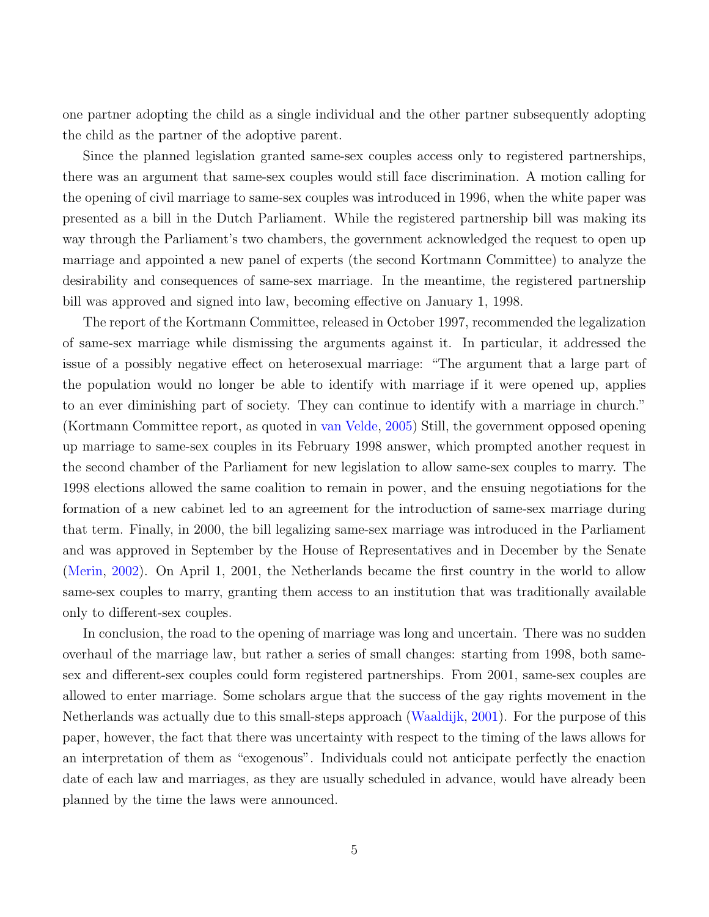one partner adopting the child as a single individual and the other partner subsequently adopting the child as the partner of the adoptive parent.

Since the planned legislation granted same-sex couples access only to registered partnerships, there was an argument that same-sex couples would still face discrimination. A motion calling for the opening of civil marriage to same-sex couples was introduced in 1996, when the white paper was presented as a bill in the Dutch Parliament. While the registered partnership bill was making its way through the Parliament's two chambers, the government acknowledged the request to open up marriage and appointed a new panel of experts (the second Kortmann Committee) to analyze the desirability and consequences of same-sex marriage. In the meantime, the registered partnership bill was approved and signed into law, becoming effective on January 1, 1998.

The report of the Kortmann Committee, released in October 1997, recommended the legalization of same-sex marriage while dismissing the arguments against it. In particular, it addressed the issue of a possibly negative effect on heterosexual marriage: "The argument that a large part of the population would no longer be able to identify with marriage if it were opened up, applies to an ever diminishing part of society. They can continue to identify with a marriage in church." (Kortmann Committee report, as quoted in van Velde, 2005) Still, the government opposed opening up marriage to same-sex couples in its February 1998 answer, which prompted another request in the second chamber of the Parliament for new legislation to allow same-sex couples to marry. The 1998 elections allowed the same coalition to remain in power, and the ensuing negotiations for the formation of a new cabinet led to an agreement for the introduction of same-sex marriage during that term. Finally, in 2000, the bill legalizing same-sex marriage was introduced in the Parliament and was approved in September by the House of Representatives and in December by the Senate (Merin, 2002). On April 1, 2001, the Netherlands became the first country in the world to allow same-sex couples to marry, granting them access to an institution that was traditionally available only to different-sex couples.

In conclusion, the road to the opening of marriage was long and uncertain. There was no sudden overhaul of the marriage law, but rather a series of small changes: starting from 1998, both same-sex and different-sex couples could form registered partnerships. From 2001, same-sex couples are allowed to enter marriage. Some scholars argue that the success of the gay rights movement in the Netherlands was actually due to this small-steps approach (Waaldijk, 2001). For the purpose of this paper, however, the fact that there was uncertainty with respect to the timing of the laws allows for an interpretation of them as "exogenous". Individuals could not anticipate perfectly the enaction date of each law and marriages, as they are usually scheduled in advance, would have already been planned by the time the laws were announced.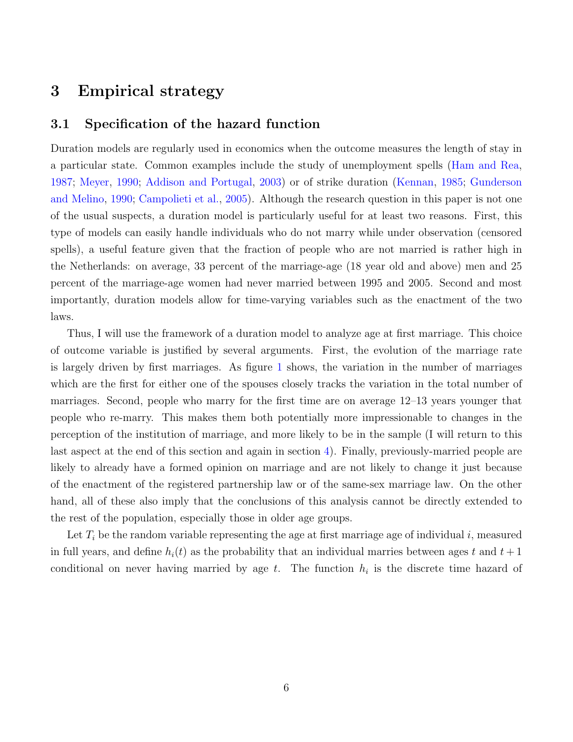# 3 Empirical strategy

## 3.1 Specification of the hazard function

Duration models are regularly used in economics when the outcome measures the length of stay in a particular state. Common examples include the study of unemployment spells (Ham and Rea, 1987; Meyer, 1990; Addison and Portugal, 2003) or of strike duration (Kennan, 1985; Gunderson and Melino, 1990; Campolieti et al., 2005). Although the research question in this paper is not one of the usual suspects, a duration model is particularly useful for at least two reasons. First, this type of models can easily handle individuals who do not marry while under observation (censored spells), a useful feature given that the fraction of people who are not married is rather high in the Netherlands: on average, 33 percent of the marriage-age (18 year old and above) men and 25 percent of the marriage-age women had never married between 1995 and 2005. Second and most importantly, duration models allow for time-varying variables such as the enactment of the two laws.

Thus, I will use the framework of a duration model to analyze age at first marriage. This choice of outcome variable is justified by several arguments. First, the evolution of the marriage rate is largely driven by first marriages. As figure 1 shows, the variation in the number of marriages which are the first for either one of the spouses closely tracks the variation in the total number of marriages. Second, people who marry for the first time are on average 12–13 years younger that people who re-marry. This makes them both potentially more impressionable to changes in the perception of the institution of marriage, and more likely to be in the sample (I will return to this last aspect at the end of this section and again in section 4). Finally, previously-married people are likely to already have a formed opinion on marriage and are not likely to change it just because of the enactment of the registered partnership law or of the same-sex marriage law. On the other hand, all of these also imply that the conclusions of this analysis cannot be directly extended to the rest of the population, especially those in older age groups.

Let $T_i$ be the random variable representing the age at first marriage age of individual $i$, measured in full years, and define $h_i(t)$ as the probability that an individual marries between ages $t$ and $t+1$ conditional on never having married by age $t$. The function $h_i$ is the discrete time hazard of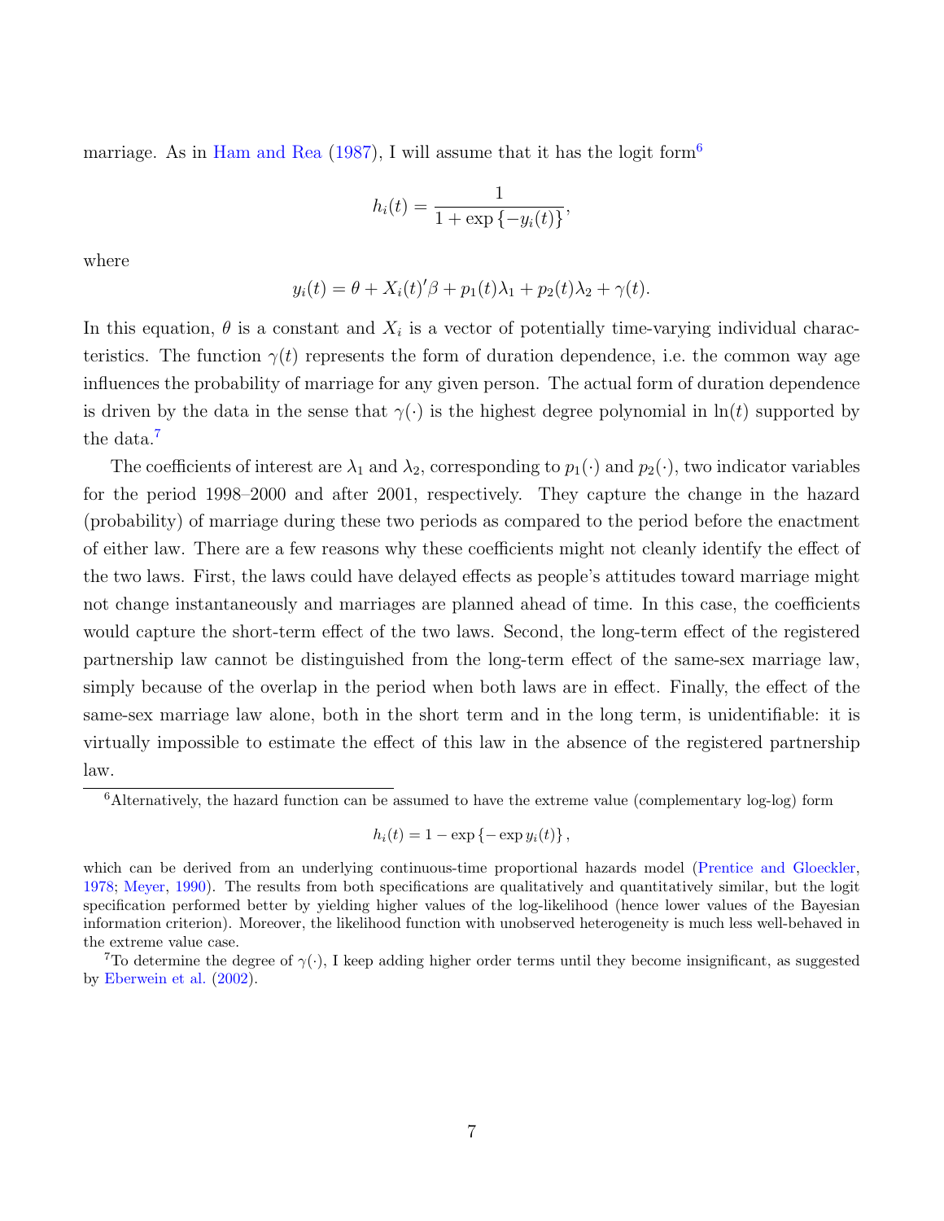marriage. As in Ham and Rea (1987), I will assume that it has the logit form[6]

$$h_i(t) = \frac{1}{1 + \exp\{-y_i(t)\}},$$

where

$$y_i(t) = \theta + X_i(t)'\beta + p_1(t)\lambda_1 + p_2(t)\lambda_2 + \gamma(t).$$

In this equation, $\theta$ is a constant and $X_i$ is a vector of potentially time-varying individual characteristics. The function $\gamma(t)$ represents the form of duration dependence, i.e. the common way age influences the probability of marriage for any given person. The actual form of duration dependence is driven by the data in the sense that $\gamma(\cdot)$ is the highest degree polynomial in $\ln(t)$ supported by the data.[7]

The coefficients of interest are $\lambda_1$ and $\lambda_2$, corresponding to $p_1(\cdot)$ and $p_2(\cdot)$, two indicator variables for the period 1998–2000 and after 2001, respectively. They capture the change in the hazard (probability) of marriage during these two periods as compared to the period before the enactment of either law. There are a few reasons why these coefficients might not cleanly identify the effect of the two laws. First, the laws could have delayed effects as people's attitudes toward marriage might not change instantaneously and marriages are planned ahead of time. In this case, the coefficients would capture the short-term effect of the two laws. Second, the long-term effect of the registered partnership law cannot be distinguished from the long-term effect of the same-sex marriage law, simply because of the overlap in the period when both laws are in effect. Finally, the effect of the same-sex marriage law alone, both in the short term and in the long term, is unidentifiable: it is virtually impossible to estimate the effect of this law in the absence of the registered partnership law.

---

[6] Alternatively, the hazard function can be assumed to have the extreme value (complementary log-log) form

$$h_i(t) = 1 - \exp\{-\exp y_i(t)\},$$

which can be derived from an underlying continuous-time proportional hazards model (Prentice and Gloeckler, 1978; Meyer, 1990). The results from both specifications are qualitatively and quantitatively similar, but the logit specification performed better by yielding higher values of the log-likelihood (hence lower values of the Bayesian information criterion). Moreover, the likelihood function with unobserved heterogeneity is much less well-behaved in the extreme value case.

[7] To determine the degree of $\gamma(\cdot)$, I keep adding higher order terms until they become insignificant, as suggested by Eberwein et al. (2002).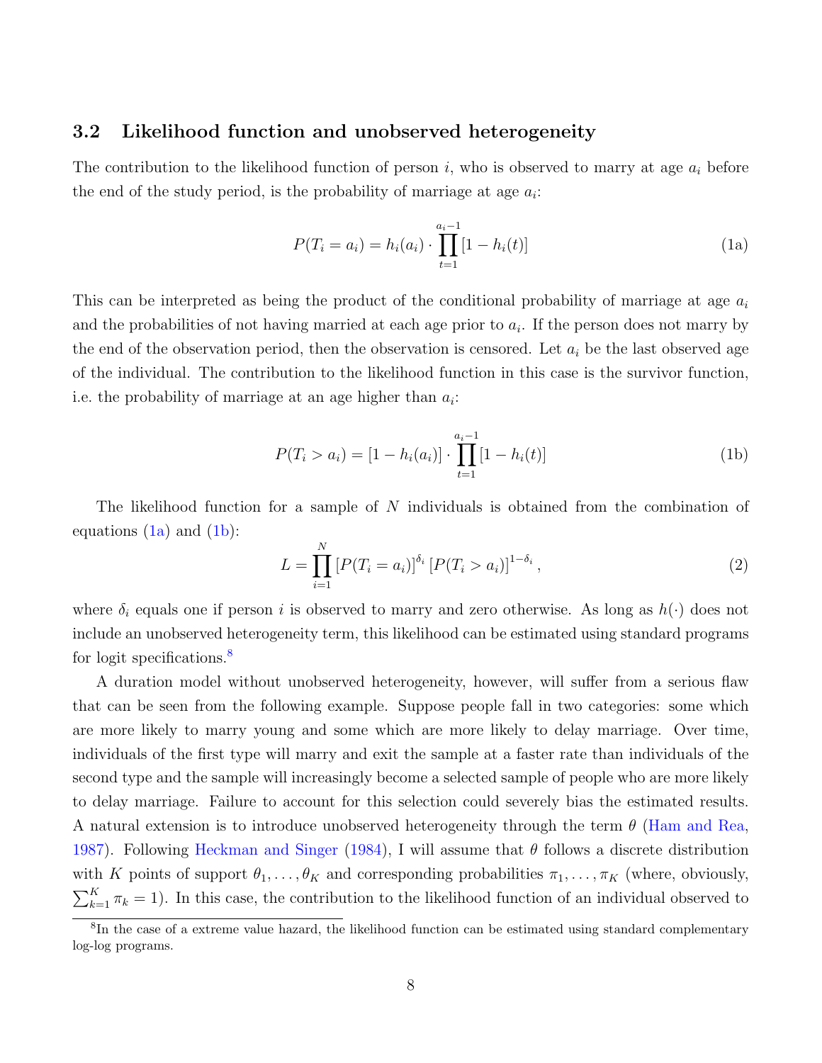### 3.2 Likelihood function and unobserved heterogeneity

The contribution to the likelihood function of person $i$, who is observed to marry at age $a_i$ before the end of the study period, is the probability of marriage at age $a_i$:

$$P(T_i = a_i) = h_i(a_i) \cdot \prod_{t=1}^{a_i - 1} [1 - h_i(t)] \tag{1a}$$

This can be interpreted as being the product of the conditional probability of marriage at age $a_i$ and the probabilities of not having married at each age prior to $a_i$. If the person does not marry by the end of the observation period, then the observation is censored. Let $a_i$ be the last observed age of the individual. The contribution to the likelihood function in this case is the survivor function, i.e. the probability of marriage at an age higher than $a_i$:

$$P(T_i > a_i) = [1 - h_i(a_i)] \cdot \prod_{t=1}^{a_i - 1} [1 - h_i(t)] \tag{1b}$$

The likelihood function for a sample of $N$ individuals is obtained from the combination of equations (1a) and (1b):

$$L = \prod_{i=1}^{N} [P(T_i = a_i)]^{\delta_i} [P(T_i > a_i)]^{1-\delta_i}, \tag{2}$$

where $\delta_i$ equals one if person $i$ is observed to marry and zero otherwise. As long as $h(\cdot)$ does not include an unobserved heterogeneity term, this likelihood can be estimated using standard programs for logit specifications.[8]

A duration model without unobserved heterogeneity, however, will suffer from a serious flaw that can be seen from the following example. Suppose people fall in two categories: some which are more likely to marry young and some which are more likely to delay marriage. Over time, individuals of the first type will marry and exit the sample at a faster rate than individuals of the second type and the sample will increasingly become a selected sample of people who are more likely to delay marriage. Failure to account for this selection could severely bias the estimated results. A natural extension is to introduce unobserved heterogeneity through the term $\theta$ (Ham and Rea, 1987). Following Heckman and Singer (1984), I will assume that $\theta$ follows a discrete distribution with $K$ points of support $\theta_1, \ldots, \theta_K$ and corresponding probabilities $\pi_1, \ldots, \pi_K$ (where, obviously, $\sum_{k=1}^{K} \pi_k = 1$). In this case, the contribution to the likelihood function of an individual observed to

[8] In the case of a extreme value hazard, the likelihood function can be estimated using standard complementary log-log programs.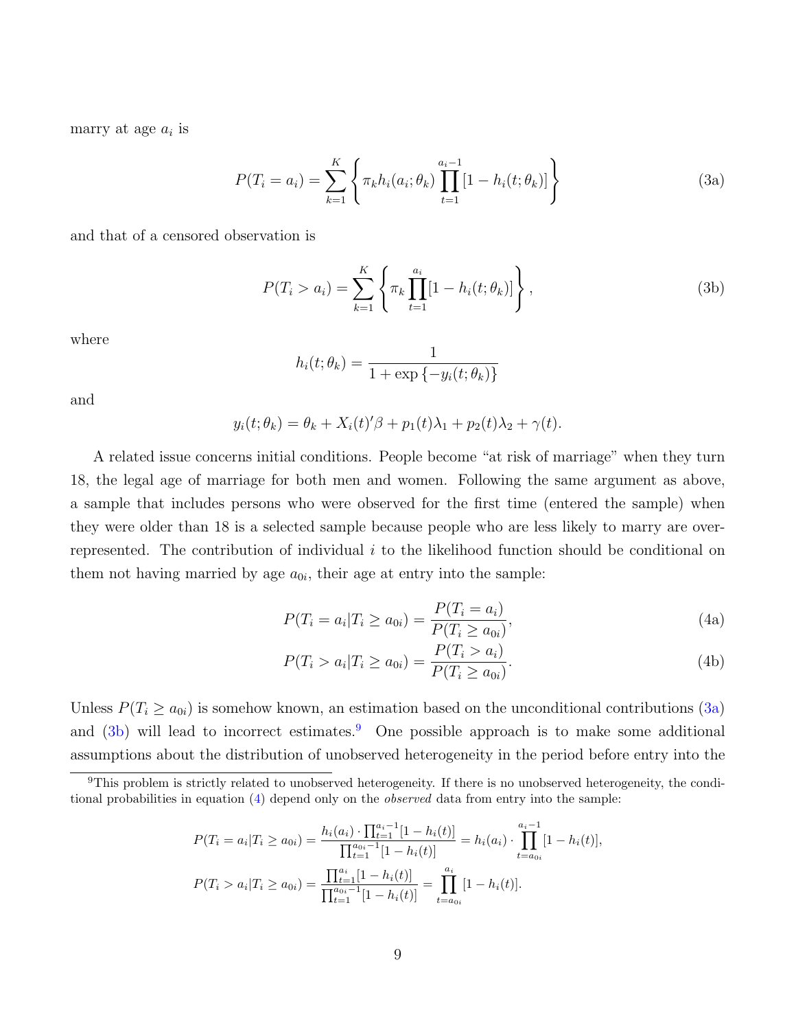marry at age $a_i$ is

$$P(T_i = a_i) = \sum_{k=1}^{K} \left\{ \pi_k h_i(a_i; \theta_k) \prod_{t=1}^{a_i - 1} [1 - h_i(t; \theta_k)] \right\} \tag{3a}$$

and that of a censored observation is

$$P(T_i > a_i) = \sum_{k=1}^{K} \left\{ \pi_k \prod_{t=1}^{a_i} [1 - h_i(t; \theta_k)] \right\}, \tag{3b}$$

where

$$h_i(t; \theta_k) = \frac{1}{1 + \exp\{-y_i(t; \theta_k)\}}$$

and

$$y_i(t; \theta_k) = \theta_k + X_i(t)'\beta + p_1(t)\lambda_1 + p_2(t)\lambda_2 + \gamma(t).$$

A related issue concerns initial conditions. People become "at risk of marriage" when they turn 18, the legal age of marriage for both men and women. Following the same argument as above, a sample that includes persons who were observed for the first time (entered the sample) when they were older than 18 is a selected sample because people who are less likely to marry are over-represented. The contribution of individual $i$ to the likelihood function should be conditional on them not having married by age $a_{0i}$, their age at entry into the sample:

$$P(T_i = a_i | T_i \geq a_{0i}) = \frac{P(T_i = a_i)}{P(T_i \geq a_{0i})}, \tag{4a}$$

$$P(T_i > a_i | T_i \geq a_{0i}) = \frac{P(T_i > a_i)}{P(T_i \geq a_{0i})}. \tag{4b}$$

Unless $P(T_i \geq a_{0i})$ is somehow known, an estimation based on the unconditional contributions (3a) and (3b) will lead to incorrect estimates.[9] One possible approach is to make some additional assumptions about the distribution of unobserved heterogeneity in the period before entry into the

[9] This problem is strictly related to unobserved heterogeneity. If there is no unobserved heterogeneity, the conditional probabilities in equation (4) depend only on the *observed* data from entry into the sample:

$$P(T_i = a_i | T_i \geq a_{0i}) = \frac{h_i(a_i) \cdot \prod_{t=1}^{a_i - 1} [1 - h_i(t)]}{\prod_{t=1}^{a_{0i} - 1} [1 - h_i(t)]} = h_i(a_i) \cdot \prod_{t=a_{0i}}^{a_i - 1} [1 - h_i(t)],$$

$$P(T_i > a_i | T_i \geq a_{0i}) = \frac{\prod_{t=1}^{a_i} [1 - h_i(t)]}{\prod_{t=1}^{a_{0i} - 1} [1 - h_i(t)]} = \prod_{t=a_{0i}}^{a_i} [1 - h_i(t)].$$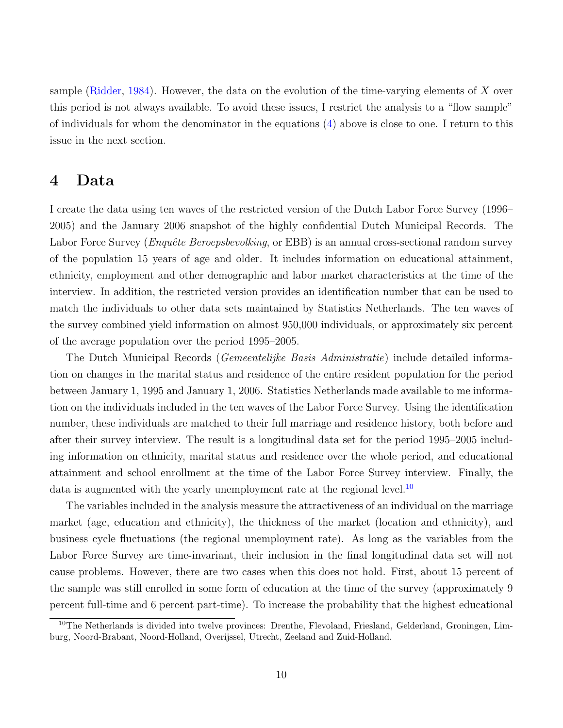sample (Ridder, 1984). However, the data on the evolution of the time-varying elements of $X$ over this period is not always available. To avoid these issues, I restrict the analysis to a "flow sample" of individuals for whom the denominator in the equations (4) above is close to one. I return to this issue in the next section.

# 4 Data

I create the data using ten waves of the restricted version of the Dutch Labor Force Survey (1996–2005) and the January 2006 snapshot of the highly confidential Dutch Municipal Records. The Labor Force Survey (*Enquête Beroepsbevolking*, or EBB) is an annual cross-sectional random survey of the population 15 years of age and older. It includes information on educational attainment, ethnicity, employment and other demographic and labor market characteristics at the time of the interview. In addition, the restricted version provides an identification number that can be used to match the individuals to other data sets maintained by Statistics Netherlands. The ten waves of the survey combined yield information on almost 950,000 individuals, or approximately six percent of the average population over the period 1995–2005.

The Dutch Municipal Records (*Gemeentelijke Basis Administratie*) include detailed information on changes in the marital status and residence of the entire resident population for the period between January 1, 1995 and January 1, 2006. Statistics Netherlands made available to me information on the individuals included in the ten waves of the Labor Force Survey. Using the identification number, these individuals are matched to their full marriage and residence history, both before and after their survey interview. The result is a longitudinal data set for the period 1995–2005 including information on ethnicity, marital status and residence over the whole period, and educational attainment and school enrollment at the time of the Labor Force Survey interview. Finally, the data is augmented with the yearly unemployment rate at the regional level.[10]

The variables included in the analysis measure the attractiveness of an individual on the marriage market (age, education and ethnicity), the thickness of the market (location and ethnicity), and business cycle fluctuations (the regional unemployment rate). As long as the variables from the Labor Force Survey are time-invariant, their inclusion in the final longitudinal data set will not cause problems. However, there are two cases when this does not hold. First, about 15 percent of the sample was still enrolled in some form of education at the time of the survey (approximately 9 percent full-time and 6 percent part-time). To increase the probability that the highest educational

[10] The Netherlands is divided into twelve provinces: Drenthe, Flevoland, Friesland, Gelderland, Groningen, Limburg, Noord-Brabant, Noord-Holland, Overijssel, Utrecht, Zeeland and Zuid-Holland.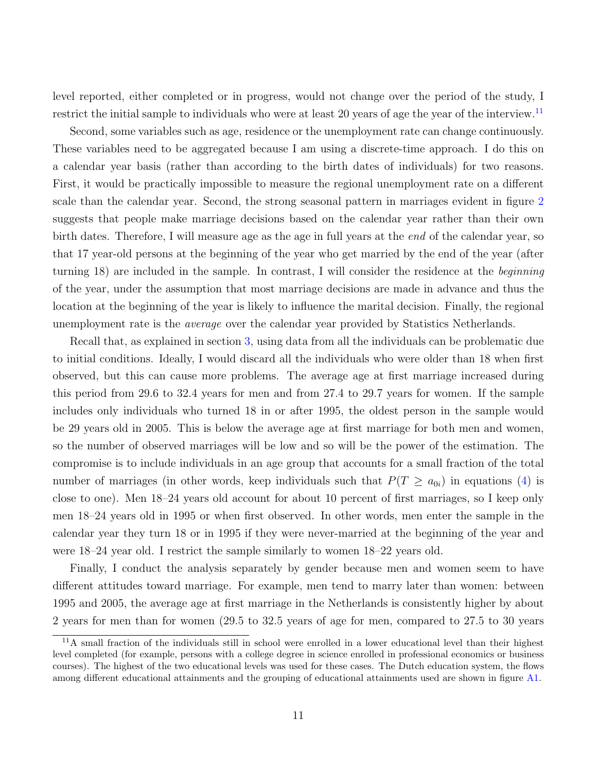level reported, either completed or in progress, would not change over the period of the study, I restrict the initial sample to individuals who were at least 20 years of age the year of the interview.[11]

Second, some variables such as age, residence or the unemployment rate can change continuously. These variables need to be aggregated because I am using a discrete-time approach. I do this on a calendar year basis (rather than according to the birth dates of individuals) for two reasons. First, it would be practically impossible to measure the regional unemployment rate on a different scale than the calendar year. Second, the strong seasonal pattern in marriages evident in figure 2 suggests that people make marriage decisions based on the calendar year rather than their own birth dates. Therefore, I will measure age as the age in full years at the *end* of the calendar year, so that 17 year-old persons at the beginning of the year who get married by the end of the year (after turning 18) are included in the sample. In contrast, I will consider the residence at the *beginning* of the year, under the assumption that most marriage decisions are made in advance and thus the location at the beginning of the year is likely to influence the marital decision. Finally, the regional unemployment rate is the *average* over the calendar year provided by Statistics Netherlands.

Recall that, as explained in section 3, using data from all the individuals can be problematic due to initial conditions. Ideally, I would discard all the individuals who were older than 18 when first observed, but this can cause more problems. The average age at first marriage increased during this period from 29.6 to 32.4 years for men and from 27.4 to 29.7 years for women. If the sample includes only individuals who turned 18 in or after 1995, the oldest person in the sample would be 29 years old in 2005. This is below the average age at first marriage for both men and women, so the number of observed marriages will be low and so will be the power of the estimation. The compromise is to include individuals in an age group that accounts for a small fraction of the total number of marriages (in other words, keep individuals such that $P(T \geq a_{0i})$ in equations (4) is close to one). Men 18–24 years old account for about 10 percent of first marriages, so I keep only men 18–24 years old in 1995 or when first observed. In other words, men enter the sample in the calendar year they turn 18 or in 1995 if they were never-married at the beginning of the year and were 18–24 year old. I restrict the sample similarly to women 18–22 years old.

Finally, I conduct the analysis separately by gender because men and women seem to have different attitudes toward marriage. For example, men tend to marry later than women: between 1995 and 2005, the average age at first marriage in the Netherlands is consistently higher by about 2 years for men than for women (29.5 to 32.5 years of age for men, compared to 27.5 to 30 years

[11] A small fraction of the individuals still in school were enrolled in a lower educational level than their highest level completed (for example, persons with a college degree in science enrolled in professional economics or business courses). The highest of the two educational levels was used for these cases. The Dutch education system, the flows among different educational attainments and the grouping of educational attainments used are shown in figure A1.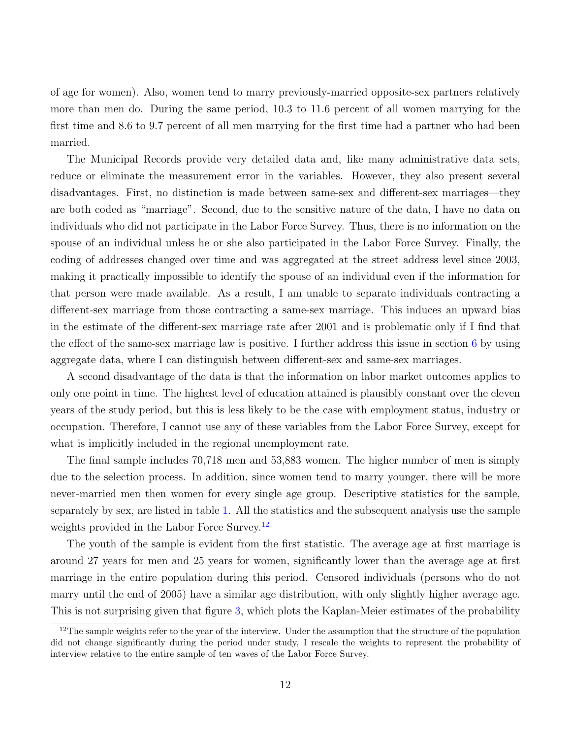of age for women). Also, women tend to marry previously-married opposite-sex partners relatively more than men do. During the same period, 10.3 to 11.6 percent of all women marrying for the first time and 8.6 to 9.7 percent of all men marrying for the first time had a partner who had been married.

The Municipal Records provide very detailed data and, like many administrative data sets, reduce or eliminate the measurement error in the variables. However, they also present several disadvantages. First, no distinction is made between same-sex and different-sex marriages—they are both coded as "marriage". Second, due to the sensitive nature of the data, I have no data on individuals who did not participate in the Labor Force Survey. Thus, there is no information on the spouse of an individual unless he or she also participated in the Labor Force Survey. Finally, the coding of addresses changed over time and was aggregated at the street address level since 2003, making it practically impossible to identify the spouse of an individual even if the information for that person were made available. As a result, I am unable to separate individuals contracting a different-sex marriage from those contracting a same-sex marriage. This induces an upward bias in the estimate of the different-sex marriage rate after 2001 and is problematic only if I find that the effect of the same-sex marriage law is positive. I further address this issue in section 6 by using aggregate data, where I can distinguish between different-sex and same-sex marriages.

A second disadvantage of the data is that the information on labor market outcomes applies to only one point in time. The highest level of education attained is plausibly constant over the eleven years of the study period, but this is less likely to be the case with employment status, industry or occupation. Therefore, I cannot use any of these variables from the Labor Force Survey, except for what is implicitly included in the regional unemployment rate.

The final sample includes 70,718 men and 53,883 women. The higher number of men is simply due to the selection process. In addition, since women tend to marry younger, there will be more never-married men then women for every single age group. Descriptive statistics for the sample, separately by sex, are listed in table 1. All the statistics and the subsequent analysis use the sample weights provided in the Labor Force Survey.[12]

The youth of the sample is evident from the first statistic. The average age at first marriage is around 27 years for men and 25 years for women, significantly lower than the average age at first marriage in the entire population during this period. Censored individuals (persons who do not marry until the end of 2005) have a similar age distribution, with only slightly higher average age. This is not surprising given that figure 3, which plots the Kaplan-Meier estimates of the probability

[12] The sample weights refer to the year of the interview. Under the assumption that the structure of the population did not change significantly during the period under study, I rescale the weights to represent the probability of interview relative to the entire sample of ten waves of the Labor Force Survey.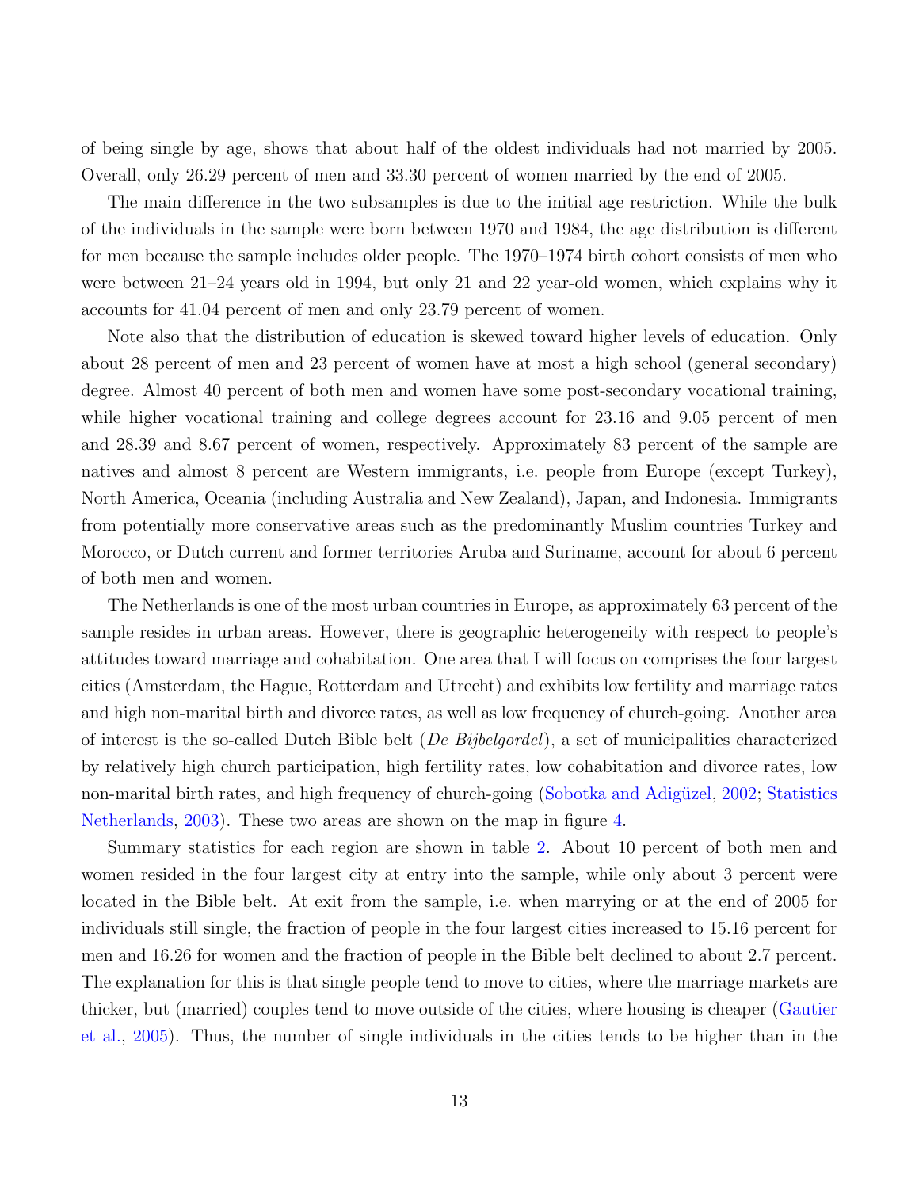of being single by age, shows that about half of the oldest individuals had not married by 2005. Overall, only 26.29 percent of men and 33.30 percent of women married by the end of 2005.

The main difference in the two subsamples is due to the initial age restriction. While the bulk of the individuals in the sample were born between 1970 and 1984, the age distribution is different for men because the sample includes older people. The 1970–1974 birth cohort consists of men who were between 21–24 years old in 1994, but only 21 and 22 year-old women, which explains why it accounts for 41.04 percent of men and only 23.79 percent of women.

Note also that the distribution of education is skewed toward higher levels of education. Only about 28 percent of men and 23 percent of women have at most a high school (general secondary) degree. Almost 40 percent of both men and women have some post-secondary vocational training, while higher vocational training and college degrees account for 23.16 and 9.05 percent of men and 28.39 and 8.67 percent of women, respectively. Approximately 83 percent of the sample are natives and almost 8 percent are Western immigrants, i.e. people from Europe (except Turkey), North America, Oceania (including Australia and New Zealand), Japan, and Indonesia. Immigrants from potentially more conservative areas such as the predominantly Muslim countries Turkey and Morocco, or Dutch current and former territories Aruba and Suriname, account for about 6 percent of both men and women.

The Netherlands is one of the most urban countries in Europe, as approximately 63 percent of the sample resides in urban areas. However, there is geographic heterogeneity with respect to people's attitudes toward marriage and cohabitation. One area that I will focus on comprises the four largest cities (Amsterdam, the Hague, Rotterdam and Utrecht) and exhibits low fertility and marriage rates and high non-marital birth and divorce rates, as well as low frequency of church-going. Another area of interest is the so-called Dutch Bible belt (*De Bijbelgordel*), a set of municipalities characterized by relatively high church participation, high fertility rates, low cohabitation and divorce rates, low non-marital birth rates, and high frequency of church-going (Sobotka and Adigüzel, 2002; Statistics Netherlands, 2003). These two areas are shown on the map in figure 4.

Summary statistics for each region are shown in table 2. About 10 percent of both men and women resided in the four largest city at entry into the sample, while only about 3 percent were located in the Bible belt. At exit from the sample, i.e. when marrying or at the end of 2005 for individuals still single, the fraction of people in the four largest cities increased to 15.16 percent for men and 16.26 for women and the fraction of people in the Bible belt declined to about 2.7 percent. The explanation for this is that single people tend to move to cities, where the marriage markets are thicker, but (married) couples tend to move outside of the cities, where housing is cheaper (Gautier et al., 2005). Thus, the number of single individuals in the cities tends to be higher than in the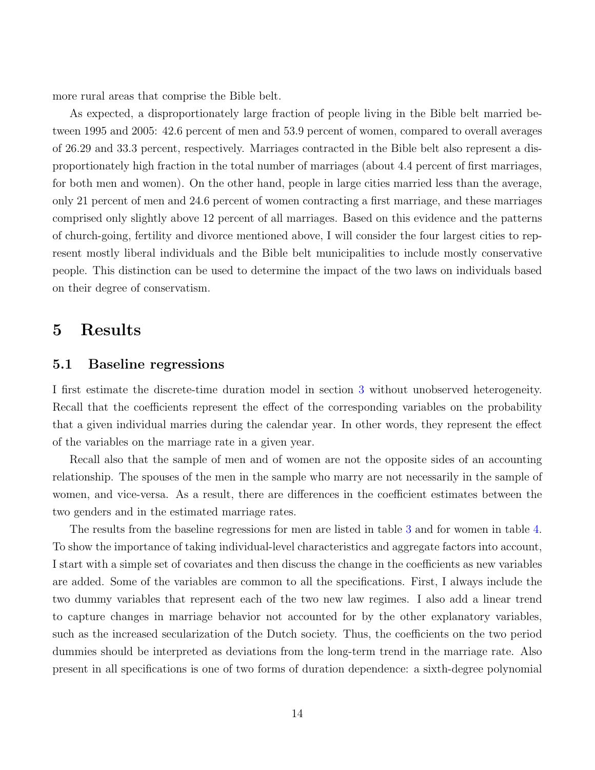more rural areas that comprise the Bible belt.

As expected, a disproportionately large fraction of people living in the Bible belt married between 1995 and 2005: 42.6 percent of men and 53.9 percent of women, compared to overall averages of 26.29 and 33.3 percent, respectively. Marriages contracted in the Bible belt also represent a disproportionately high fraction in the total number of marriages (about 4.4 percent of first marriages, for both men and women). On the other hand, people in large cities married less than the average, only 21 percent of men and 24.6 percent of women contracting a first marriage, and these marriages comprised only slightly above 12 percent of all marriages. Based on this evidence and the patterns of church-going, fertility and divorce mentioned above, I will consider the four largest cities to represent mostly liberal individuals and the Bible belt municipalities to include mostly conservative people. This distinction can be used to determine the impact of the two laws on individuals based on their degree of conservatism.

# 5 Results

## 5.1 Baseline regressions

I first estimate the discrete-time duration model in section 3 without unobserved heterogeneity. Recall that the coefficients represent the effect of the corresponding variables on the probability that a given individual marries during the calendar year. In other words, they represent the effect of the variables on the marriage rate in a given year.

Recall also that the sample of men and of women are not the opposite sides of an accounting relationship. The spouses of the men in the sample who marry are not necessarily in the sample of women, and vice-versa. As a result, there are differences in the coefficient estimates between the two genders and in the estimated marriage rates.

The results from the baseline regressions for men are listed in table 3 and for women in table 4. To show the importance of taking individual-level characteristics and aggregate factors into account, I start with a simple set of covariates and then discuss the change in the coefficients as new variables are added. Some of the variables are common to all the specifications. First, I always include the two dummy variables that represent each of the two new law regimes. I also add a linear trend to capture changes in marriage behavior not accounted for by the other explanatory variables, such as the increased secularization of the Dutch society. Thus, the coefficients on the two period dummies should be interpreted as deviations from the long-term trend in the marriage rate. Also present in all specifications is one of two forms of duration dependence: a sixth-degree polynomial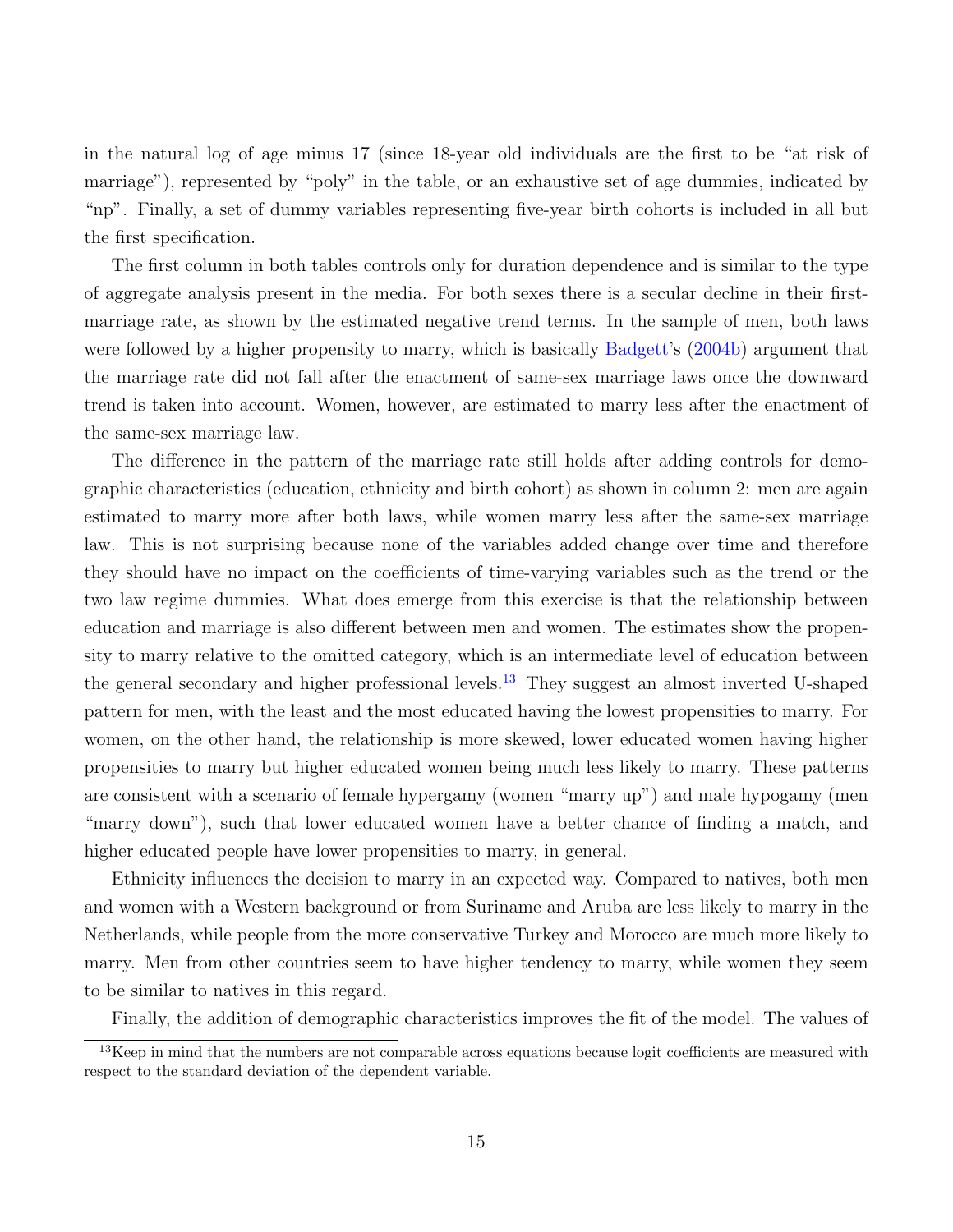in the natural log of age minus 17 (since 18-year old individuals are the first to be "at risk of marriage"), represented by "poly" in the table, or an exhaustive set of age dummies, indicated by "np". Finally, a set of dummy variables representing five-year birth cohorts is included in all but the first specification.

The first column in both tables controls only for duration dependence and is similar to the type of aggregate analysis present in the media. For both sexes there is a secular decline in their first-marriage rate, as shown by the estimated negative trend terms. In the sample of men, both laws were followed by a higher propensity to marry, which is basically Badgett's (2004b) argument that the marriage rate did not fall after the enactment of same-sex marriage laws once the downward trend is taken into account. Women, however, are estimated to marry less after the enactment of the same-sex marriage law.

The difference in the pattern of the marriage rate still holds after adding controls for demographic characteristics (education, ethnicity and birth cohort) as shown in column 2: men are again estimated to marry more after both laws, while women marry less after the same-sex marriage law. This is not surprising because none of the variables added change over time and therefore they should have no impact on the coefficients of time-varying variables such as the trend or the two law regime dummies. What does emerge from this exercise is that the relationship between education and marriage is also different between men and women. The estimates show the propensity to marry relative to the omitted category, which is an intermediate level of education between the general secondary and higher professional levels.[13] They suggest an almost inverted U-shaped pattern for men, with the least and the most educated having the lowest propensities to marry. For women, on the other hand, the relationship is more skewed, lower educated women having higher propensities to marry but higher educated women being much less likely to marry. These patterns are consistent with a scenario of female hypergamy (women "marry up") and male hypogamy (men "marry down"), such that lower educated women have a better chance of finding a match, and higher educated people have lower propensities to marry, in general.

Ethnicity influences the decision to marry in an expected way. Compared to natives, both men and women with a Western background or from Suriname and Aruba are less likely to marry in the Netherlands, while people from the more conservative Turkey and Morocco are much more likely to marry. Men from other countries seem to have higher tendency to marry, while women they seem to be similar to natives in this regard.

Finally, the addition of demographic characteristics improves the fit of the model. The values of

[13] Keep in mind that the numbers are not comparable across equations because logit coefficients are measured with respect to the standard deviation of the dependent variable.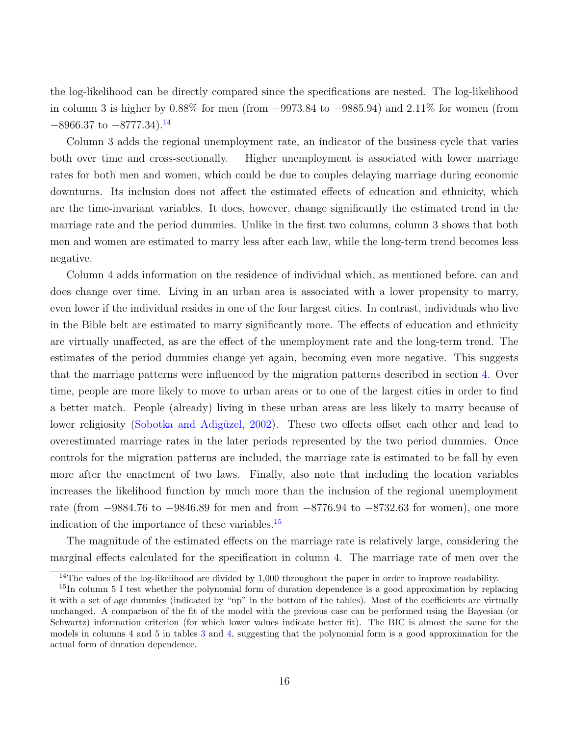the log-likelihood can be directly compared since the specifications are nested. The log-likelihood in column 3 is higher by 0.88% for men (from −9973.84 to −9885.94) and 2.11% for women (from −8966.37 to −8777.34).[14]

Column 3 adds the regional unemployment rate, an indicator of the business cycle that varies both over time and cross-sectionally. Higher unemployment is associated with lower marriage rates for both men and women, which could be due to couples delaying marriage during economic downturns. Its inclusion does not affect the estimated effects of education and ethnicity, which are the time-invariant variables. It does, however, change significantly the estimated trend in the marriage rate and the period dummies. Unlike in the first two columns, column 3 shows that both men and women are estimated to marry less after each law, while the long-term trend becomes less negative.

Column 4 adds information on the residence of individual which, as mentioned before, can and does change over time. Living in an urban area is associated with a lower propensity to marry, even lower if the individual resides in one of the four largest cities. In contrast, individuals who live in the Bible belt are estimated to marry significantly more. The effects of education and ethnicity are virtually unaffected, as are the effect of the unemployment rate and the long-term trend. The estimates of the period dummies change yet again, becoming even more negative. This suggests that the marriage patterns were influenced by the migration patterns described in section 4. Over time, people are more likely to move to urban areas or to one of the largest cities in order to find a better match. People (already) living in these urban areas are less likely to marry because of lower religiosity (Sobotka and Adigüzel, 2002). These two effects offset each other and lead to overestimated marriage rates in the later periods represented by the two period dummies. Once controls for the migration patterns are included, the marriage rate is estimated to be fall by even more after the enactment of two laws. Finally, also note that including the location variables increases the likelihood function by much more than the inclusion of the regional unemployment rate (from −9884.76 to −9846.89 for men and from −8776.94 to −8732.63 for women), one more indication of the importance of these variables.[15]

The magnitude of the estimated effects on the marriage rate is relatively large, considering the marginal effects calculated for the specification in column 4. The marriage rate of men over the

---

[14] The values of the log-likelihood are divided by 1,000 throughout the paper in order to improve readability.

[15] In column 5 I test whether the polynomial form of duration dependence is a good approximation by replacing it with a set of age dummies (indicated by "np" in the bottom of the tables). Most of the coefficients are virtually unchanged. A comparison of the fit of the model with the previous case can be performed using the Bayesian (or Schwartz) information criterion (for which lower values indicate better fit). The BIC is almost the same for the models in columns 4 and 5 in tables 3 and 4, suggesting that the polynomial form is a good approximation for the actual form of duration dependence.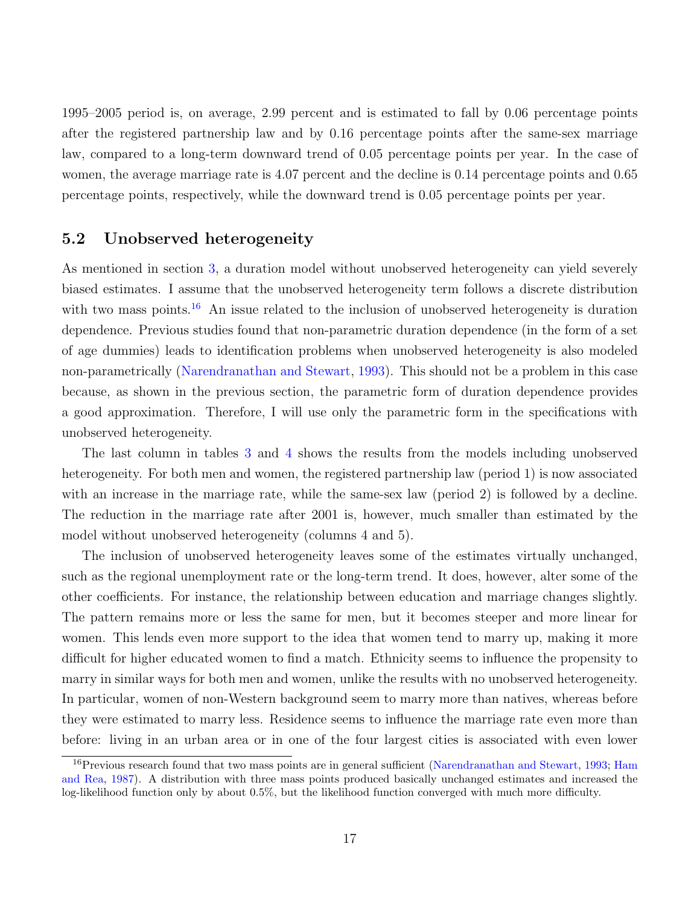1995–2005 period is, on average, 2.99 percent and is estimated to fall by 0.06 percentage points after the registered partnership law and by 0.16 percentage points after the same-sex marriage law, compared to a long-term downward trend of 0.05 percentage points per year. In the case of women, the average marriage rate is 4.07 percent and the decline is 0.14 percentage points and 0.65 percentage points, respectively, while the downward trend is 0.05 percentage points per year.

## 5.2 Unobserved heterogeneity

As mentioned in section 3, a duration model without unobserved heterogeneity can yield severely biased estimates. I assume that the unobserved heterogeneity term follows a discrete distribution with two mass points.[16] An issue related to the inclusion of unobserved heterogeneity is duration dependence. Previous studies found that non-parametric duration dependence (in the form of a set of age dummies) leads to identification problems when unobserved heterogeneity is also modeled non-parametrically (Narendranathan and Stewart, 1993). This should not be a problem in this case because, as shown in the previous section, the parametric form of duration dependence provides a good approximation. Therefore, I will use only the parametric form in the specifications with unobserved heterogeneity.

The last column in tables 3 and 4 shows the results from the models including unobserved heterogeneity. For both men and women, the registered partnership law (period 1) is now associated with an increase in the marriage rate, while the same-sex law (period 2) is followed by a decline. The reduction in the marriage rate after 2001 is, however, much smaller than estimated by the model without unobserved heterogeneity (columns 4 and 5).

The inclusion of unobserved heterogeneity leaves some of the estimates virtually unchanged, such as the regional unemployment rate or the long-term trend. It does, however, alter some of the other coefficients. For instance, the relationship between education and marriage changes slightly. The pattern remains more or less the same for men, but it becomes steeper and more linear for women. This lends even more support to the idea that women tend to marry up, making it more difficult for higher educated women to find a match. Ethnicity seems to influence the propensity to marry in similar ways for both men and women, unlike the results with no unobserved heterogeneity. In particular, women of non-Western background seem to marry more than natives, whereas before they were estimated to marry less. Residence seems to influence the marriage rate even more than before: living in an urban area or in one of the four largest cities is associated with even lower

[16] Previous research found that two mass points are in general sufficient (Narendranathan and Stewart, 1993; Ham and Rea, 1987). A distribution with three mass points produced basically unchanged estimates and increased the log-likelihood function only by about 0.5%, but the likelihood function converged with much more difficulty.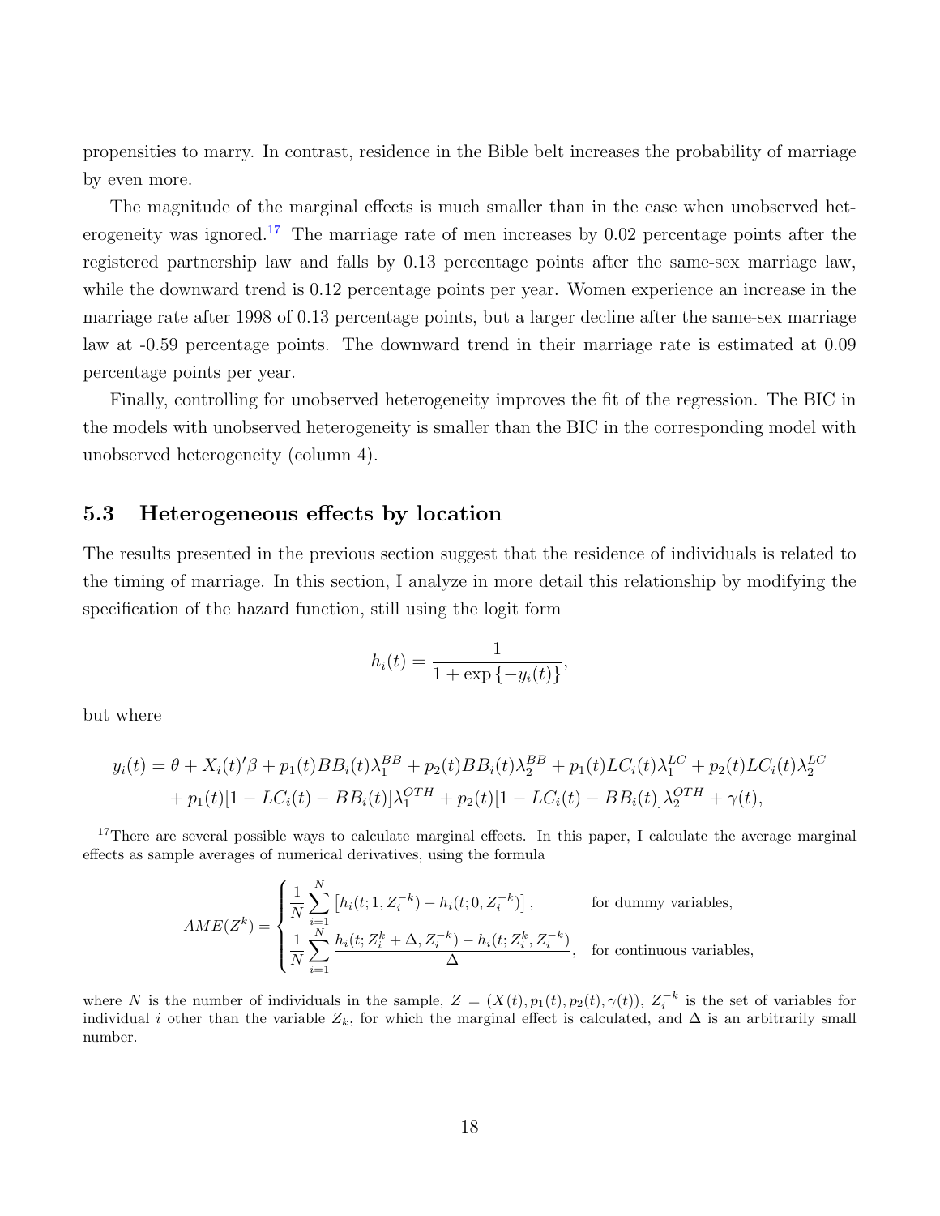propensities to marry. In contrast, residence in the Bible belt increases the probability of marriage by even more.

The magnitude of the marginal effects is much smaller than in the case when unobserved heterogeneity was ignored.[17] The marriage rate of men increases by 0.02 percentage points after the registered partnership law and falls by 0.13 percentage points after the same-sex marriage law, while the downward trend is 0.12 percentage points per year. Women experience an increase in the marriage rate after 1998 of 0.13 percentage points, but a larger decline after the same-sex marriage law at -0.59 percentage points. The downward trend in their marriage rate is estimated at 0.09 percentage points per year.

Finally, controlling for unobserved heterogeneity improves the fit of the regression. The BIC in the models with unobserved heterogeneity is smaller than the BIC in the corresponding model with unobserved heterogeneity (column 4).

## 5.3 Heterogeneous effects by location

The results presented in the previous section suggest that the residence of individuals is related to the timing of marriage. In this section, I analyze in more detail this relationship by modifying the specification of the hazard function, still using the logit form

$$h_i(t) = \frac{1}{1 + \exp\{-y_i(t)\}},$$

but where

$$\begin{aligned} y_i(t) = \theta + X_i(t)'\beta + p_1(t)BB_i(t)\lambda_1^{BB} + p_2(t)BB_i(t)\lambda_2^{BB} + p_1(t)LC_i(t)\lambda_1^{LC} + p_2(t)LC_i(t)\lambda_2^{LC} \\ + p_1(t)[1 - LC_i(t) - BB_i(t)]\lambda_1^{OTH} + p_2(t)[1 - LC_i(t) - BB_i(t)]\lambda_2^{OTH} + \gamma(t), \end{aligned}$$

[17] There are several possible ways to calculate marginal effects. In this paper, I calculate the average marginal effects as sample averages of numerical derivatives, using the formula

$$AME(Z^k) = \begin{cases} \dfrac{1}{N}\displaystyle\sum_{i=1}^{N} \left[h_i(t; 1, Z_i^{-k}) - h_i(t; 0, Z_i^{-k})\right], & \text{for dummy variables,} \\ \dfrac{1}{N}\displaystyle\sum_{i=1}^{N} \dfrac{h_i(t; Z_i^k + \Delta, Z_i^{-k}) - h_i(t; Z_i^k, Z_i^{-k})}{\Delta}, & \text{for continuous variables,} \end{cases}$$

where $N$ is the number of individuals in the sample, $Z = (X(t), p_1(t), p_2(t), \gamma(t))$, $Z_i^{-k}$ is the set of variables for individual $i$ other than the variable $Z_k$, for which the marginal effect is calculated, and $\Delta$ is an arbitrarily small number.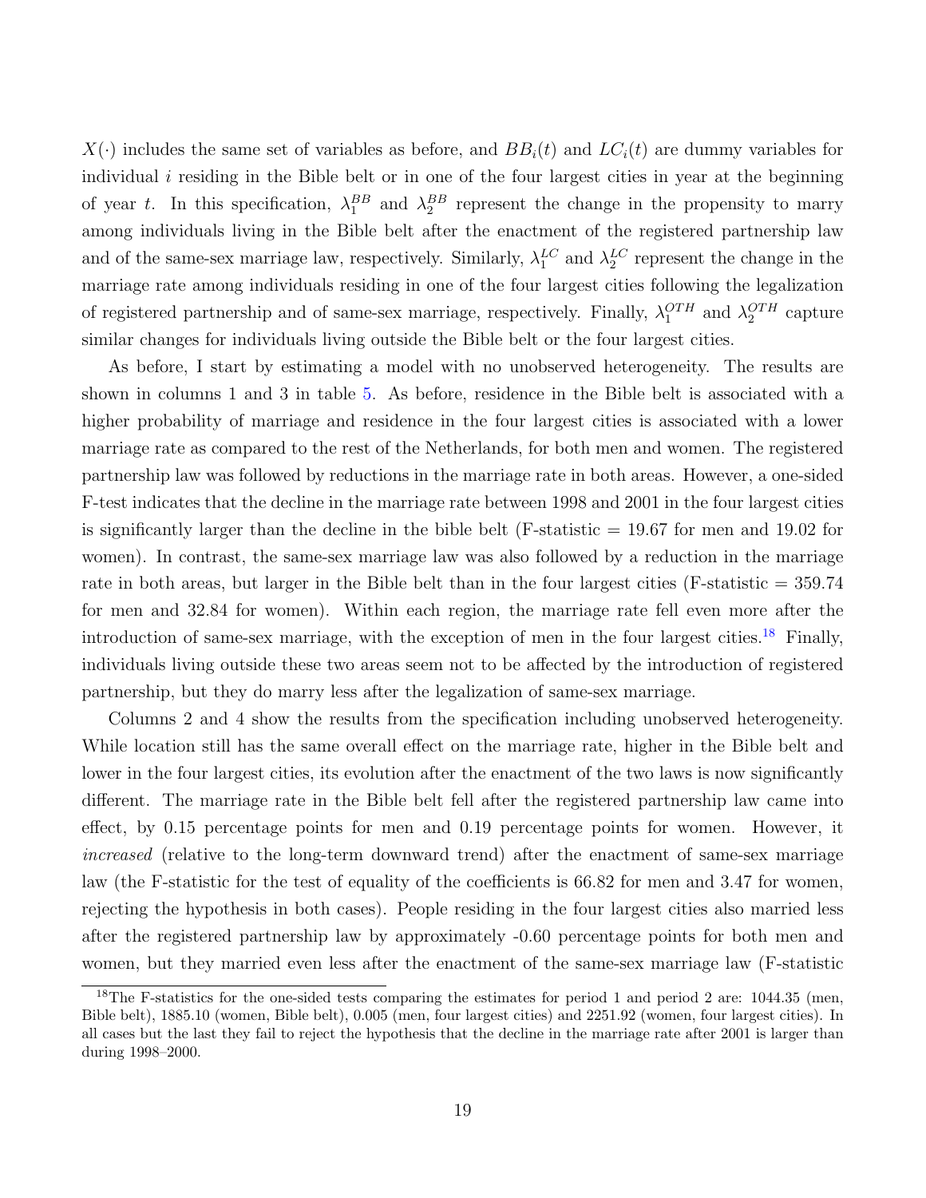$X(\cdot)$ includes the same set of variables as before, and $BB_i(t)$ and $LC_i(t)$ are dummy variables for individual $i$ residing in the Bible belt or in one of the four largest cities in year at the beginning of year $t$. In this specification, $\lambda_1^{BB}$ and $\lambda_2^{BB}$ represent the change in the propensity to marry among individuals living in the Bible belt after the enactment of the registered partnership law and of the same-sex marriage law, respectively. Similarly, $\lambda_1^{LC}$ and $\lambda_2^{LC}$ represent the change in the marriage rate among individuals residing in one of the four largest cities following the legalization of registered partnership and of same-sex marriage, respectively. Finally, $\lambda_1^{OTH}$ and $\lambda_2^{OTH}$ capture similar changes for individuals living outside the Bible belt or the four largest cities.

As before, I start by estimating a model with no unobserved heterogeneity. The results are shown in columns 1 and 3 in table 5. As before, residence in the Bible belt is associated with a higher probability of marriage and residence in the four largest cities is associated with a lower marriage rate as compared to the rest of the Netherlands, for both men and women. The registered partnership law was followed by reductions in the marriage rate in both areas. However, a one-sided F-test indicates that the decline in the marriage rate between 1998 and 2001 in the four largest cities is significantly larger than the decline in the bible belt (F-statistic = 19.67 for men and 19.02 for women). In contrast, the same-sex marriage law was also followed by a reduction in the marriage rate in both areas, but larger in the Bible belt than in the four largest cities (F-statistic = 359.74 for men and 32.84 for women). Within each region, the marriage rate fell even more after the introduction of same-sex marriage, with the exception of men in the four largest cities.[18] Finally, individuals living outside these two areas seem not to be affected by the introduction of registered partnership, but they do marry less after the legalization of same-sex marriage.

Columns 2 and 4 show the results from the specification including unobserved heterogeneity. While location still has the same overall effect on the marriage rate, higher in the Bible belt and lower in the four largest cities, its evolution after the enactment of the two laws is now significantly different. The marriage rate in the Bible belt fell after the registered partnership law came into effect, by 0.15 percentage points for men and 0.19 percentage points for women. However, it *increased* (relative to the long-term downward trend) after the enactment of same-sex marriage law (the F-statistic for the test of equality of the coefficients is 66.82 for men and 3.47 for women, rejecting the hypothesis in both cases). People residing in the four largest cities also married less after the registered partnership law by approximately -0.60 percentage points for both men and women, but they married even less after the enactment of the same-sex marriage law (F-statistic

[18] The F-statistics for the one-sided tests comparing the estimates for period 1 and period 2 are: 1044.35 (men, Bible belt), 1885.10 (women, Bible belt), 0.005 (men, four largest cities) and 2251.92 (women, four largest cities). In all cases but the last they fail to reject the hypothesis that the decline in the marriage rate after 2001 is larger than during 1998–2000.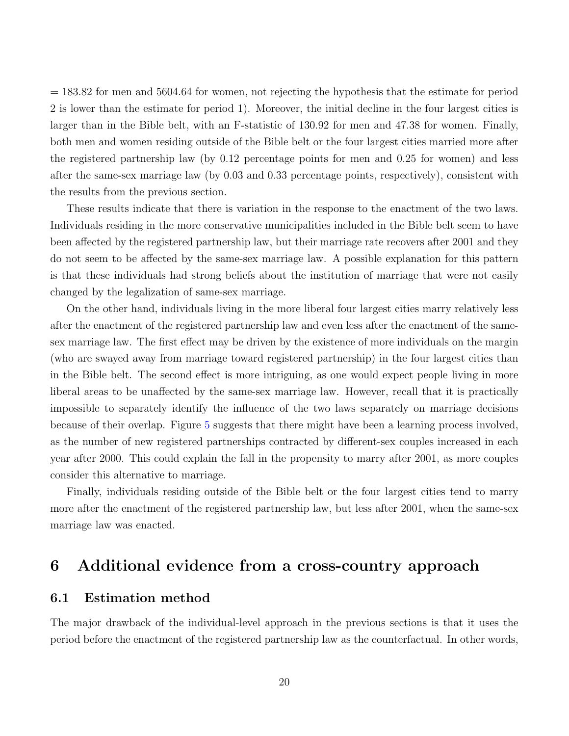= 183.82 for men and 5604.64 for women, not rejecting the hypothesis that the estimate for period 2 is lower than the estimate for period 1). Moreover, the initial decline in the four largest cities is larger than in the Bible belt, with an F-statistic of 130.92 for men and 47.38 for women. Finally, both men and women residing outside of the Bible belt or the four largest cities married more after the registered partnership law (by 0.12 percentage points for men and 0.25 for women) and less after the same-sex marriage law (by 0.03 and 0.33 percentage points, respectively), consistent with the results from the previous section.

These results indicate that there is variation in the response to the enactment of the two laws. Individuals residing in the more conservative municipalities included in the Bible belt seem to have been affected by the registered partnership law, but their marriage rate recovers after 2001 and they do not seem to be affected by the same-sex marriage law. A possible explanation for this pattern is that these individuals had strong beliefs about the institution of marriage that were not easily changed by the legalization of same-sex marriage.

On the other hand, individuals living in the more liberal four largest cities marry relatively less after the enactment of the registered partnership law and even less after the enactment of the same-sex marriage law. The first effect may be driven by the existence of more individuals on the margin (who are swayed away from marriage toward registered partnership) in the four largest cities than in the Bible belt. The second effect is more intriguing, as one would expect people living in more liberal areas to be unaffected by the same-sex marriage law. However, recall that it is practically impossible to separately identify the influence of the two laws separately on marriage decisions because of their overlap. Figure 5 suggests that there might have been a learning process involved, as the number of new registered partnerships contracted by different-sex couples increased in each year after 2000. This could explain the fall in the propensity to marry after 2001, as more couples consider this alternative to marriage.

Finally, individuals residing outside of the Bible belt or the four largest cities tend to marry more after the enactment of the registered partnership law, but less after 2001, when the same-sex marriage law was enacted.

# 6 Additional evidence from a cross-country approach

## 6.1 Estimation method

The major drawback of the individual-level approach in the previous sections is that it uses the period before the enactment of the registered partnership law as the counterfactual. In other words,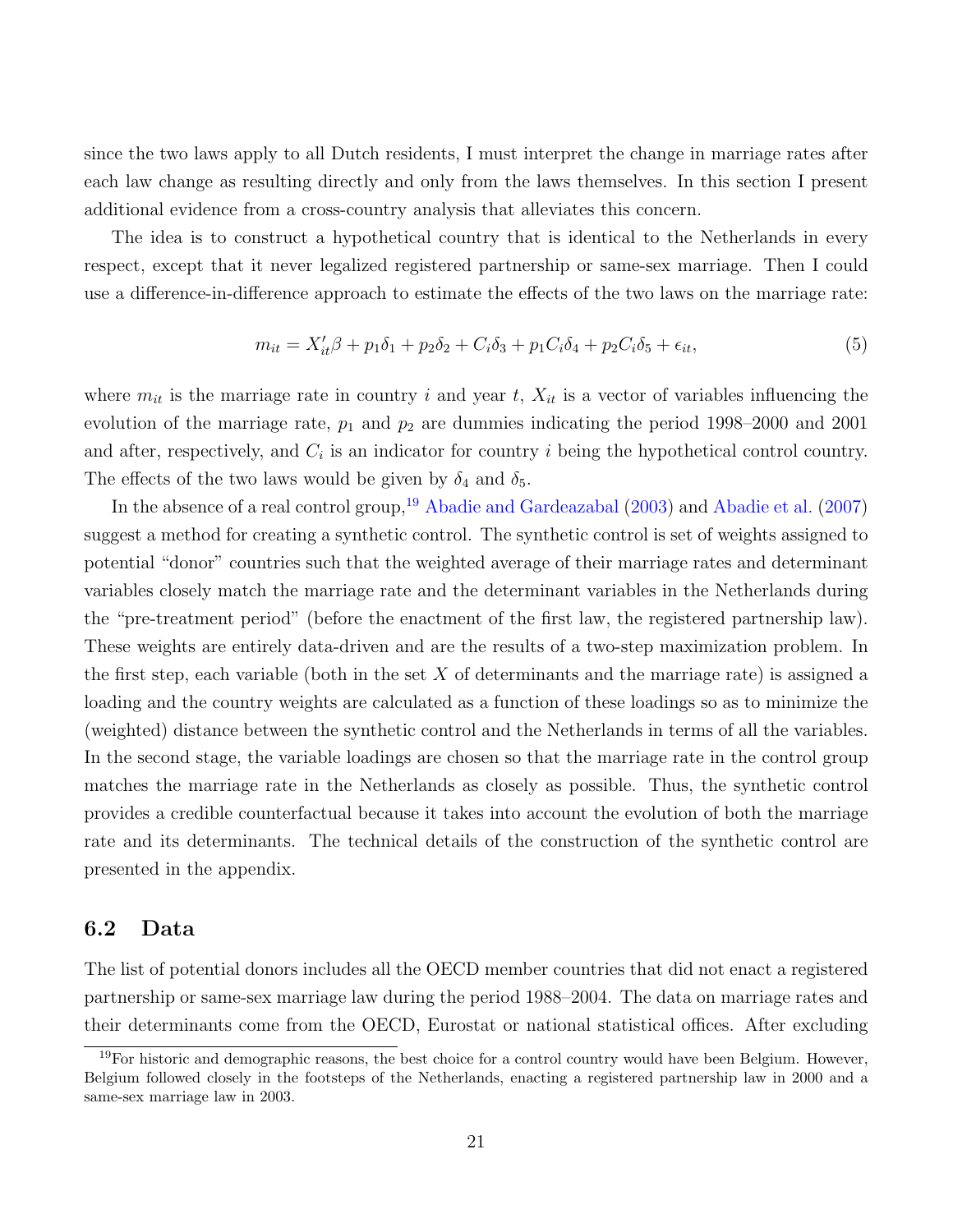since the two laws apply to all Dutch residents, I must interpret the change in marriage rates after each law change as resulting directly and only from the laws themselves. In this section I present additional evidence from a cross-country analysis that alleviates this concern.

The idea is to construct a hypothetical country that is identical to the Netherlands in every respect, except that it never legalized registered partnership or same-sex marriage. Then I could use a difference-in-difference approach to estimate the effects of the two laws on the marriage rate:

$$m_{it} = X_{it}'\beta + p_1\delta_1 + p_2\delta_2 + C_i\delta_3 + p_1C_i\delta_4 + p_2C_i\delta_5 + \epsilon_{it}, \tag{5}$$

where $m_{it}$ is the marriage rate in country $i$ and year $t$, $X_{it}$ is a vector of variables influencing the evolution of the marriage rate, $p_1$ and $p_2$ are dummies indicating the period 1998–2000 and 2001 and after, respectively, and $C_i$ is an indicator for country $i$ being the hypothetical control country. The effects of the two laws would be given by $\delta_4$ and $\delta_5$.

In the absence of a real control group,[19] Abadie and Gardeazabal (2003) and Abadie et al. (2007) suggest a method for creating a synthetic control. The synthetic control is set of weights assigned to potential "donor" countries such that the weighted average of their marriage rates and determinant variables closely match the marriage rate and the determinant variables in the Netherlands during the "pre-treatment period" (before the enactment of the first law, the registered partnership law). These weights are entirely data-driven and are the results of a two-step maximization problem. In the first step, each variable (both in the set $X$ of determinants and the marriage rate) is assigned a loading and the country weights are calculated as a function of these loadings so as to minimize the (weighted) distance between the synthetic control and the Netherlands in terms of all the variables. In the second stage, the variable loadings are chosen so that the marriage rate in the control group matches the marriage rate in the Netherlands as closely as possible. Thus, the synthetic control provides a credible counterfactual because it takes into account the evolution of both the marriage rate and its determinants. The technical details of the construction of the synthetic control are presented in the appendix.

## 6.2 Data

The list of potential donors includes all the OECD member countries that did not enact a registered partnership or same-sex marriage law during the period 1988–2004. The data on marriage rates and their determinants come from the OECD, Eurostat or national statistical offices. After excluding

[19] For historic and demographic reasons, the best choice for a control country would have been Belgium. However, Belgium followed closely in the footsteps of the Netherlands, enacting a registered partnership law in 2000 and a same-sex marriage law in 2003.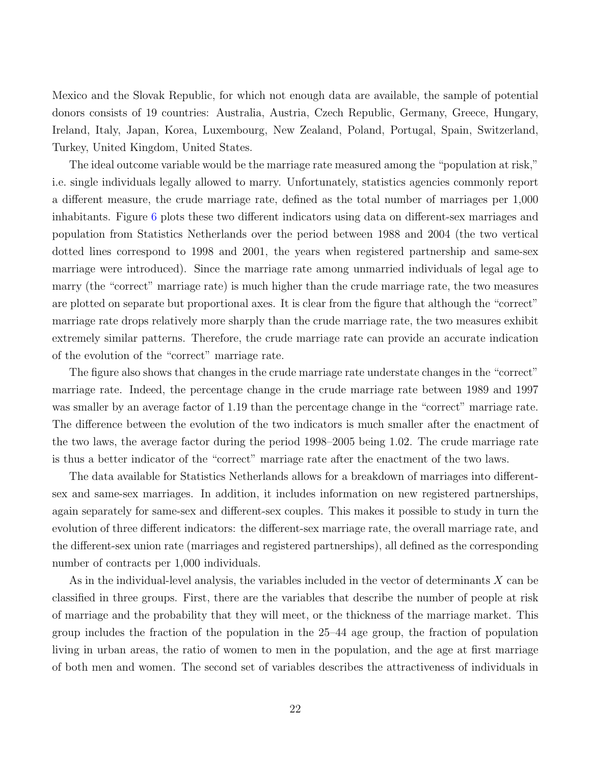Mexico and the Slovak Republic, for which not enough data are available, the sample of potential donors consists of 19 countries: Australia, Austria, Czech Republic, Germany, Greece, Hungary, Ireland, Italy, Japan, Korea, Luxembourg, New Zealand, Poland, Portugal, Spain, Switzerland, Turkey, United Kingdom, United States.

The ideal outcome variable would be the marriage rate measured among the "population at risk," i.e. single individuals legally allowed to marry. Unfortunately, statistics agencies commonly report a different measure, the crude marriage rate, defined as the total number of marriages per 1,000 inhabitants. Figure 6 plots these two different indicators using data on different-sex marriages and population from Statistics Netherlands over the period between 1988 and 2004 (the two vertical dotted lines correspond to 1998 and 2001, the years when registered partnership and same-sex marriage were introduced). Since the marriage rate among unmarried individuals of legal age to marry (the "correct" marriage rate) is much higher than the crude marriage rate, the two measures are plotted on separate but proportional axes. It is clear from the figure that although the "correct" marriage rate drops relatively more sharply than the crude marriage rate, the two measures exhibit extremely similar patterns. Therefore, the crude marriage rate can provide an accurate indication of the evolution of the "correct" marriage rate.

The figure also shows that changes in the crude marriage rate understate changes in the "correct" marriage rate. Indeed, the percentage change in the crude marriage rate between 1989 and 1997 was smaller by an average factor of 1.19 than the percentage change in the "correct" marriage rate. The difference between the evolution of the two indicators is much smaller after the enactment of the two laws, the average factor during the period 1998–2005 being 1.02. The crude marriage rate is thus a better indicator of the "correct" marriage rate after the enactment of the two laws.

The data available for Statistics Netherlands allows for a breakdown of marriages into different-sex and same-sex marriages. In addition, it includes information on new registered partnerships, again separately for same-sex and different-sex couples. This makes it possible to study in turn the evolution of three different indicators: the different-sex marriage rate, the overall marriage rate, and the different-sex union rate (marriages and registered partnerships), all defined as the corresponding number of contracts per 1,000 individuals.

As in the individual-level analysis, the variables included in the vector of determinants $X$ can be classified in three groups. First, there are the variables that describe the number of people at risk of marriage and the probability that they will meet, or the thickness of the marriage market. This group includes the fraction of the population in the 25–44 age group, the fraction of population living in urban areas, the ratio of women to men in the population, and the age at first marriage of both men and women. The second set of variables describes the attractiveness of individuals in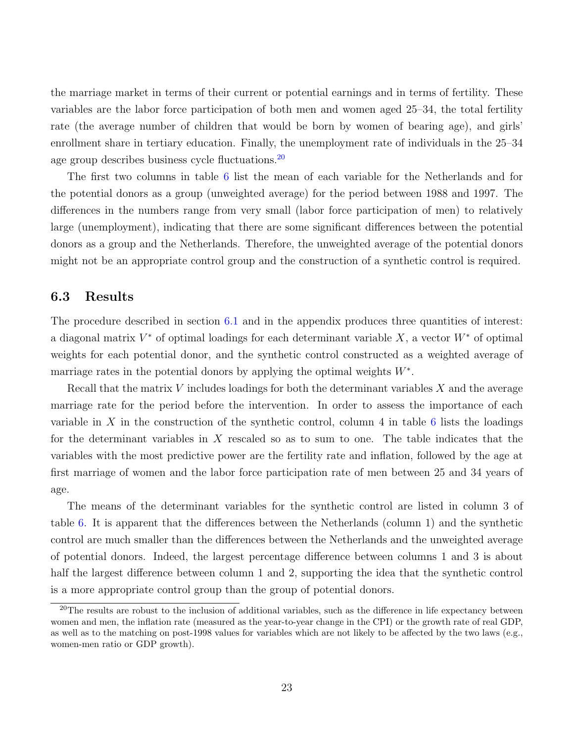the marriage market in terms of their current or potential earnings and in terms of fertility. These variables are the labor force participation of both men and women aged 25–34, the total fertility rate (the average number of children that would be born by women of bearing age), and girls' enrollment share in tertiary education. Finally, the unemployment rate of individuals in the 25–34 age group describes business cycle fluctuations.[20]

The first two columns in table 6 list the mean of each variable for the Netherlands and for the potential donors as a group (unweighted average) for the period between 1988 and 1997. The differences in the numbers range from very small (labor force participation of men) to relatively large (unemployment), indicating that there are some significant differences between the potential donors as a group and the Netherlands. Therefore, the unweighted average of the potential donors might not be an appropriate control group and the construction of a synthetic control is required.

### 6.3 Results

The procedure described in section 6.1 and in the appendix produces three quantities of interest: a diagonal matrix $V^*$ of optimal loadings for each determinant variable $X$, a vector $W^*$ of optimal weights for each potential donor, and the synthetic control constructed as a weighted average of marriage rates in the potential donors by applying the optimal weights $W^*$.

Recall that the matrix $V$ includes loadings for both the determinant variables $X$ and the average marriage rate for the period before the intervention. In order to assess the importance of each variable in $X$ in the construction of the synthetic control, column 4 in table 6 lists the loadings for the determinant variables in $X$ rescaled so as to sum to one. The table indicates that the variables with the most predictive power are the fertility rate and inflation, followed by the age at first marriage of women and the labor force participation rate of men between 25 and 34 years of age.

The means of the determinant variables for the synthetic control are listed in column 3 of table 6. It is apparent that the differences between the Netherlands (column 1) and the synthetic control are much smaller than the differences between the Netherlands and the unweighted average of potential donors. Indeed, the largest percentage difference between columns 1 and 3 is about half the largest difference between column 1 and 2, supporting the idea that the synthetic control is a more appropriate control group than the group of potential donors.

[20] The results are robust to the inclusion of additional variables, such as the difference in life expectancy between women and men, the inflation rate (measured as the year-to-year change in the CPI) or the growth rate of real GDP, as well as to the matching on post-1998 values for variables which are not likely to be affected by the two laws (e.g., women-men ratio or GDP growth).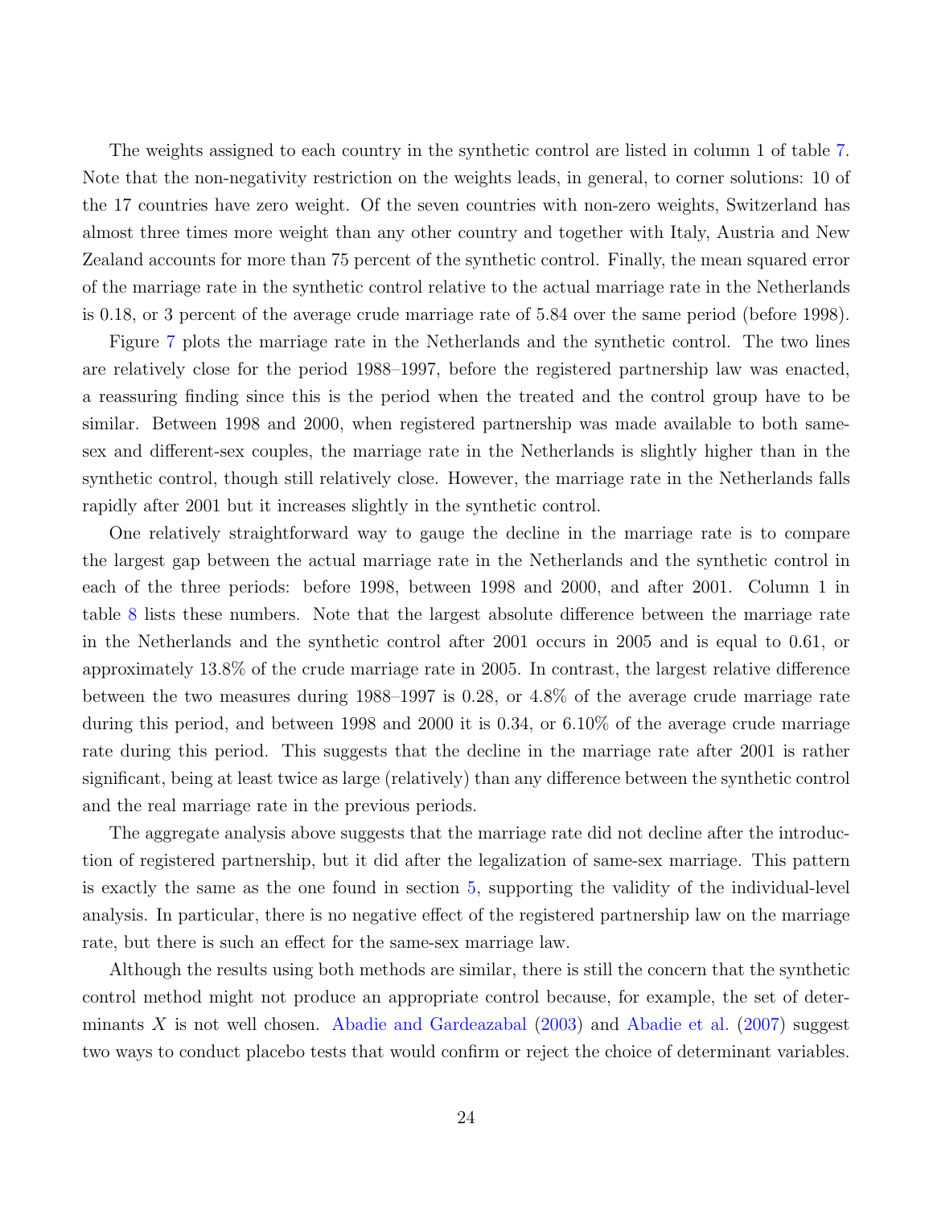The weights assigned to each country in the synthetic control are listed in column 1 of table 7. Note that the non-negativity restriction on the weights leads, in general, to corner solutions: 10 of the 17 countries have zero weight. Of the seven countries with non-zero weights, Switzerland has almost three times more weight than any other country and together with Italy, Austria and New Zealand accounts for more than 75 percent of the synthetic control. Finally, the mean squared error of the marriage rate in the synthetic control relative to the actual marriage rate in the Netherlands is 0.18, or 3 percent of the average crude marriage rate of 5.84 over the same period (before 1998).

Figure 7 plots the marriage rate in the Netherlands and the synthetic control. The two lines are relatively close for the period 1988–1997, before the registered partnership law was enacted, a reassuring finding since this is the period when the treated and the control group have to be similar. Between 1998 and 2000, when registered partnership was made available to both same-sex and different-sex couples, the marriage rate in the Netherlands is slightly higher than in the synthetic control, though still relatively close. However, the marriage rate in the Netherlands falls rapidly after 2001 but it increases slightly in the synthetic control.

One relatively straightforward way to gauge the decline in the marriage rate is to compare the largest gap between the actual marriage rate in the Netherlands and the synthetic control in each of the three periods: before 1998, between 1998 and 2000, and after 2001. Column 1 in table 8 lists these numbers. Note that the largest absolute difference between the marriage rate in the Netherlands and the synthetic control after 2001 occurs in 2005 and is equal to 0.61, or approximately 13.8% of the crude marriage rate in 2005. In contrast, the largest relative difference between the two measures during 1988–1997 is 0.28, or 4.8% of the average crude marriage rate during this period, and between 1998 and 2000 it is 0.34, or 6.10% of the average crude marriage rate during this period. This suggests that the decline in the marriage rate after 2001 is rather significant, being at least twice as large (relatively) than any difference between the synthetic control and the real marriage rate in the previous periods.

The aggregate analysis above suggests that the marriage rate did not decline after the introduction of registered partnership, but it did after the legalization of same-sex marriage. This pattern is exactly the same as the one found in section 5, supporting the validity of the individual-level analysis. In particular, there is no negative effect of the registered partnership law on the marriage rate, but there is such an effect for the same-sex marriage law.

Although the results using both methods are similar, there is still the concern that the synthetic control method might not produce an appropriate control because, for example, the set of determinants $X$ is not well chosen. Abadie and Gardeazabal (2003) and Abadie et al. (2007) suggest two ways to conduct placebo tests that would confirm or reject the choice of determinant variables.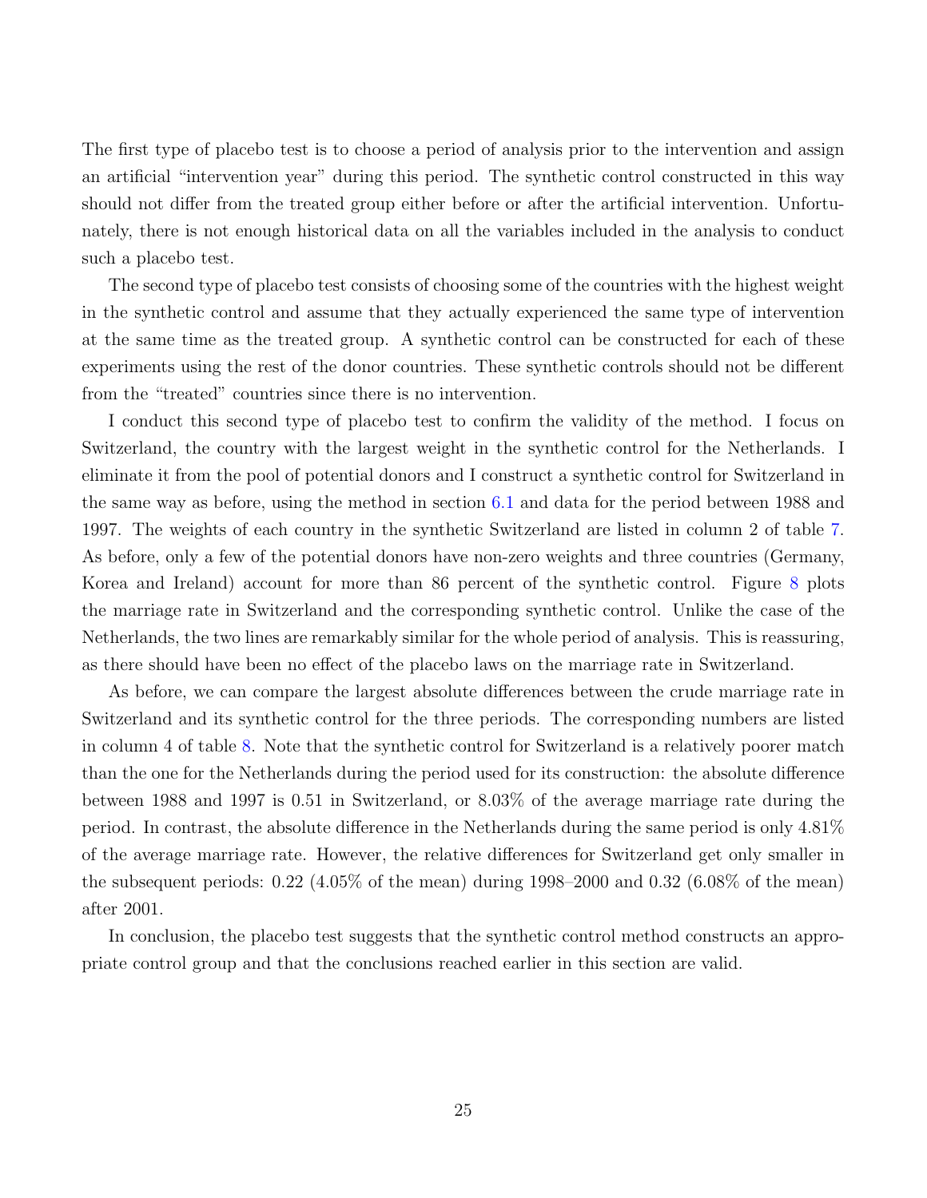The first type of placebo test is to choose a period of analysis prior to the intervention and assign an artificial "intervention year" during this period. The synthetic control constructed in this way should not differ from the treated group either before or after the artificial intervention. Unfortunately, there is not enough historical data on all the variables included in the analysis to conduct such a placebo test.

The second type of placebo test consists of choosing some of the countries with the highest weight in the synthetic control and assume that they actually experienced the same type of intervention at the same time as the treated group. A synthetic control can be constructed for each of these experiments using the rest of the donor countries. These synthetic controls should not be different from the "treated" countries since there is no intervention.

I conduct this second type of placebo test to confirm the validity of the method. I focus on Switzerland, the country with the largest weight in the synthetic control for the Netherlands. I eliminate it from the pool of potential donors and I construct a synthetic control for Switzerland in the same way as before, using the method in section 6.1 and data for the period between 1988 and 1997. The weights of each country in the synthetic Switzerland are listed in column 2 of table 7. As before, only a few of the potential donors have non-zero weights and three countries (Germany, Korea and Ireland) account for more than 86 percent of the synthetic control. Figure 8 plots the marriage rate in Switzerland and the corresponding synthetic control. Unlike the case of the Netherlands, the two lines are remarkably similar for the whole period of analysis. This is reassuring, as there should have been no effect of the placebo laws on the marriage rate in Switzerland.

As before, we can compare the largest absolute differences between the crude marriage rate in Switzerland and its synthetic control for the three periods. The corresponding numbers are listed in column 4 of table 8. Note that the synthetic control for Switzerland is a relatively poorer match than the one for the Netherlands during the period used for its construction: the absolute difference between 1988 and 1997 is 0.51 in Switzerland, or 8.03% of the average marriage rate during the period. In contrast, the absolute difference in the Netherlands during the same period is only 4.81% of the average marriage rate. However, the relative differences for Switzerland get only smaller in the subsequent periods: 0.22 (4.05% of the mean) during 1998–2000 and 0.32 (6.08% of the mean) after 2001.

In conclusion, the placebo test suggests that the synthetic control method constructs an appropriate control group and that the conclusions reached earlier in this section are valid.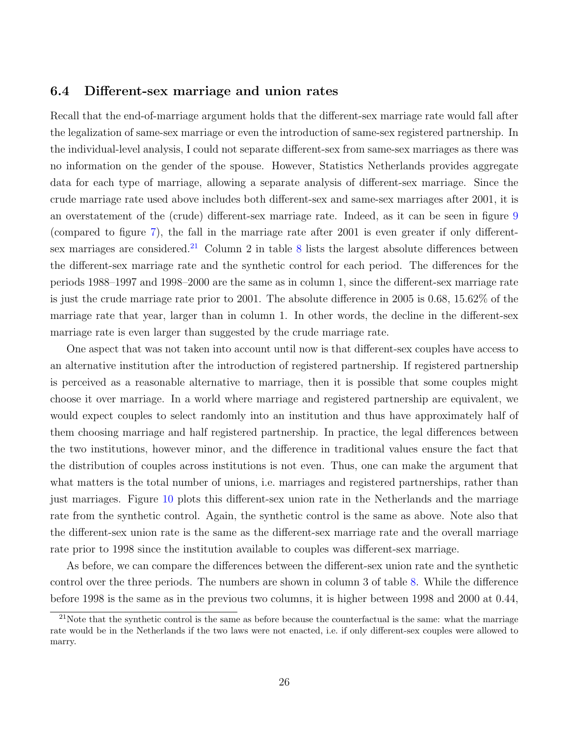### 6.4 Different-sex marriage and union rates

Recall that the end-of-marriage argument holds that the different-sex marriage rate would fall after the legalization of same-sex marriage or even the introduction of same-sex registered partnership. In the individual-level analysis, I could not separate different-sex from same-sex marriages as there was no information on the gender of the spouse. However, Statistics Netherlands provides aggregate data for each type of marriage, allowing a separate analysis of different-sex marriage. Since the crude marriage rate used above includes both different-sex and same-sex marriages after 2001, it is an overstatement of the (crude) different-sex marriage rate. Indeed, as it can be seen in figure 9 (compared to figure 7), the fall in the marriage rate after 2001 is even greater if only different-sex marriages are considered.[21] Column 2 in table 8 lists the largest absolute differences between the different-sex marriage rate and the synthetic control for each period. The differences for the periods 1988–1997 and 1998–2000 are the same as in column 1, since the different-sex marriage rate is just the crude marriage rate prior to 2001. The absolute difference in 2005 is 0.68, 15.62% of the marriage rate that year, larger than in column 1. In other words, the decline in the different-sex marriage rate is even larger than suggested by the crude marriage rate.

One aspect that was not taken into account until now is that different-sex couples have access to an alternative institution after the introduction of registered partnership. If registered partnership is perceived as a reasonable alternative to marriage, then it is possible that some couples might choose it over marriage. In a world where marriage and registered partnership are equivalent, we would expect couples to select randomly into an institution and thus have approximately half of them choosing marriage and half registered partnership. In practice, the legal differences between the two institutions, however minor, and the difference in traditional values ensure the fact that the distribution of couples across institutions is not even. Thus, one can make the argument that what matters is the total number of unions, i.e. marriages and registered partnerships, rather than just marriages. Figure 10 plots this different-sex union rate in the Netherlands and the marriage rate from the synthetic control. Again, the synthetic control is the same as above. Note also that the different-sex union rate is the same as the different-sex marriage rate and the overall marriage rate prior to 1998 since the institution available to couples was different-sex marriage.

As before, we can compare the differences between the different-sex union rate and the synthetic control over the three periods. The numbers are shown in column 3 of table 8. While the difference before 1998 is the same as in the previous two columns, it is higher between 1998 and 2000 at 0.44,

[21] Note that the synthetic control is the same as before because the counterfactual is the same: what the marriage rate would be in the Netherlands if the two laws were not enacted, i.e. if only different-sex couples were allowed to marry.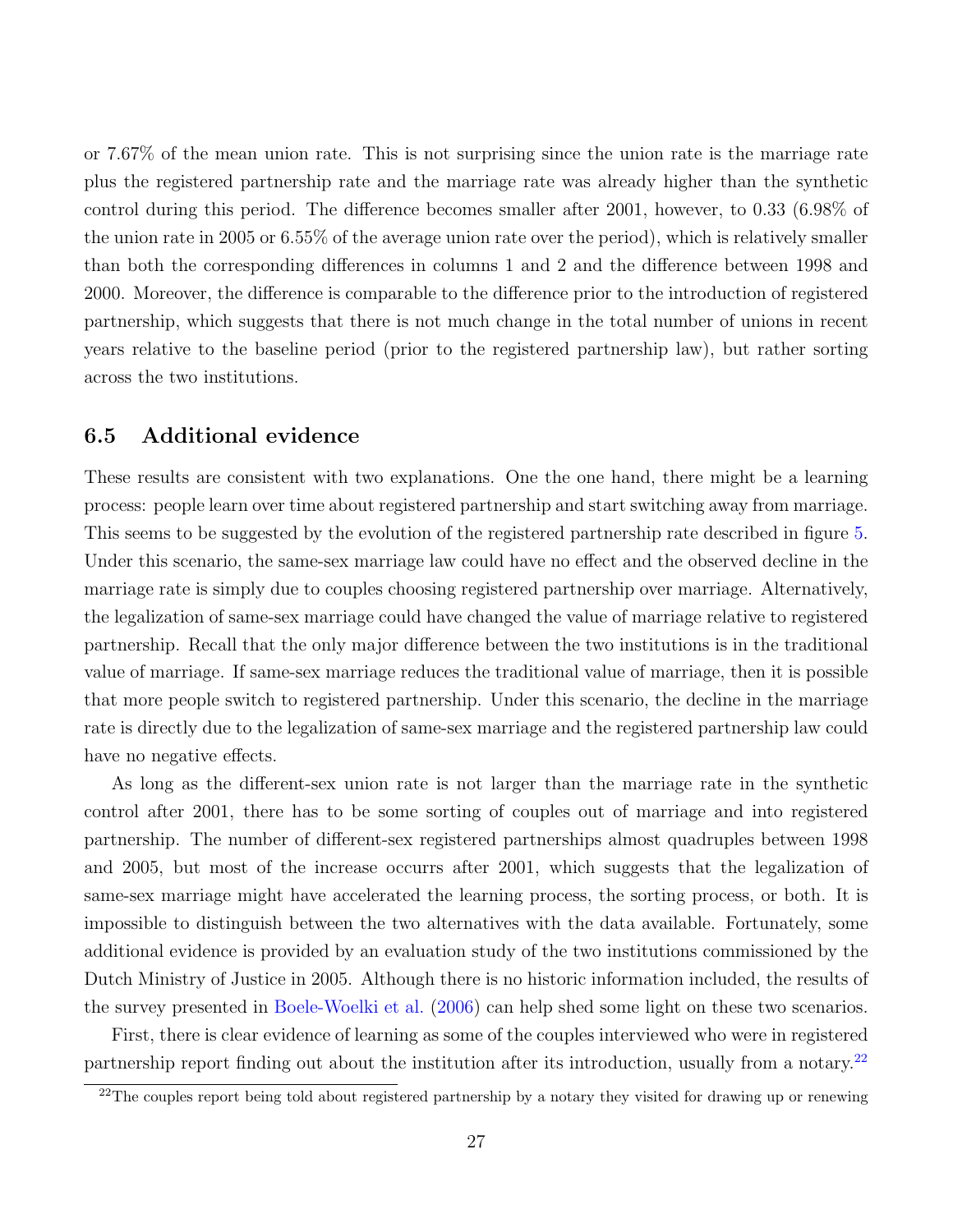or 7.67% of the mean union rate. This is not surprising since the union rate is the marriage rate plus the registered partnership rate and the marriage rate was already higher than the synthetic control during this period. The difference becomes smaller after 2001, however, to 0.33 (6.98% of the union rate in 2005 or 6.55% of the average union rate over the period), which is relatively smaller than both the corresponding differences in columns 1 and 2 and the difference between 1998 and 2000. Moreover, the difference is comparable to the difference prior to the introduction of registered partnership, which suggests that there is not much change in the total number of unions in recent years relative to the baseline period (prior to the registered partnership law), but rather sorting across the two institutions.

## 6.5 Additional evidence

These results are consistent with two explanations. One the one hand, there might be a learning process: people learn over time about registered partnership and start switching away from marriage. This seems to be suggested by the evolution of the registered partnership rate described in figure 5. Under this scenario, the same-sex marriage law could have no effect and the observed decline in the marriage rate is simply due to couples choosing registered partnership over marriage. Alternatively, the legalization of same-sex marriage could have changed the value of marriage relative to registered partnership. Recall that the only major difference between the two institutions is in the traditional value of marriage. If same-sex marriage reduces the traditional value of marriage, then it is possible that more people switch to registered partnership. Under this scenario, the decline in the marriage rate is directly due to the legalization of same-sex marriage and the registered partnership law could have no negative effects.

As long as the different-sex union rate is not larger than the marriage rate in the synthetic control after 2001, there has to be some sorting of couples out of marriage and into registered partnership. The number of different-sex registered partnerships almost quadruples between 1998 and 2005, but most of the increase occurs after 2001, which suggests that the legalization of same-sex marriage might have accelerated the learning process, the sorting process, or both. It is impossible to distinguish between the two alternatives with the data available. Fortunately, some additional evidence is provided by an evaluation study of the two institutions commissioned by the Dutch Ministry of Justice in 2005. Although there is no historic information included, the results of the survey presented in Boele-Woelki et al. (2006) can help shed some light on these two scenarios.

First, there is clear evidence of learning as some of the couples interviewed who were in registered partnership report finding out about the institution after its introduction, usually from a notary.[22]

[22]The couples report being told about registered partnership by a notary they visited for drawing up or renewing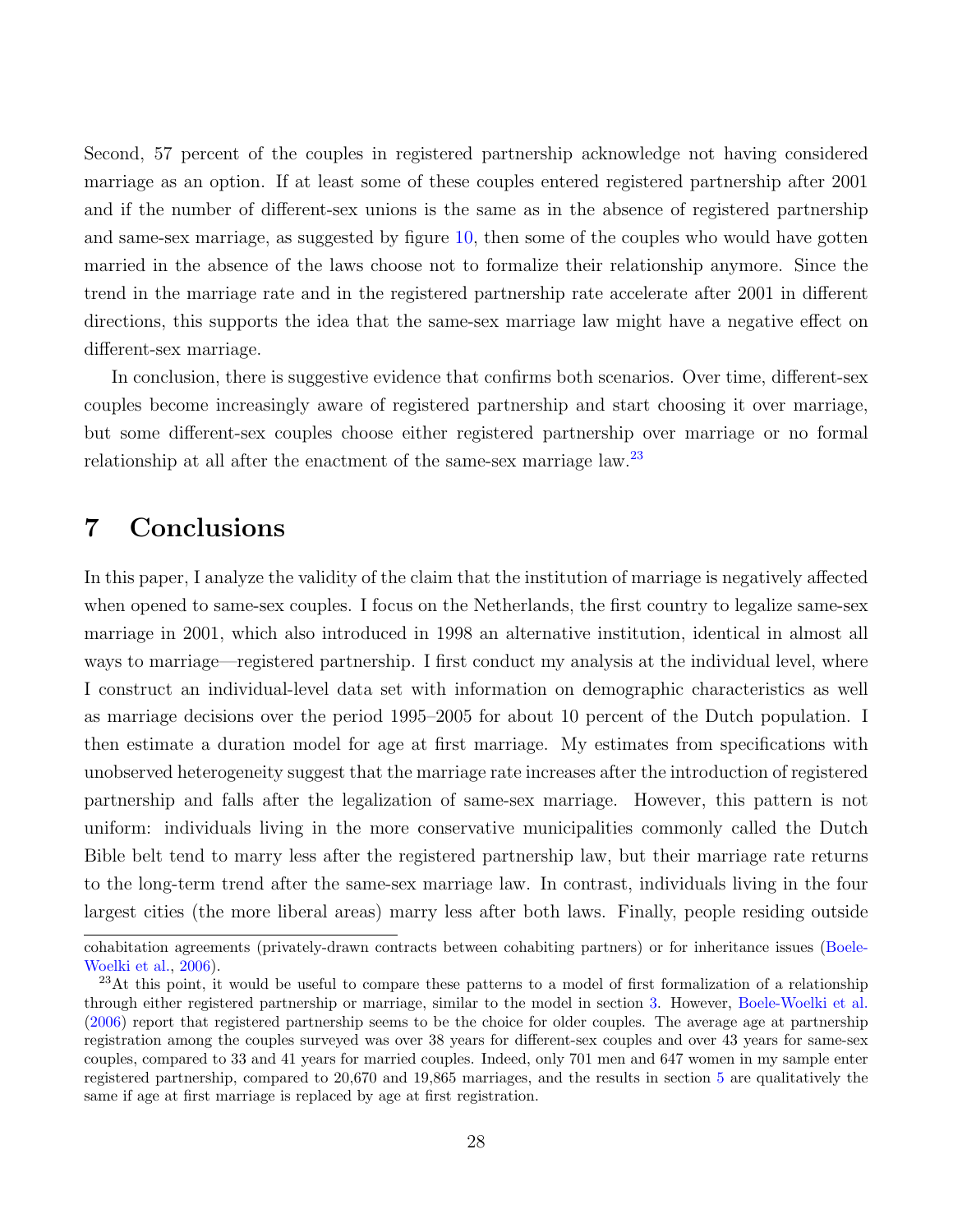Second, 57 percent of the couples in registered partnership acknowledge not having considered marriage as an option. If at least some of these couples entered registered partnership after 2001 and if the number of different-sex unions is the same as in the absence of registered partnership and same-sex marriage, as suggested by figure 10, then some of the couples who would have gotten married in the absence of the laws choose not to formalize their relationship anymore. Since the trend in the marriage rate and in the registered partnership rate accelerate after 2001 in different directions, this supports the idea that the same-sex marriage law might have a negative effect on different-sex marriage.

In conclusion, there is suggestive evidence that confirms both scenarios. Over time, different-sex couples become increasingly aware of registered partnership and start choosing it over marriage, but some different-sex couples choose either registered partnership over marriage or no formal relationship at all after the enactment of the same-sex marriage law.[23]

# 7 Conclusions

In this paper, I analyze the validity of the claim that the institution of marriage is negatively affected when opened to same-sex couples. I focus on the Netherlands, the first country to legalize same-sex marriage in 2001, which also introduced in 1998 an alternative institution, identical in almost all ways to marriage—registered partnership. I first conduct my analysis at the individual level, where I construct an individual-level data set with information on demographic characteristics as well as marriage decisions over the period 1995–2005 for about 10 percent of the Dutch population. I then estimate a duration model for age at first marriage. My estimates from specifications with unobserved heterogeneity suggest that the marriage rate increases after the introduction of registered partnership and falls after the legalization of same-sex marriage. However, this pattern is not uniform: individuals living in the more conservative municipalities commonly called the Dutch Bible belt tend to marry less after the registered partnership law, but their marriage rate returns to the long-term trend after the same-sex marriage law. In contrast, individuals living in the four largest cities (the more liberal areas) marry less after both laws. Finally, people residing outside

---

cohabitation agreements (privately-drawn contracts between cohabiting partners) or for inheritance issues (Boele-Woelki et al., 2006).

[23] At this point, it would be useful to compare these patterns to a model of first formalization of a relationship through either registered partnership or marriage, similar to the model in section 3. However, Boele-Woelki et al. (2006) report that registered partnership seems to be the choice for older couples. The average age at partnership registration among the couples surveyed was over 38 years for different-sex couples and over 43 years for same-sex couples, compared to 33 and 41 years for married couples. Indeed, only 701 men and 647 women in my sample enter registered partnership, compared to 20,670 and 19,865 marriages, and the results in section 5 are qualitatively the same if age at first marriage is replaced by age at first registration.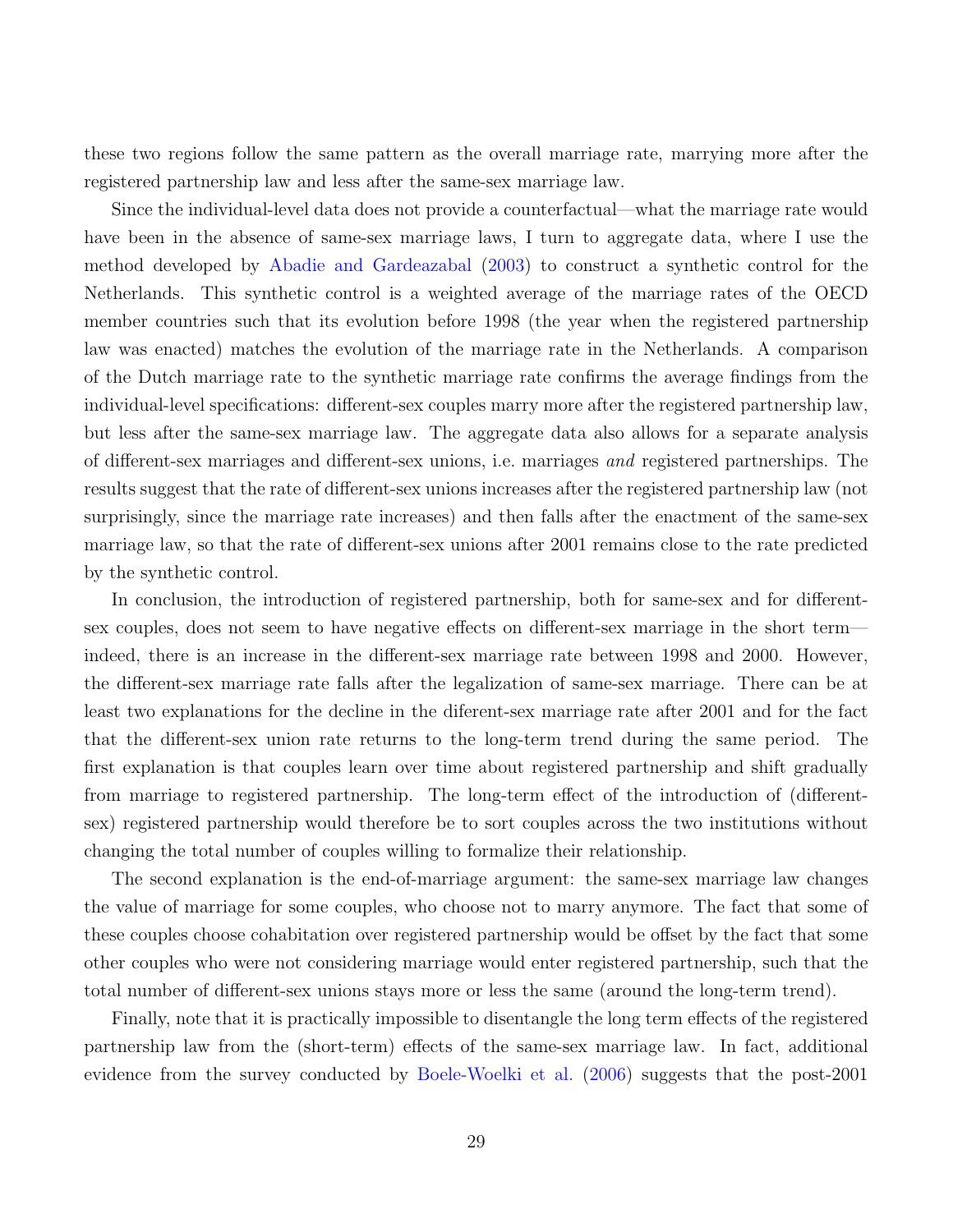these two regions follow the same pattern as the overall marriage rate, marrying more after the registered partnership law and less after the same-sex marriage law.

Since the individual-level data does not provide a counterfactual—what the marriage rate would have been in the absence of same-sex marriage laws, I turn to aggregate data, where I use the method developed by Abadie and Gardeazabal (2003) to construct a synthetic control for the Netherlands. This synthetic control is a weighted average of the marriage rates of the OECD member countries such that its evolution before 1998 (the year when the registered partnership law was enacted) matches the evolution of the marriage rate in the Netherlands. A comparison of the Dutch marriage rate to the synthetic marriage rate confirms the average findings from the individual-level specifications: different-sex couples marry more after the registered partnership law, but less after the same-sex marriage law. The aggregate data also allows for a separate analysis of different-sex marriages and different-sex unions, i.e. marriages *and* registered partnerships. The results suggest that the rate of different-sex unions increases after the registered partnership law (not surprisingly, since the marriage rate increases) and then falls after the enactment of the same-sex marriage law, so that the rate of different-sex unions after 2001 remains close to the rate predicted by the synthetic control.

In conclusion, the introduction of registered partnership, both for same-sex and for different-sex couples, does not seem to have negative effects on different-sex marriage in the short term—indeed, there is an increase in the different-sex marriage rate between 1998 and 2000. However, the different-sex marriage rate falls after the legalization of same-sex marriage. There can be at least two explanations for the decline in the diferent-sex marriage rate after 2001 and for the fact that the different-sex union rate returns to the long-term trend during the same period. The first explanation is that couples learn over time about registered partnership and shift gradually from marriage to registered partnership. The long-term effect of the introduction of (different-sex) registered partnership would therefore be to sort couples across the two institutions without changing the total number of couples willing to formalize their relationship.

The second explanation is the end-of-marriage argument: the same-sex marriage law changes the value of marriage for some couples, who choose not to marry anymore. The fact that some of these couples choose cohabitation over registered partnership would be offset by the fact that some other couples who were not considering marriage would enter registered partnership, such that the total number of different-sex unions stays more or less the same (around the long-term trend).

Finally, note that it is practically impossible to disentangle the long term effects of the registered partnership law from the (short-term) effects of the same-sex marriage law. In fact, additional evidence from the survey conducted by Boele-Woelki et al. (2006) suggests that the post-2001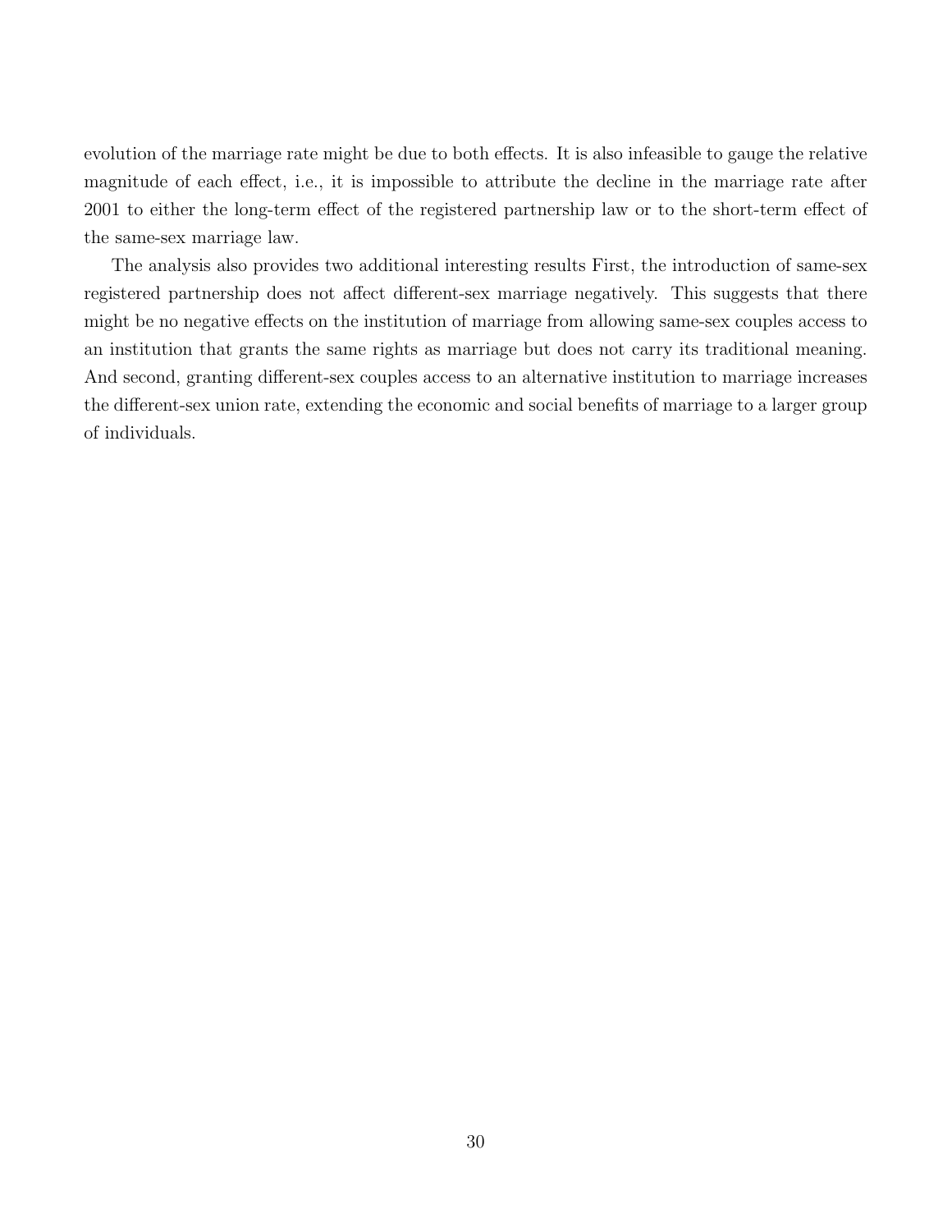evolution of the marriage rate might be due to both effects. It is also infeasible to gauge the relative magnitude of each effect, i.e., it is impossible to attribute the decline in the marriage rate after 2001 to either the long-term effect of the registered partnership law or to the short-term effect of the same-sex marriage law.

The analysis also provides two additional interesting results First, the introduction of same-sex registered partnership does not affect different-sex marriage negatively. This suggests that there might be no negative effects on the institution of marriage from allowing same-sex couples access to an institution that grants the same rights as marriage but does not carry its traditional meaning. And second, granting different-sex couples access to an alternative institution to marriage increases the different-sex union rate, extending the economic and social benefits of marriage to a larger group of individuals.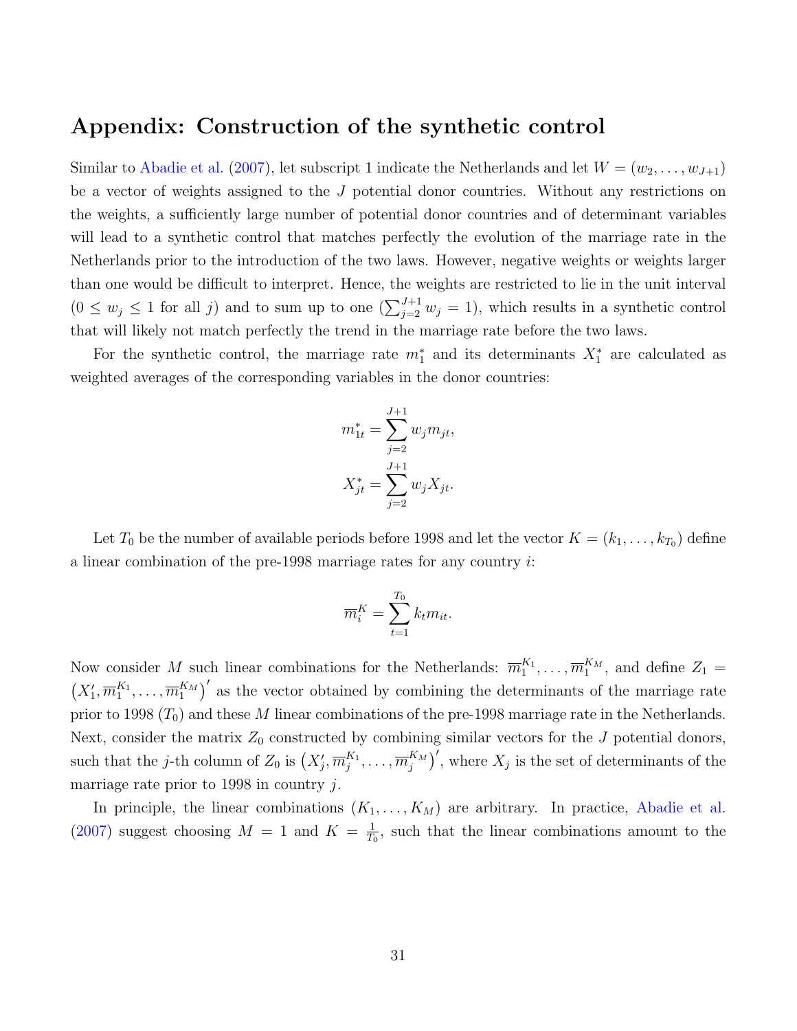## Appendix: Construction of the synthetic control

Similar to Abadie et al. (2007), let subscript 1 indicate the Netherlands and let $W = (w_2, \ldots, w_{J+1})$ be a vector of weights assigned to the $J$ potential donor countries. Without any restrictions on the weights, a sufficiently large number of potential donor countries and of determinant variables will lead to a synthetic control that matches perfectly the evolution of the marriage rate in the Netherlands prior to the introduction of the two laws. However, negative weights or weights larger than one would be difficult to interpret. Hence, the weights are restricted to lie in the unit interval ($0 \leq w_j \leq 1$ for all $j$) and to sum up to one ($\sum_{j=2}^{J+1} w_j = 1$), which results in a synthetic control that will likely not match perfectly the trend in the marriage rate before the two laws.

For the synthetic control, the marriage rate $m_1^*$ and its determinants $X_1^*$ are calculated as weighted averages of the corresponding variables in the donor countries:

$$m_{1t}^* = \sum_{j=2}^{J+1} w_j m_{jt},$$

$$X_{jt}^* = \sum_{j=2}^{J+1} w_j X_{jt}.$$

Let $T_0$ be the number of available periods before 1998 and let the vector $K = (k_1, \ldots, k_{T_0})$ define a linear combination of the pre-1998 marriage rates for any country $i$:

$$\overline{m}_i^K = \sum_{t=1}^{T_0} k_t m_{it}.$$

Now consider $M$ such linear combinations for the Netherlands: $\overline{m}_1^{K_1}, \ldots, \overline{m}_1^{K_M}$, and define $Z_1 = \left(X_1', \overline{m}_1^{K_1}, \ldots, \overline{m}_1^{K_M}\right)'$ as the vector obtained by combining the determinants of the marriage rate prior to 1998 ($T_0$) and these $M$ linear combinations of the pre-1998 marriage rate in the Netherlands. Next, consider the matrix $Z_0$ constructed by combining similar vectors for the $J$ potential donors, such that the $j$-th column of $Z_0$ is $\left(X_j', \overline{m}_j^{K_1}, \ldots, \overline{m}_j^{K_M}\right)'$, where $X_j$ is the set of determinants of the marriage rate prior to 1998 in country $j$.

In principle, the linear combinations $(K_1, \ldots, K_M)$ are arbitrary. In practice, Abadie et al. (2007) suggest choosing $M = 1$ and $K = \frac{1}{T_0}$, such that the linear combinations amount to the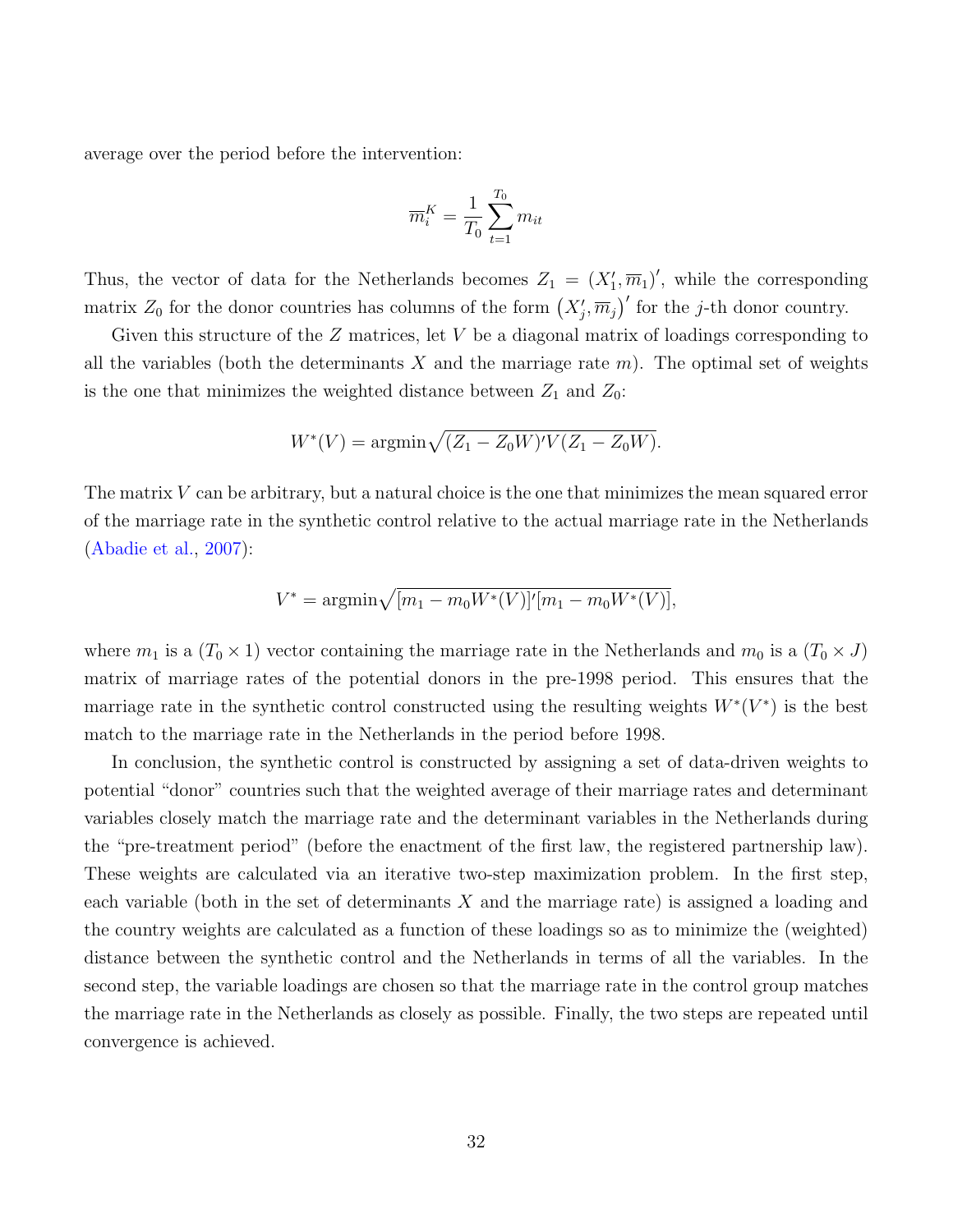average over the period before the intervention:

$$\overline{m}_i^K = \frac{1}{T_0} \sum_{t=1}^{T_0} m_{it}$$

Thus, the vector of data for the Netherlands becomes $Z_1 = (X_1', \overline{m}_1)'$, while the corresponding matrix $Z_0$ for the donor countries has columns of the form $\left(X_j', \overline{m}_j\right)'$ for the $j$-th donor country.

Given this structure of the $Z$ matrices, let $V$ be a diagonal matrix of loadings corresponding to all the variables (both the determinants $X$ and the marriage rate $m$). The optimal set of weights is the one that minimizes the weighted distance between $Z_1$ and $Z_0$:

$$W^*(V) = \text{argmin}\sqrt{(Z_1 - Z_0W)'V(Z_1 - Z_0W)}.$$

The matrix $V$ can be arbitrary, but a natural choice is the one that minimizes the mean squared error of the marriage rate in the synthetic control relative to the actual marriage rate in the Netherlands (Abadie et al., 2007):

$$V^* = \text{argmin}\sqrt{[m_1 - m_0W^*(V)]'[m_1 - m_0W^*(V)]},$$

where $m_1$ is a $(T_0 \times 1)$ vector containing the marriage rate in the Netherlands and $m_0$ is a $(T_0 \times J)$ matrix of marriage rates of the potential donors in the pre-1998 period. This ensures that the marriage rate in the synthetic control constructed using the resulting weights $W^*(V^*)$ is the best match to the marriage rate in the Netherlands in the period before 1998.

In conclusion, the synthetic control is constructed by assigning a set of data-driven weights to potential "donor" countries such that the weighted average of their marriage rates and determinant variables closely match the marriage rate and the determinant variables in the Netherlands during the "pre-treatment period" (before the enactment of the first law, the registered partnership law). These weights are calculated via an iterative two-step maximization problem. In the first step, each variable (both in the set of determinants $X$ and the marriage rate) is assigned a loading and the country weights are calculated as a function of these loadings so as to minimize the (weighted) distance between the synthetic control and the Netherlands in terms of all the variables. In the second step, the variable loadings are chosen so that the marriage rate in the control group matches the marriage rate in the Netherlands as closely as possible. Finally, the two steps are repeated until convergence is achieved.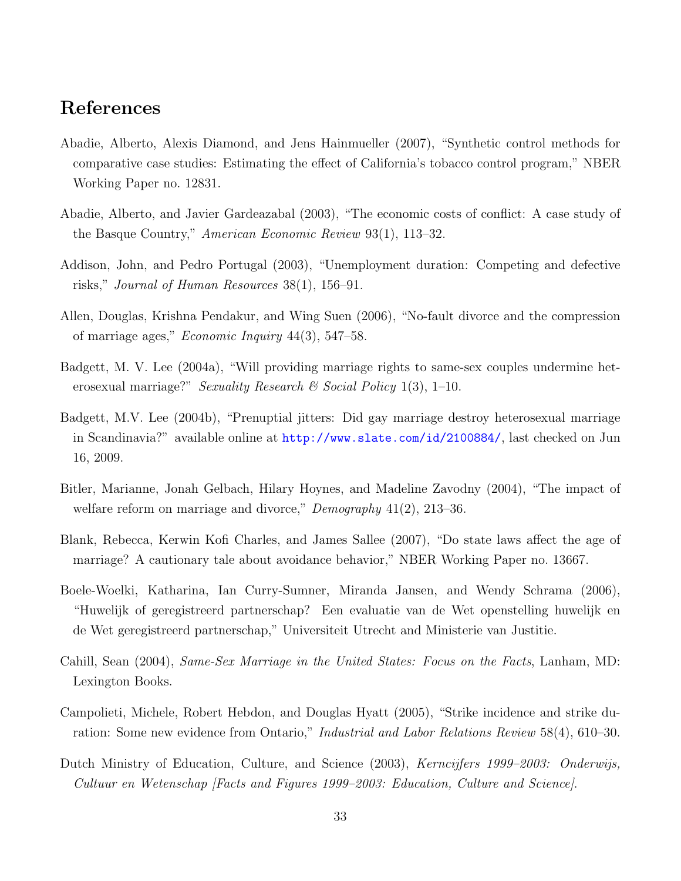# References

Abadie, Alberto, Alexis Diamond, and Jens Hainmueller (2007), "Synthetic control methods for comparative case studies: Estimating the effect of California's tobacco control program," NBER Working Paper no. 12831.

Abadie, Alberto, and Javier Gardeazabal (2003), "The economic costs of conflict: A case study of the Basque Country," *American Economic Review* 93(1), 113–32.

Addison, John, and Pedro Portugal (2003), "Unemployment duration: Competing and defective risks," *Journal of Human Resources* 38(1), 156–91.

Allen, Douglas, Krishna Pendakur, and Wing Suen (2006), "No-fault divorce and the compression of marriage ages," *Economic Inquiry* 44(3), 547–58.

Badgett, M. V. Lee (2004a), "Will providing marriage rights to same-sex couples undermine heterosexual marriage?" *Sexuality Research & Social Policy* 1(3), 1–10.

Badgett, M.V. Lee (2004b), "Prenuptial jitters: Did gay marriage destroy heterosexual marriage in Scandinavia?" available online at http://www.slate.com/id/2100884/, last checked on Jun 16, 2009.

Bitler, Marianne, Jonah Gelbach, Hilary Hoynes, and Madeline Zavodny (2004), "The impact of welfare reform on marriage and divorce," *Demography* 41(2), 213–36.

Blank, Rebecca, Kerwin Kofi Charles, and James Sallee (2007), "Do state laws affect the age of marriage? A cautionary tale about avoidance behavior," NBER Working Paper no. 13667.

Boele-Woelki, Katharina, Ian Curry-Sumner, Miranda Jansen, and Wendy Schrama (2006), "Huwelijk of geregistreerd partnerschap? Een evaluatie van de Wet openstelling huwelijk en de Wet geregistreerd partnerschap," Universiteit Utrecht and Ministerie van Justitie.

Cahill, Sean (2004), *Same-Sex Marriage in the United States: Focus on the Facts*, Lanham, MD: Lexington Books.

Campolieti, Michele, Robert Hebdon, and Douglas Hyatt (2005), "Strike incidence and strike duration: Some new evidence from Ontario," *Industrial and Labor Relations Review* 58(4), 610–30.

Dutch Ministry of Education, Culture, and Science (2003), *Kerncijfers 1999–2003: Onderwijs, Cultuur en Wetenschap [Facts and Figures 1999–2003: Education, Culture and Science].*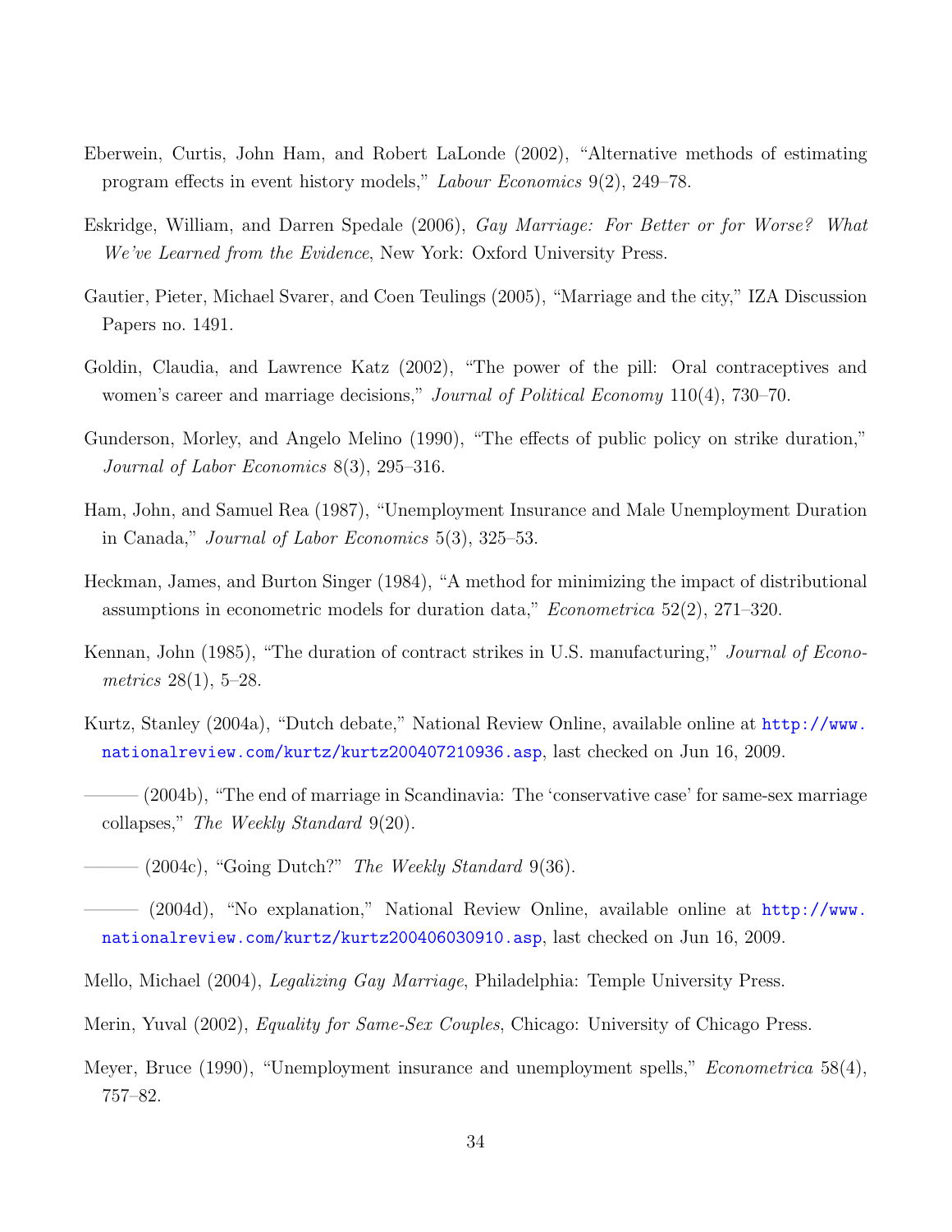Eberwein, Curtis, John Ham, and Robert LaLonde (2002), "Alternative methods of estimating program effects in event history models," *Labour Economics* 9(2), 249–78.

Eskridge, William, and Darren Spedale (2006), *Gay Marriage: For Better or for Worse? What We've Learned from the Evidence*, New York: Oxford University Press.

Gautier, Pieter, Michael Svarer, and Coen Teulings (2005), "Marriage and the city," IZA Discussion Papers no. 1491.

Goldin, Claudia, and Lawrence Katz (2002), "The power of the pill: Oral contraceptives and women's career and marriage decisions," *Journal of Political Economy* 110(4), 730–70.

Gunderson, Morley, and Angelo Melino (1990), "The effects of public policy on strike duration," *Journal of Labor Economics* 8(3), 295–316.

Ham, John, and Samuel Rea (1987), "Unemployment Insurance and Male Unemployment Duration in Canada," *Journal of Labor Economics* 5(3), 325–53.

Heckman, James, and Burton Singer (1984), "A method for minimizing the impact of distributional assumptions in econometric models for duration data," *Econometrica* 52(2), 271–320.

Kennan, John (1985), "The duration of contract strikes in U.S. manufacturing," *Journal of Econometrics* 28(1), 5–28.

Kurtz, Stanley (2004a), "Dutch debate," National Review Online, available online at http://www.nationalreview.com/kurtz/kurtz200407210936.asp, last checked on Jun 16, 2009.

——— (2004b), "The end of marriage in Scandinavia: The 'conservative case' for same-sex marriage collapses," *The Weekly Standard* 9(20).

——— (2004c), "Going Dutch?" *The Weekly Standard* 9(36).

——— (2004d), "No explanation," National Review Online, available online at http://www.nationalreview.com/kurtz/kurtz200406030910.asp, last checked on Jun 16, 2009.

Mello, Michael (2004), *Legalizing Gay Marriage*, Philadelphia: Temple University Press.

Merin, Yuval (2002), *Equality for Same-Sex Couples*, Chicago: University of Chicago Press.

Meyer, Bruce (1990), "Unemployment insurance and unemployment spells," *Econometrica* 58(4), 757–82.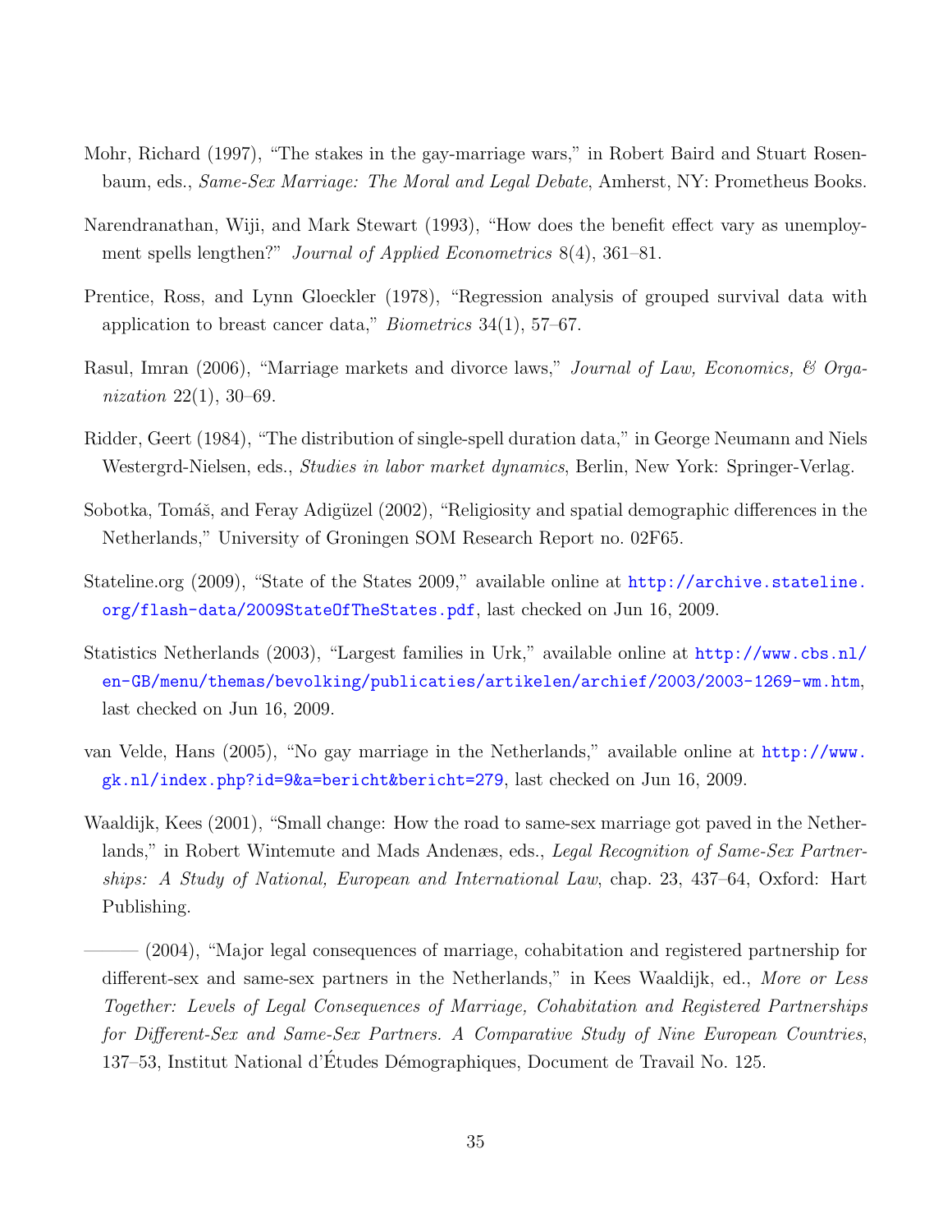Mohr, Richard (1997), "The stakes in the gay-marriage wars," in Robert Baird and Stuart Rosenbaum, eds., *Same-Sex Marriage: The Moral and Legal Debate*, Amherst, NY: Prometheus Books.

Narendranathan, Wiji, and Mark Stewart (1993), "How does the benefit effect vary as unemployment spells lengthen?" *Journal of Applied Econometrics* 8(4), 361–81.

Prentice, Ross, and Lynn Gloeckler (1978), "Regression analysis of grouped survival data with application to breast cancer data," *Biometrics* 34(1), 57–67.

Rasul, Imran (2006), "Marriage markets and divorce laws," *Journal of Law, Economics, & Organization* 22(1), 30–69.

Ridder, Geert (1984), "The distribution of single-spell duration data," in George Neumann and Niels Westergrd-Nielsen, eds., *Studies in labor market dynamics*, Berlin, New York: Springer-Verlag.

Sobotka, Tomáš, and Feray Adigüzel (2002), "Religiosity and spatial demographic differences in the Netherlands," University of Groningen SOM Research Report no. 02F65.

Stateline.org (2009), "State of the States 2009," available online at http://archive.stateline.org/flash-data/2009StateOfTheStates.pdf, last checked on Jun 16, 2009.

Statistics Netherlands (2003), "Largest families in Urk," available online at http://www.cbs.nl/en-GB/menu/themas/bevolking/publicaties/artikelen/archief/2003/2003-1269-wm.htm, last checked on Jun 16, 2009.

van Velde, Hans (2005), "No gay marriage in the Netherlands," available online at http://www.gk.nl/index.php?id=9&a=bericht&bericht=279, last checked on Jun 16, 2009.

Waaldijk, Kees (2001), "Small change: How the road to same-sex marriage got paved in the Netherlands," in Robert Wintemute and Mads Andenæs, eds., *Legal Recognition of Same-Sex Partnerships: A Study of National, European and International Law*, chap. 23, 437–64, Oxford: Hart Publishing.

——— (2004), "Major legal consequences of marriage, cohabitation and registered partnership for different-sex and same-sex partners in the Netherlands," in Kees Waaldijk, ed., *More or Less Together: Levels of Legal Consequences of Marriage, Cohabitation and Registered Partnerships for Different-Sex and Same-Sex Partners. A Comparative Study of Nine European Countries*, 137–53, Institut National d'Études Démographiques, Document de Travail No. 125.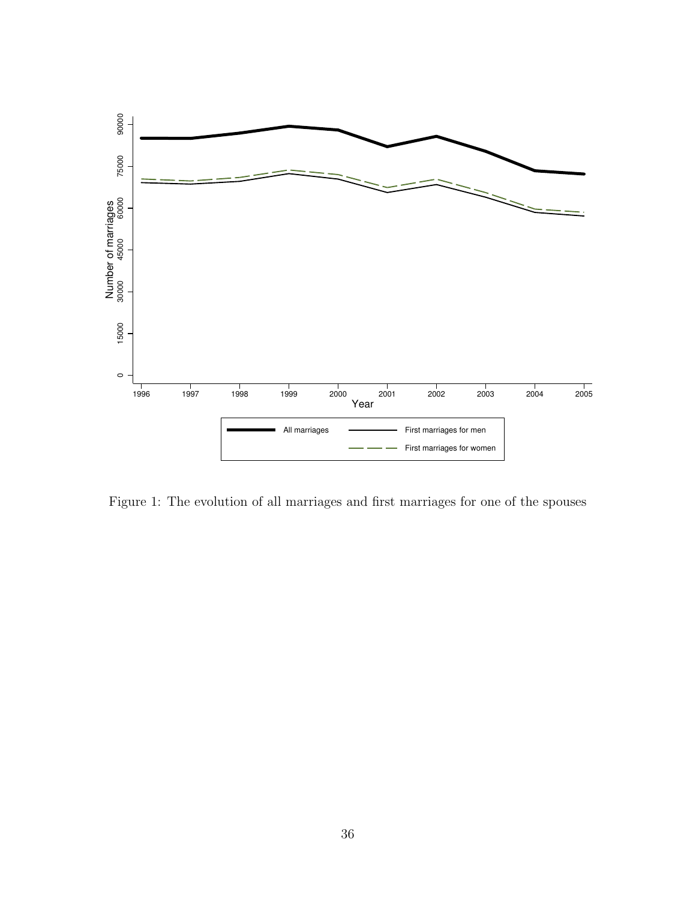Figure 1: The evolution of all marriages and first marriages for one of the spouses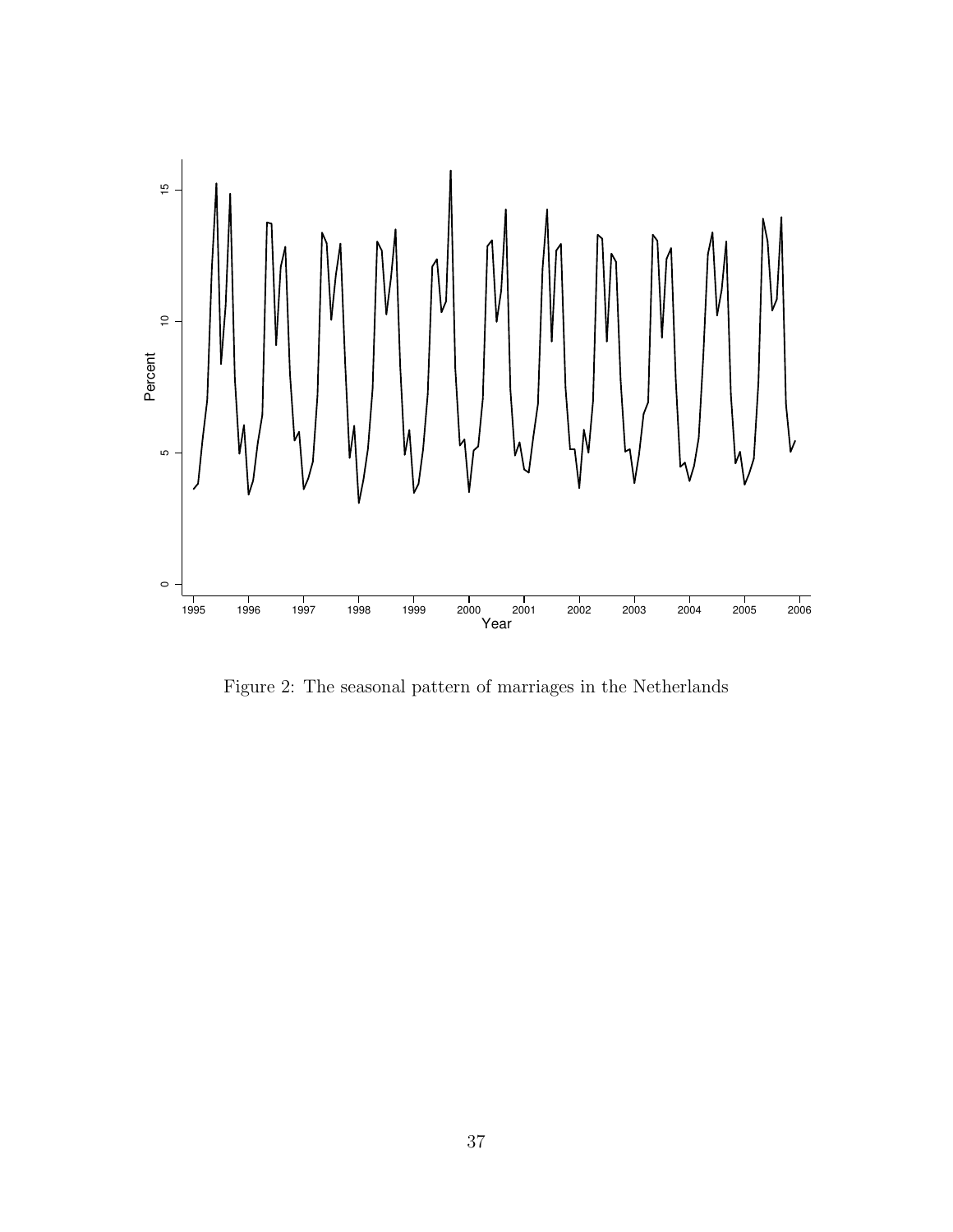Figure 2: The seasonal pattern of marriages in the Netherlands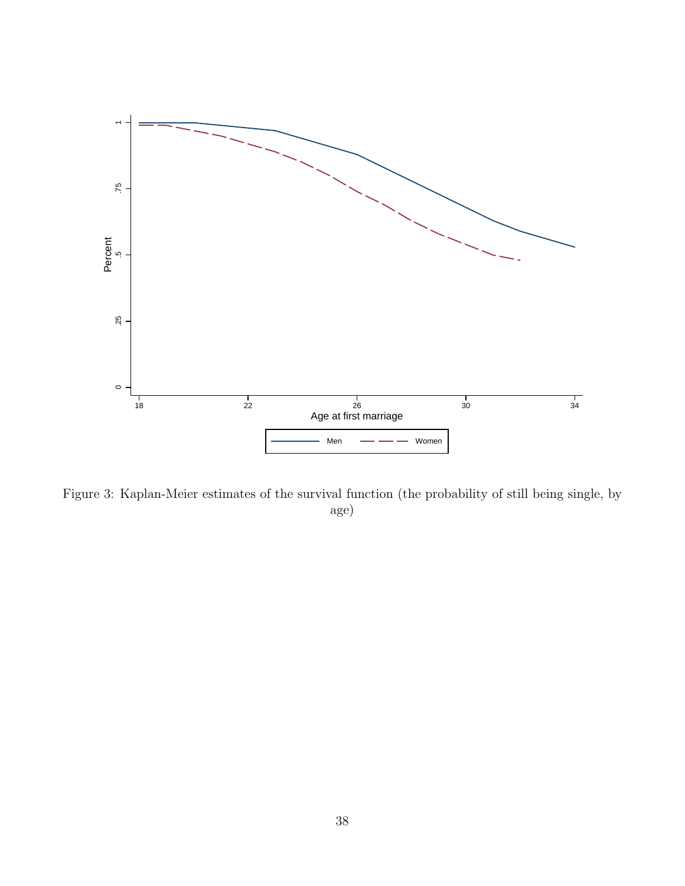Figure 3: Kaplan-Meier estimates of the survival function (the probability of still being single, by age)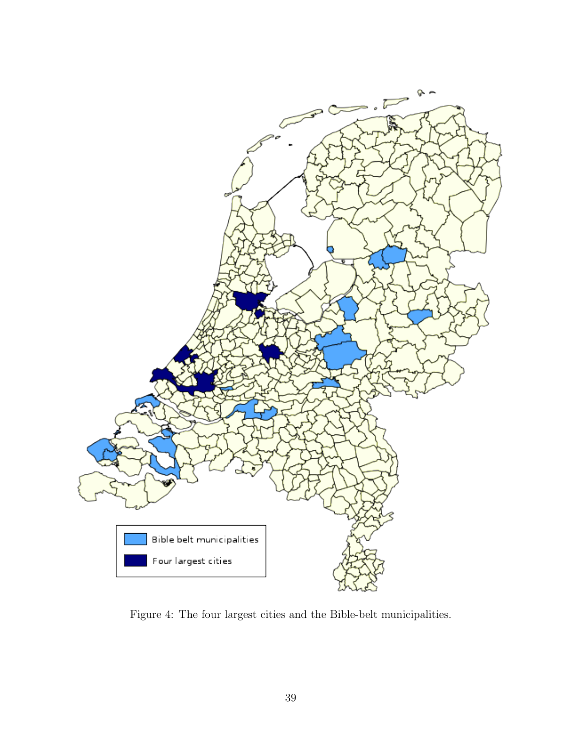Figure 4: The four largest cities and the Bible-belt municipalities.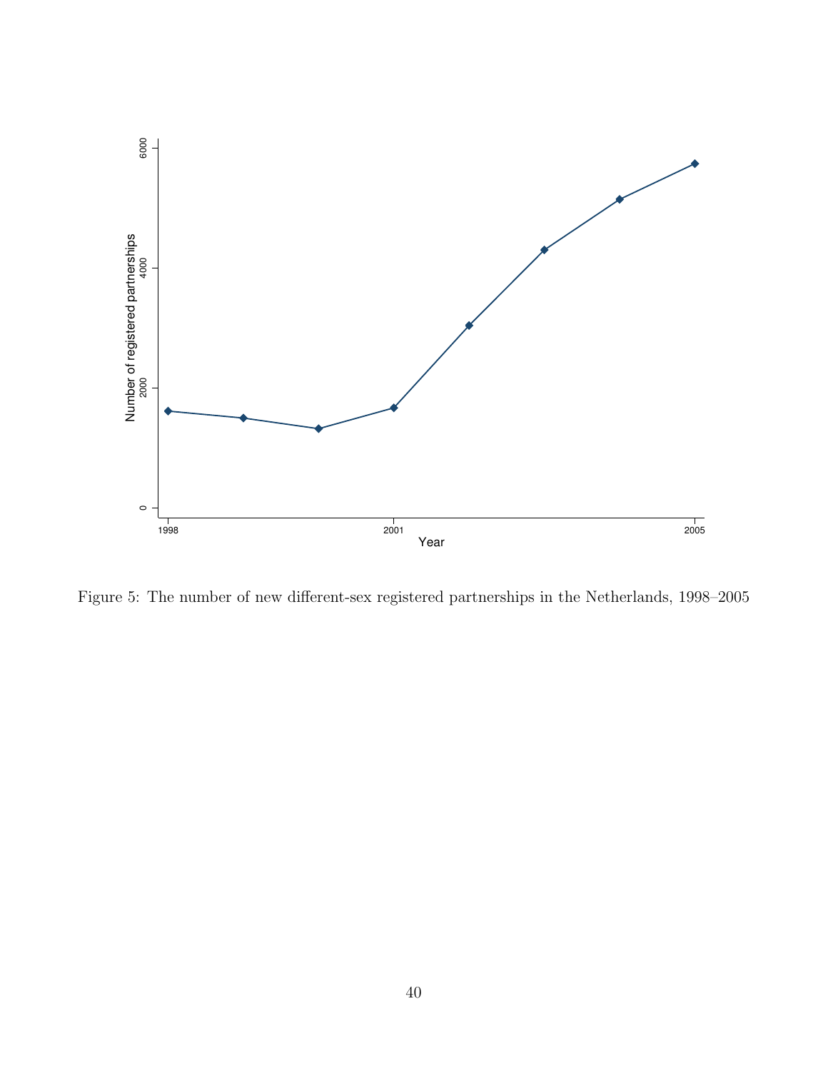Figure 5: The number of new different-sex registered partnerships in the Netherlands, 1998–2005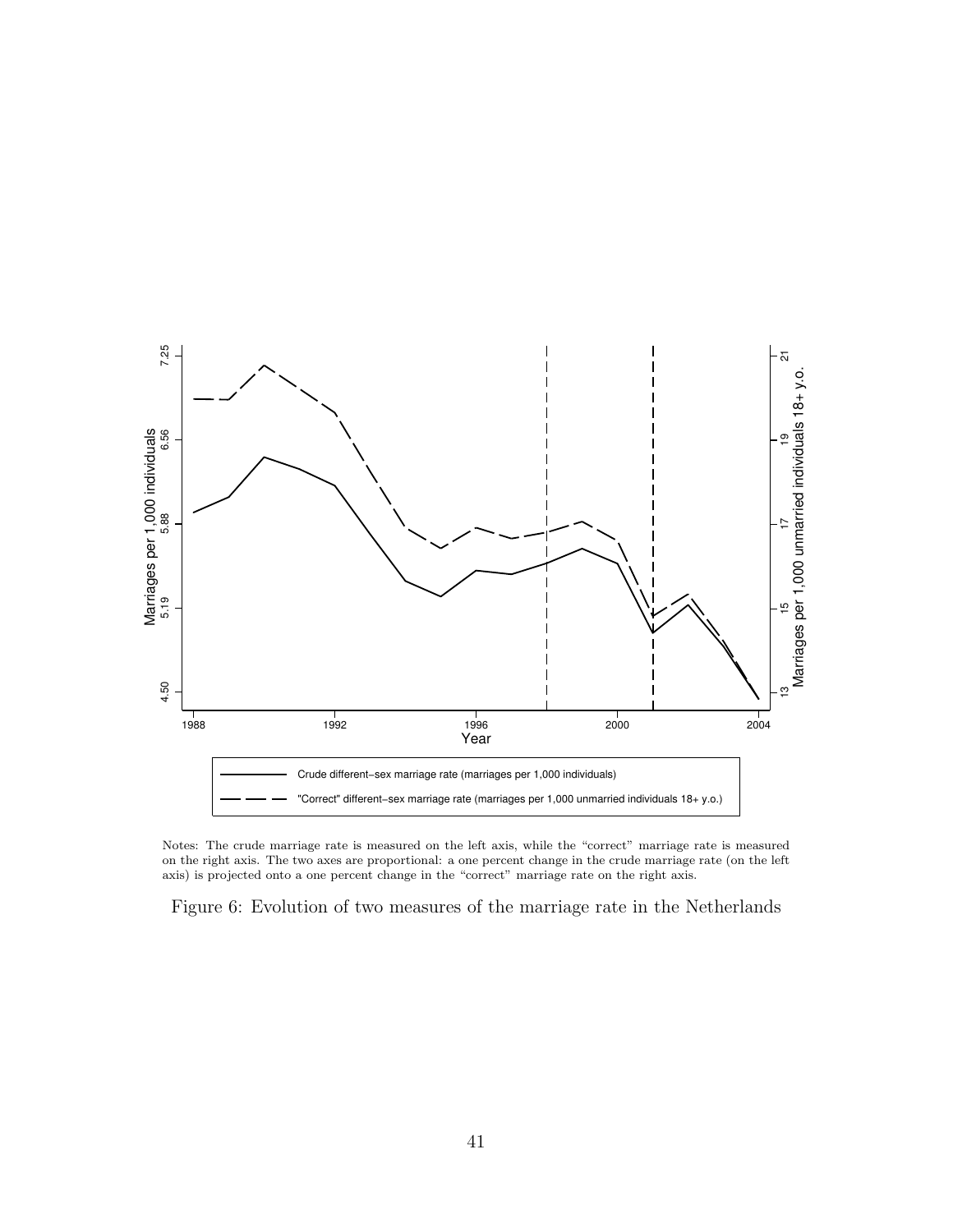Notes: The crude marriage rate is measured on the left axis, while the "correct" marriage rate is measured on the right axis. The two axes are proportional: a one percent change in the crude marriage rate (on the left axis) is projected onto a one percent change in the "correct" marriage rate on the right axis.

Figure 6: Evolution of two measures of the marriage rate in the Netherlands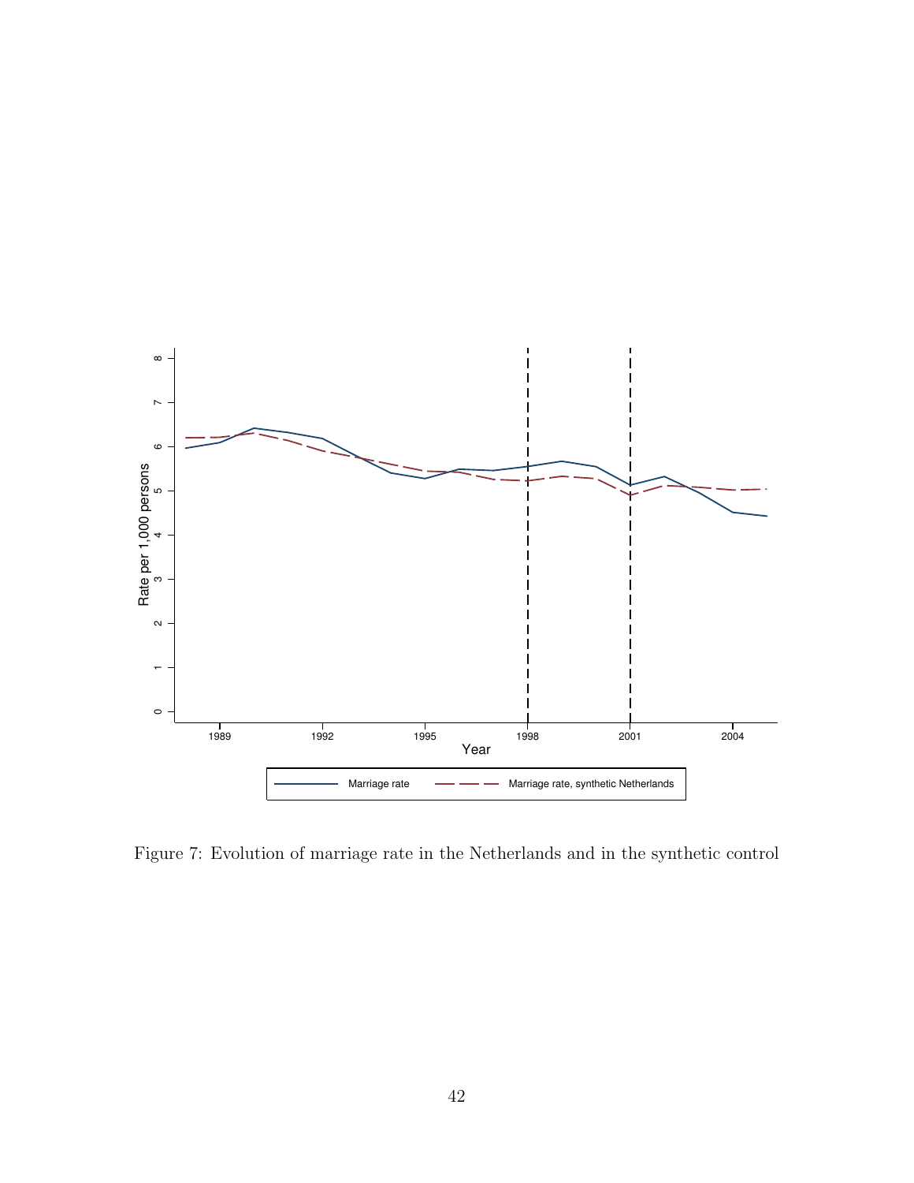Figure 7: Evolution of marriage rate in the Netherlands and in the synthetic control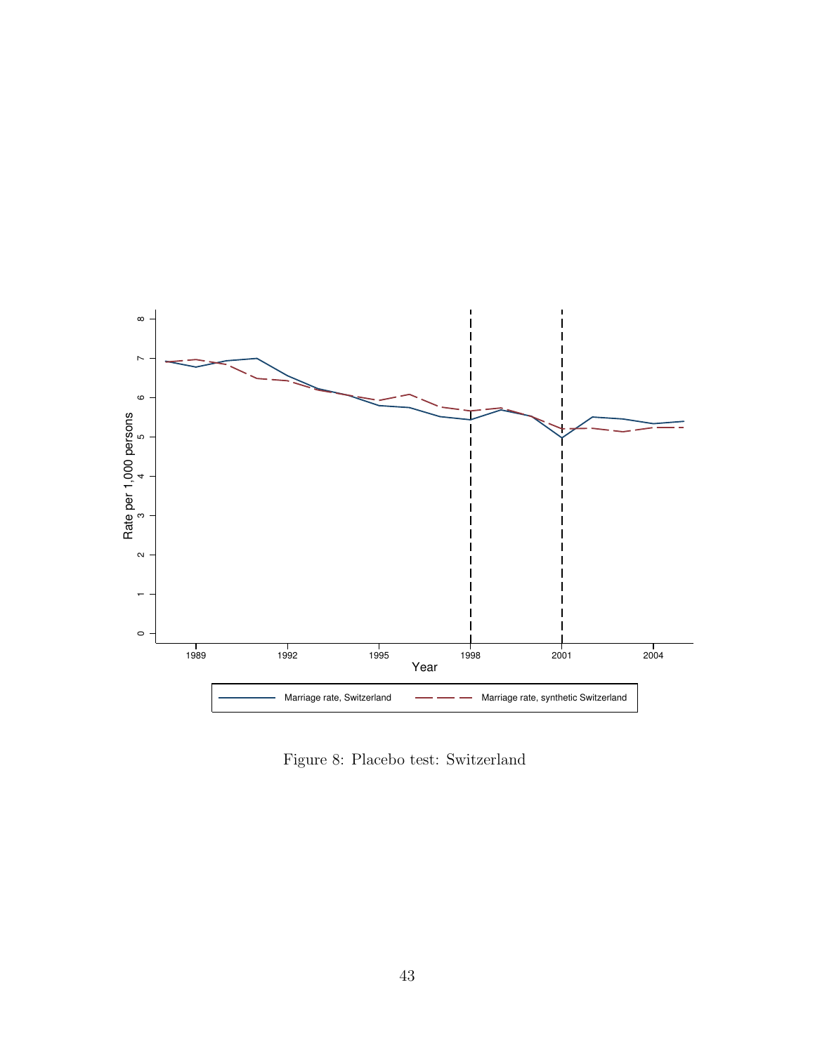Figure 8: Placebo test: Switzerland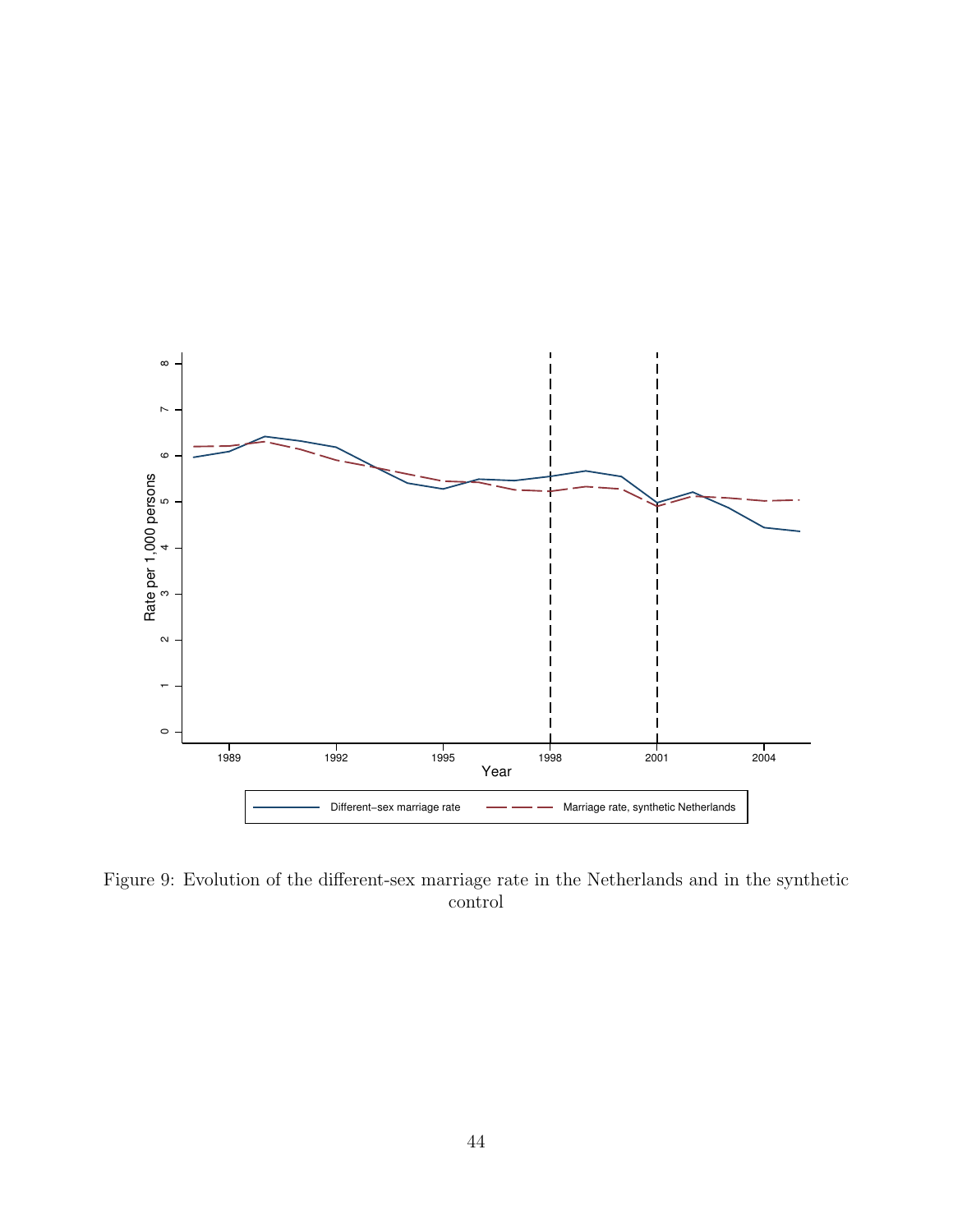Figure 9: Evolution of the different-sex marriage rate in the Netherlands and in the synthetic control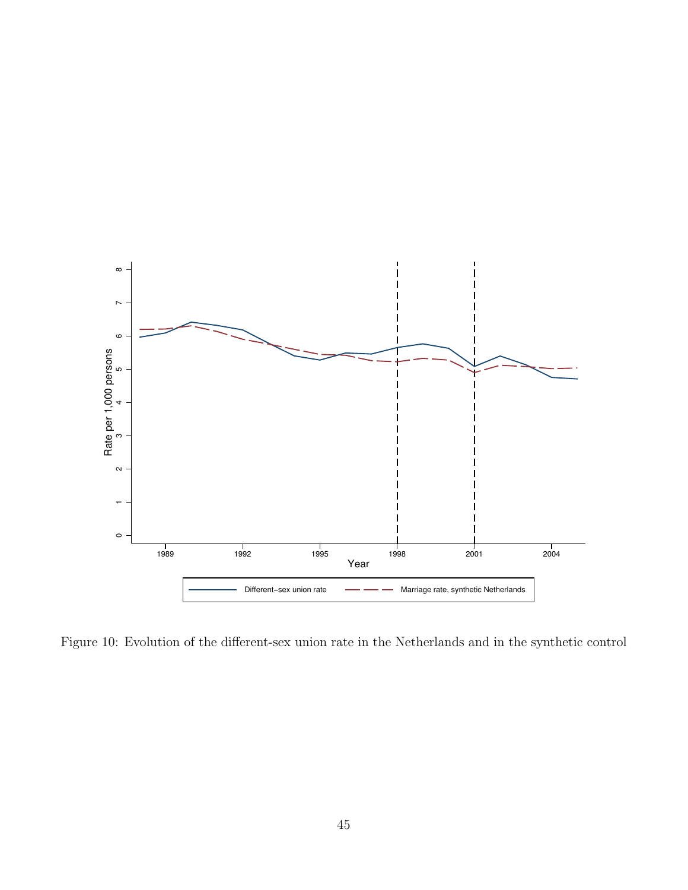Figure 10: Evolution of the different-sex union rate in the Netherlands and in the synthetic control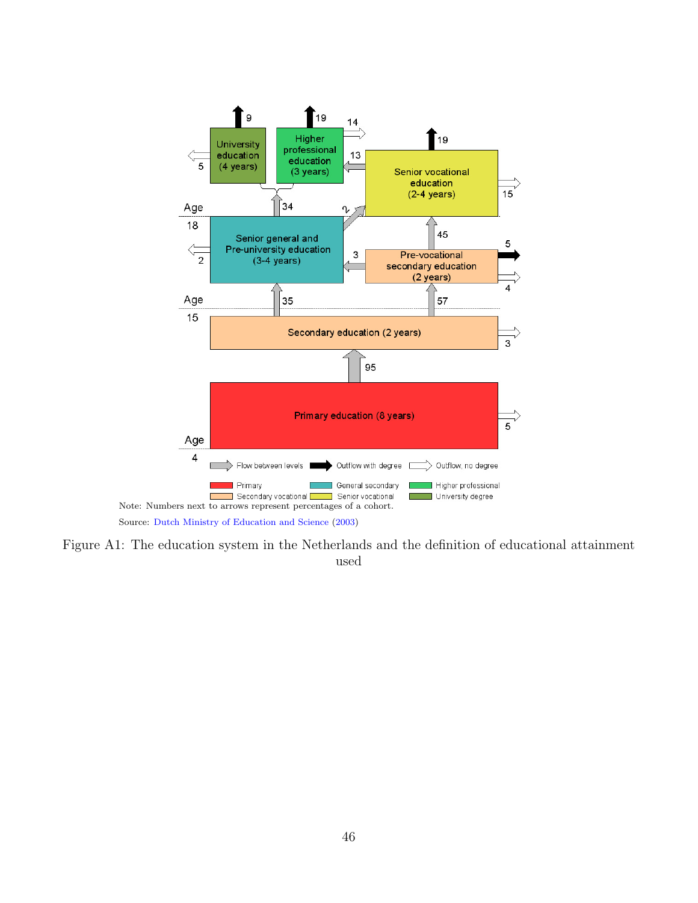Note: Numbers next to arrows represent percentages of a cohort.

Source: Dutch Ministry of Education and Science (2003)

Figure A1: The education system in the Netherlands and the definition of educational attainment used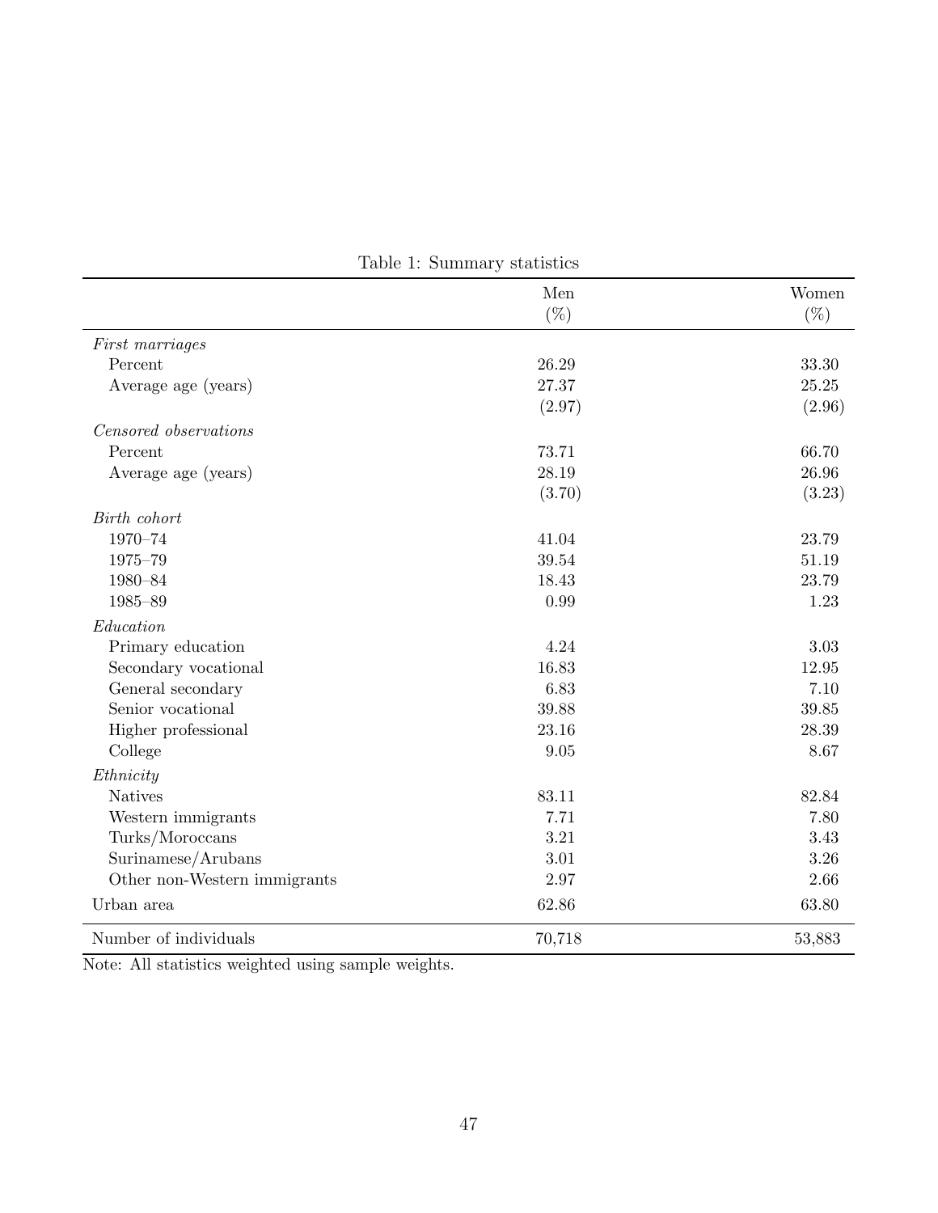Table 1: Summary statistics

| | Men (%) | Women (%) |
|---|---|---|
| *First marriages* | | |
| Percent | 26.29 | 33.30 |
| Average age (years) | 27.37 | 25.25 |
| | (2.97) | (2.96) |
| *Censored observations* | | |
| Percent | 73.71 | 66.70 |
| Average age (years) | 28.19 | 26.96 |
| | (3.70) | (3.23) |
| *Birth cohort* | | |
| 1970–74 | 41.04 | 23.79 |
| 1975–79 | 39.54 | 51.19 |
| 1980–84 | 18.43 | 23.79 |
| 1985–89 | 0.99 | 1.23 |
| *Education* | | |
| Primary education | 4.24 | 3.03 |
| Secondary vocational | 16.83 | 12.95 |
| General secondary | 6.83 | 7.10 |
| Senior vocational | 39.88 | 39.85 |
| Higher professional | 23.16 | 28.39 |
| College | 9.05 | 8.67 |
| *Ethnicity* | | |
| Natives | 83.11 | 82.84 |
| Western immigrants | 7.71 | 7.80 |
| Turks/Moroccans | 3.21 | 3.43 |
| Surinamese/Arubans | 3.01 | 3.26 |
| Other non-Western immigrants | 2.97 | 2.66 |
| Urban area | 62.86 | 63.80 |
| Number of individuals | 70,718 | 53,883 |

Note: All statistics weighted using sample weights.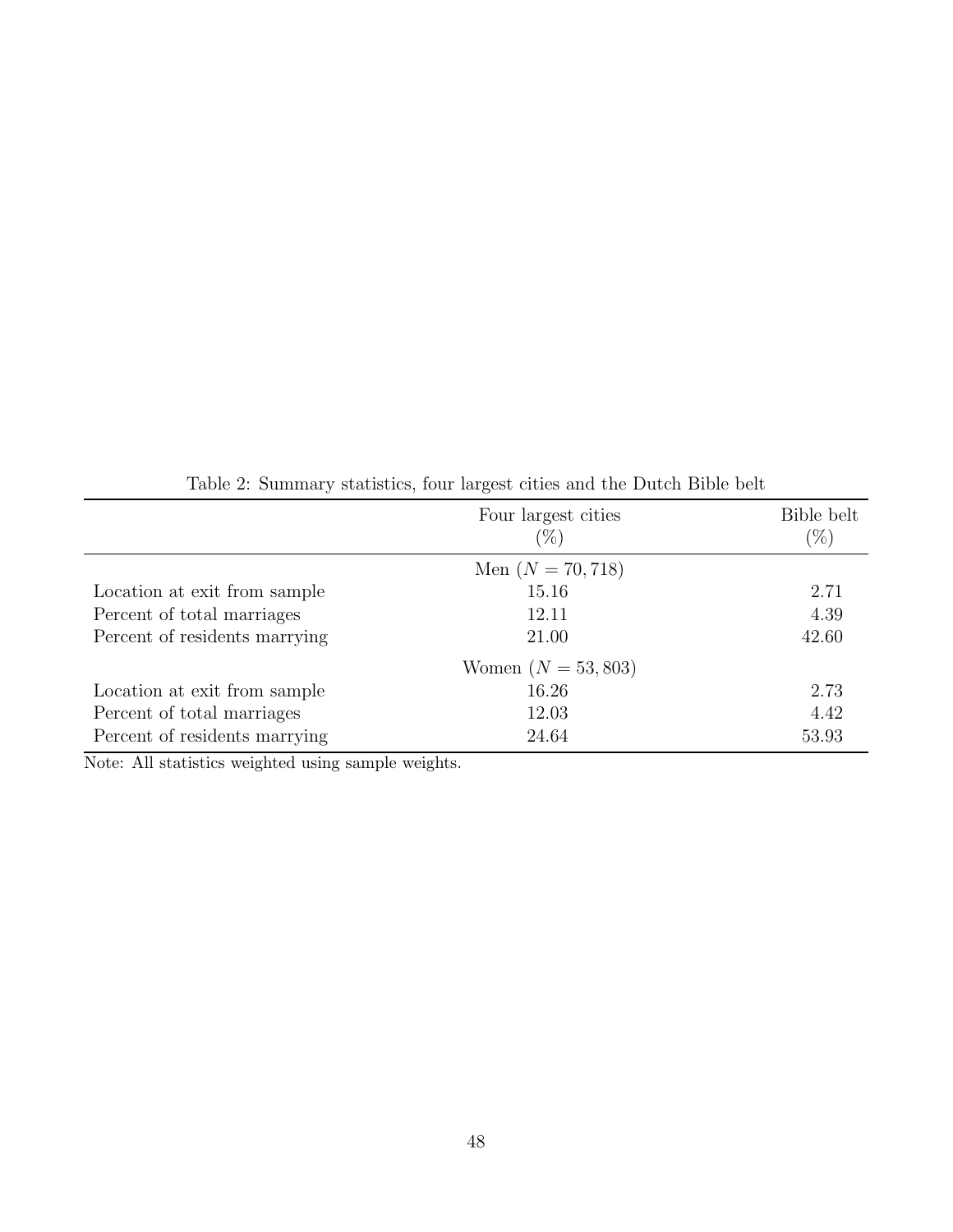Table 2: Summary statistics, four largest cities and the Dutch Bible belt

| | Four largest cities (%) | Bible belt (%) |
|---|---|---|
| | Men ($N = 70,718$) | |
| Location at exit from sample | 15.16 | 2.71 |
| Percent of total marriages | 12.11 | 4.39 |
| Percent of residents marrying | 21.00 | 42.60 |
| | Women ($N = 53,803$) | |
| Location at exit from sample | 16.26 | 2.73 |
| Percent of total marriages | 12.03 | 4.42 |
| Percent of residents marrying | 24.64 | 53.93 |

Note: All statistics weighted using sample weights.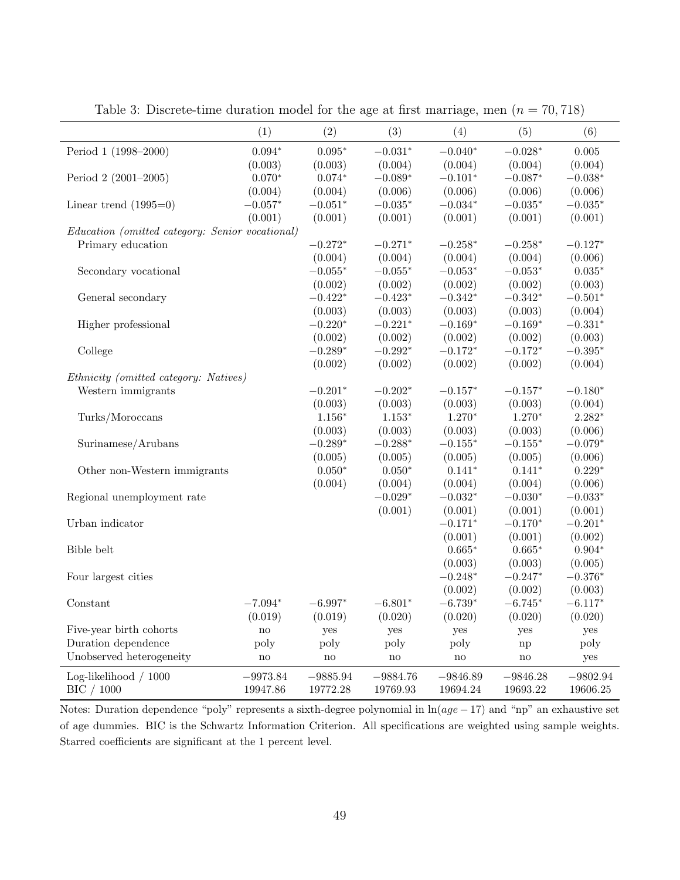Table 3: Discrete-time duration model for the age at first marriage, men ($n = 70,718$)

| | (1) | (2) | (3) | (4) | (5) | (6) |
|---|---|---|---|---|---|---|
| Period 1 (1998–2000) | 0.094* | 0.095* | −0.031* | −0.040* | −0.028* | 0.005 |
| | (0.003) | (0.003) | (0.004) | (0.004) | (0.004) | (0.004) |
| Period 2 (2001–2005) | 0.070* | 0.074* | −0.089* | −0.101* | −0.087* | −0.038* |
| | (0.004) | (0.004) | (0.006) | (0.006) | (0.006) | (0.006) |
| Linear trend (1995=0) | −0.057* | −0.051* | −0.035* | −0.034* | −0.035* | −0.035* |
| | (0.001) | (0.001) | (0.001) | (0.001) | (0.001) | (0.001) |
| *Education (omitted category: Senior vocational)* | | | | | | |
| Primary education | | −0.272* | −0.271* | −0.258* | −0.258* | −0.127* |
| | | (0.004) | (0.004) | (0.004) | (0.004) | (0.006) |
| Secondary vocational | | −0.055* | −0.055* | −0.053* | −0.053* | 0.035* |
| | | (0.002) | (0.002) | (0.002) | (0.002) | (0.003) |
| General secondary | | −0.422* | −0.423* | −0.342* | −0.342* | −0.501* |
| | | (0.003) | (0.003) | (0.003) | (0.003) | (0.004) |
| Higher professional | | −0.220* | −0.221* | −0.169* | −0.169* | −0.331* |
| | | (0.002) | (0.002) | (0.002) | (0.002) | (0.003) |
| College | | −0.289* | −0.292* | −0.172* | −0.172* | −0.395* |
| | | (0.002) | (0.002) | (0.002) | (0.002) | (0.004) |
| *Ethnicity (omitted category: Natives)* | | | | | | |
| Western immigrants | | −0.201* | −0.202* | −0.157* | −0.157* | −0.180* |
| | | (0.003) | (0.003) | (0.003) | (0.003) | (0.004) |
| Turks/Moroccans | | 1.156* | 1.153* | 1.270* | 1.270* | 2.282* |
| | | (0.003) | (0.003) | (0.003) | (0.003) | (0.006) |
| Surinamese/Arubans | | −0.289* | −0.288* | −0.155* | −0.155* | −0.079* |
| | | (0.005) | (0.005) | (0.005) | (0.005) | (0.006) |
| Other non-Western immigrants | | 0.050* | 0.050* | 0.141* | 0.141* | 0.229* |
| | | (0.004) | (0.004) | (0.004) | (0.004) | (0.006) |
| Regional unemployment rate | | | −0.029* | −0.032* | −0.030* | −0.033* |
| | | | (0.001) | (0.001) | (0.001) | (0.001) |
| Urban indicator | | | | −0.171* | −0.170* | −0.201* |
| | | | | (0.001) | (0.001) | (0.002) |
| Bible belt | | | | 0.665* | 0.665* | 0.904* |
| | | | | (0.003) | (0.003) | (0.005) |
| Four largest cities | | | | −0.248* | −0.247* | −0.376* |
| | | | | (0.002) | (0.002) | (0.003) |
| Constant | −7.094* | −6.997* | −6.801* | −6.739* | −6.745* | −6.117* |
| | (0.019) | (0.019) | (0.020) | (0.020) | (0.020) | (0.020) |
| Five-year birth cohorts | no | yes | yes | yes | yes | yes |
| Duration dependence | poly | poly | poly | poly | np | poly |
| Unobserved heterogeneity | no | no | no | no | no | yes |
| Log-likelihood / 1000 | −9973.84 | −9885.94 | −9884.76 | −9846.89 | −9846.28 | −9802.94 |
| BIC / 1000 | 19947.86 | 19772.28 | 19769.93 | 19694.24 | 19693.22 | 19606.25 |

Notes: Duration dependence "poly" represents a sixth-degree polynomial in $\ln(age - 17)$ and "np" an exhaustive set of age dummies. BIC is the Schwartz Information Criterion. All specifications are weighted using sample weights. Starred coefficients are significant at the 1 percent level.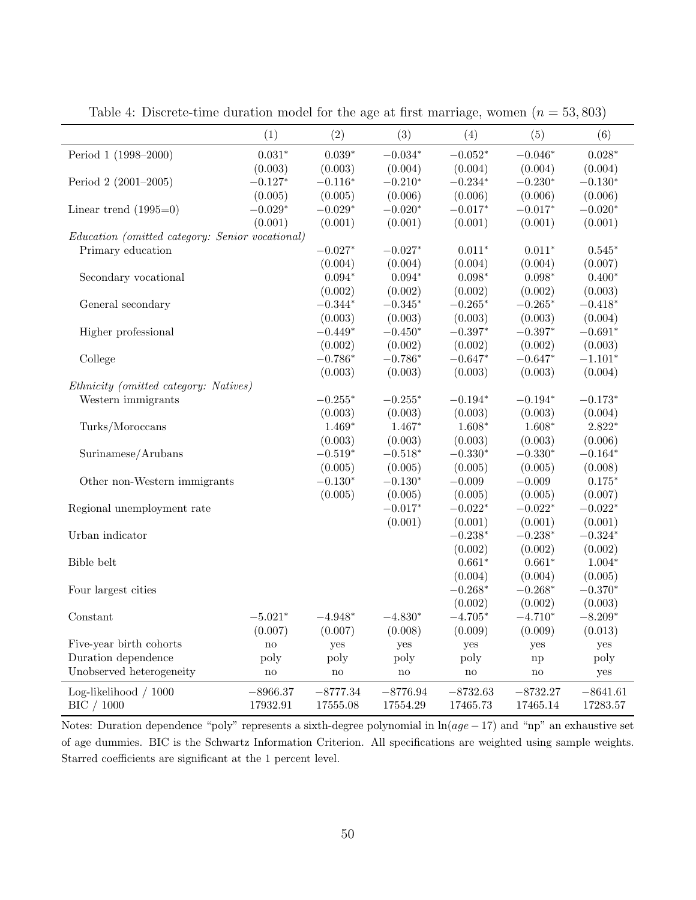Table 4: Discrete-time duration model for the age at first marriage, women ($n = 53,803$)

| | (1) | (2) | (3) | (4) | (5) | (6) |
|---|---|---|---|---|---|---|
| Period 1 (1998–2000) | 0.031* | 0.039* | −0.034* | −0.052* | −0.046* | 0.028* |
| | (0.003) | (0.003) | (0.004) | (0.004) | (0.004) | (0.004) |
| Period 2 (2001–2005) | −0.127* | −0.116* | −0.210* | −0.234* | −0.230* | −0.130* |
| | (0.005) | (0.005) | (0.006) | (0.006) | (0.006) | (0.006) |
| Linear trend (1995=0) | −0.029* | −0.029* | −0.020* | −0.017* | −0.017* | −0.020* |
| | (0.001) | (0.001) | (0.001) | (0.001) | (0.001) | (0.001) |
| *Education (omitted category: Senior vocational)* | | | | | | |
| Primary education | | −0.027* | −0.027* | 0.011* | 0.011* | 0.545* |
| | | (0.004) | (0.004) | (0.004) | (0.004) | (0.007) |
| Secondary vocational | | 0.094* | 0.094* | 0.098* | 0.098* | 0.400* |
| | | (0.002) | (0.002) | (0.002) | (0.002) | (0.003) |
| General secondary | | −0.344* | −0.345* | −0.265* | −0.265* | −0.418* |
| | | (0.003) | (0.003) | (0.003) | (0.003) | (0.004) |
| Higher professional | | −0.449* | −0.450* | −0.397* | −0.397* | −0.691* |
| | | (0.002) | (0.002) | (0.002) | (0.002) | (0.003) |
| College | | −0.786* | −0.786* | −0.647* | −0.647* | −1.101* |
| | | (0.003) | (0.003) | (0.003) | (0.003) | (0.004) |
| *Ethnicity (omitted category: Natives)* | | | | | | |
| Western immigrants | | −0.255* | −0.255* | −0.194* | −0.194* | −0.173* |
| | | (0.003) | (0.003) | (0.003) | (0.003) | (0.004) |
| Turks/Moroccans | | 1.469* | 1.467* | 1.608* | 1.608* | 2.822* |
| | | (0.003) | (0.003) | (0.003) | (0.003) | (0.006) |
| Surinamese/Arubans | | −0.519* | −0.518* | −0.330* | −0.330* | −0.164* |
| | | (0.005) | (0.005) | (0.005) | (0.005) | (0.008) |
| Other non-Western immigrants | | −0.130* | −0.130* | −0.009 | −0.009 | 0.175* |
| | | (0.005) | (0.005) | (0.005) | (0.005) | (0.007) |
| Regional unemployment rate | | | −0.017* | −0.022* | −0.022* | −0.022* |
| | | | (0.001) | (0.001) | (0.001) | (0.001) |
| Urban indicator | | | | −0.238* | −0.238* | −0.324* |
| | | | | (0.002) | (0.002) | (0.002) |
| Bible belt | | | | 0.661* | 0.661* | 1.004* |
| | | | | (0.004) | (0.004) | (0.005) |
| Four largest cities | | | | −0.268* | −0.268* | −0.370* |
| | | | | (0.002) | (0.002) | (0.003) |
| Constant | −5.021* | −4.948* | −4.830* | −4.705* | −4.710* | −8.209* |
| | (0.007) | (0.007) | (0.008) | (0.009) | (0.009) | (0.013) |
| Five-year birth cohorts | no | yes | yes | yes | yes | yes |
| Duration dependence | poly | poly | poly | poly | np | poly |
| Unobserved heterogeneity | no | no | no | no | no | yes |
| Log-likelihood / 1000 | −8966.37 | −8777.34 | −8776.94 | −8732.63 | −8732.27 | −8641.61 |
| BIC / 1000 | 17932.91 | 17555.08 | 17554.29 | 17465.73 | 17465.14 | 17283.57 |

Notes: Duration dependence "poly" represents a sixth-degree polynomial in $\ln(age - 17)$ and "np" an exhaustive set of age dummies. BIC is the Schwartz Information Criterion. All specifications are weighted using sample weights. Starred coefficients are significant at the 1 percent level.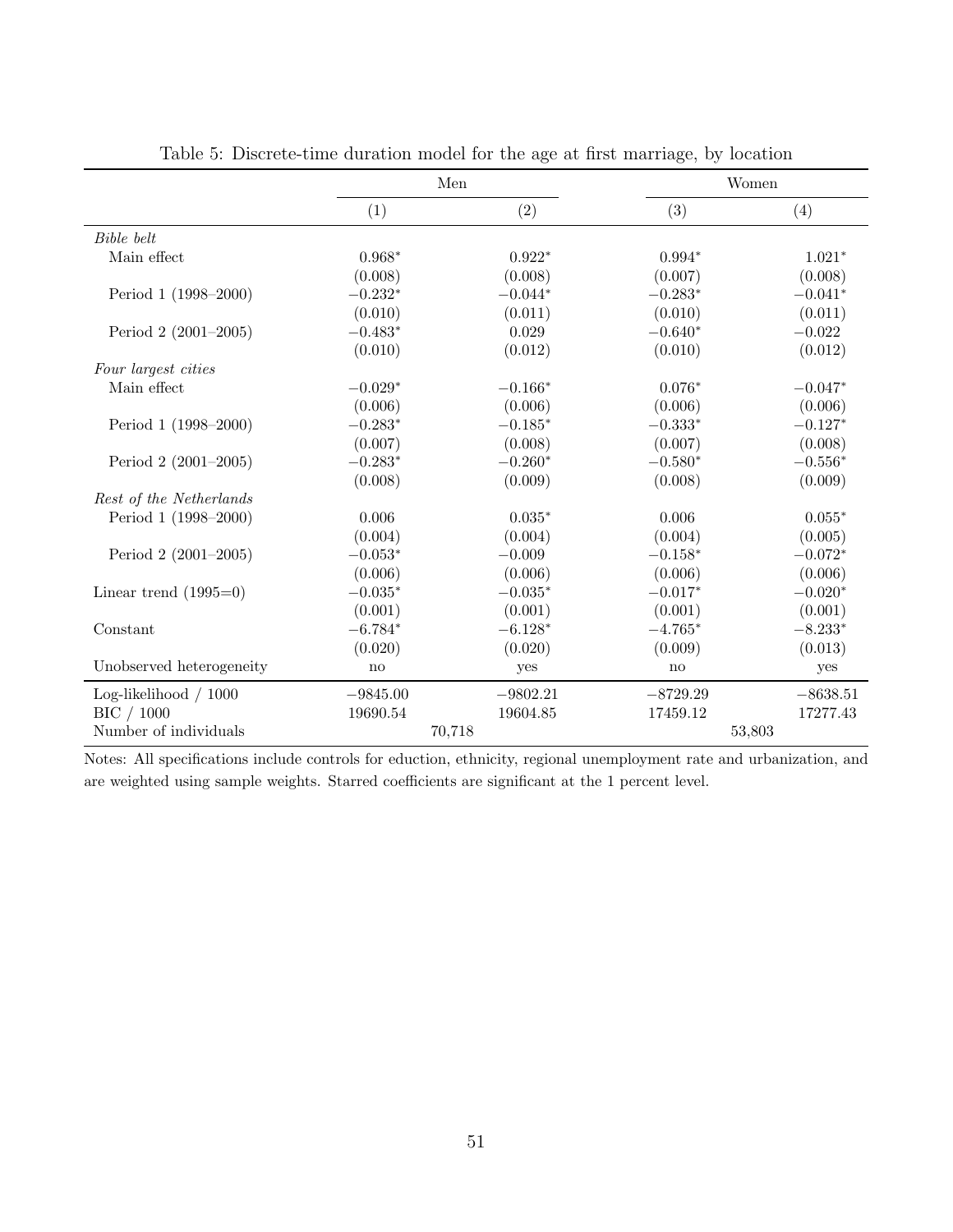Table 5: Discrete-time duration model for the age at first marriage, by location

| | Men | | Women | |
|---|---|---|---|---|
| | (1) | (2) | (3) | (4) |
| *Bible belt* | | | | |
| Main effect | $0.968^{*}$ | $0.922^{*}$ | $0.994^{*}$ | $1.021^{*}$ |
| | (0.008) | (0.008) | (0.007) | (0.008) |
| Period 1 (1998–2000) | $-0.232^{*}$ | $-0.044^{*}$ | $-0.283^{*}$ | $-0.041^{*}$ |
| | (0.010) | (0.011) | (0.010) | (0.011) |
| Period 2 (2001–2005) | $-0.483^{*}$ | 0.029 | $-0.640^{*}$ | $-0.022$ |
| | (0.010) | (0.012) | (0.010) | (0.012) |
| *Four largest cities* | | | | |
| Main effect | $-0.029^{*}$ | $-0.166^{*}$ | $0.076^{*}$ | $-0.047^{*}$ |
| | (0.006) | (0.006) | (0.006) | (0.006) |
| Period 1 (1998–2000) | $-0.283^{*}$ | $-0.185^{*}$ | $-0.333^{*}$ | $-0.127^{*}$ |
| | (0.007) | (0.008) | (0.007) | (0.008) |
| Period 2 (2001–2005) | $-0.283^{*}$ | $-0.260^{*}$ | $-0.580^{*}$ | $-0.556^{*}$ |
| | (0.008) | (0.009) | (0.008) | (0.009) |
| *Rest of the Netherlands* | | | | |
| Period 1 (1998–2000) | 0.006 | $0.035^{*}$ | 0.006 | $0.055^{*}$ |
| | (0.004) | (0.004) | (0.004) | (0.005) |
| Period 2 (2001–2005) | $-0.053^{*}$ | $-0.009$ | $-0.158^{*}$ | $-0.072^{*}$ |
| | (0.006) | (0.006) | (0.006) | (0.006) |
| Linear trend (1995=0) | $-0.035^{*}$ | $-0.035^{*}$ | $-0.017^{*}$ | $-0.020^{*}$ |
| | (0.001) | (0.001) | (0.001) | (0.001) |
| Constant | $-6.784^{*}$ | $-6.128^{*}$ | $-4.765^{*}$ | $-8.233^{*}$ |
| | (0.020) | (0.020) | (0.009) | (0.013) |
| Unobserved heterogeneity | no | yes | no | yes |
| Log-likelihood / 1000 | $-9845.00$ | $-9802.21$ | $-8729.29$ | $-8638.51$ |
| BIC / 1000 | 19690.54 | 19604.85 | 17459.12 | 17277.43 |
| Number of individuals | 70,718 | | 53,803 | |

Notes: All specifications include controls for eduction, ethnicity, regional unemployment rate and urbanization, and are weighted using sample weights. Starred coefficients are significant at the 1 percent level.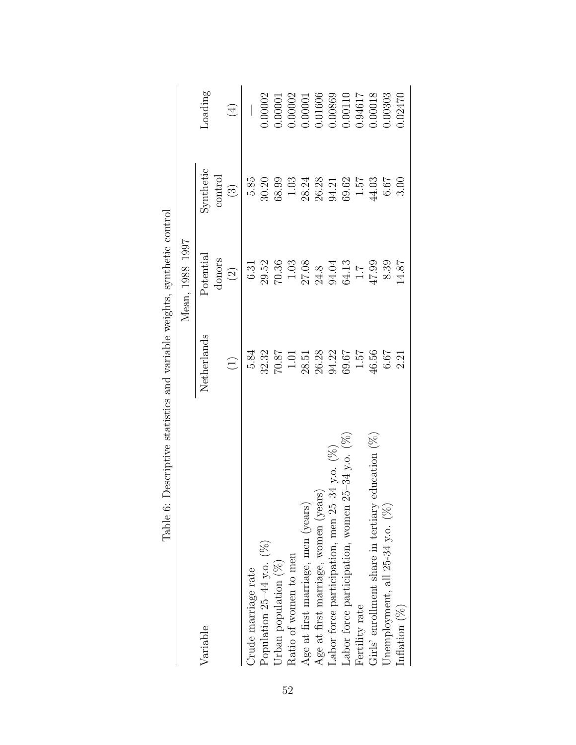Table 6: Descriptive statistics and variable weights, synthetic control

| Variable | Mean, 1988–1997 | | | Loading |
|---|---|---|---|---|
| | Netherlands | Potential donors | Synthetic control | |
| | (1) | (2) | (3) | (4) |
| Crude marriage rate | 5.84 | 6.31 | 5.85 | — |
| Population 25–44 y.o. (%) | 32.32 | 29.52 | 30.20 | 0.00002 |
| Urban population (%) | 70.87 | 70.36 | 68.99 | 0.00001 |
| Ratio of women to men | 1.01 | 1.03 | 1.03 | 0.00002 |
| Age at first marriage, men (years) | 28.51 | 27.08 | 28.24 | 0.00001 |
| Age at first marriage, women (years) | 26.28 | 24.8 | 26.28 | 0.01606 |
| Labor force participation, men 25–34 y.o. (%) | 94.22 | 94.04 | 94.21 | 0.00869 |
| Labor force participation, women 25–34 y.o. (%) | 69.67 | 64.13 | 69.62 | 0.00110 |
| Fertility rate | 1.57 | 1.7 | 1.57 | 0.94617 |
| Girls' enrollment share in tertiary education (%) | 46.56 | 47.99 | 44.03 | 0.00018 |
| Unemployment, all 25-34 y.o. (%) | 6.67 | 8.39 | 6.67 | 0.00303 |
| Inflation (%) | 2.21 | 14.87 | 3.00 | 0.02470 |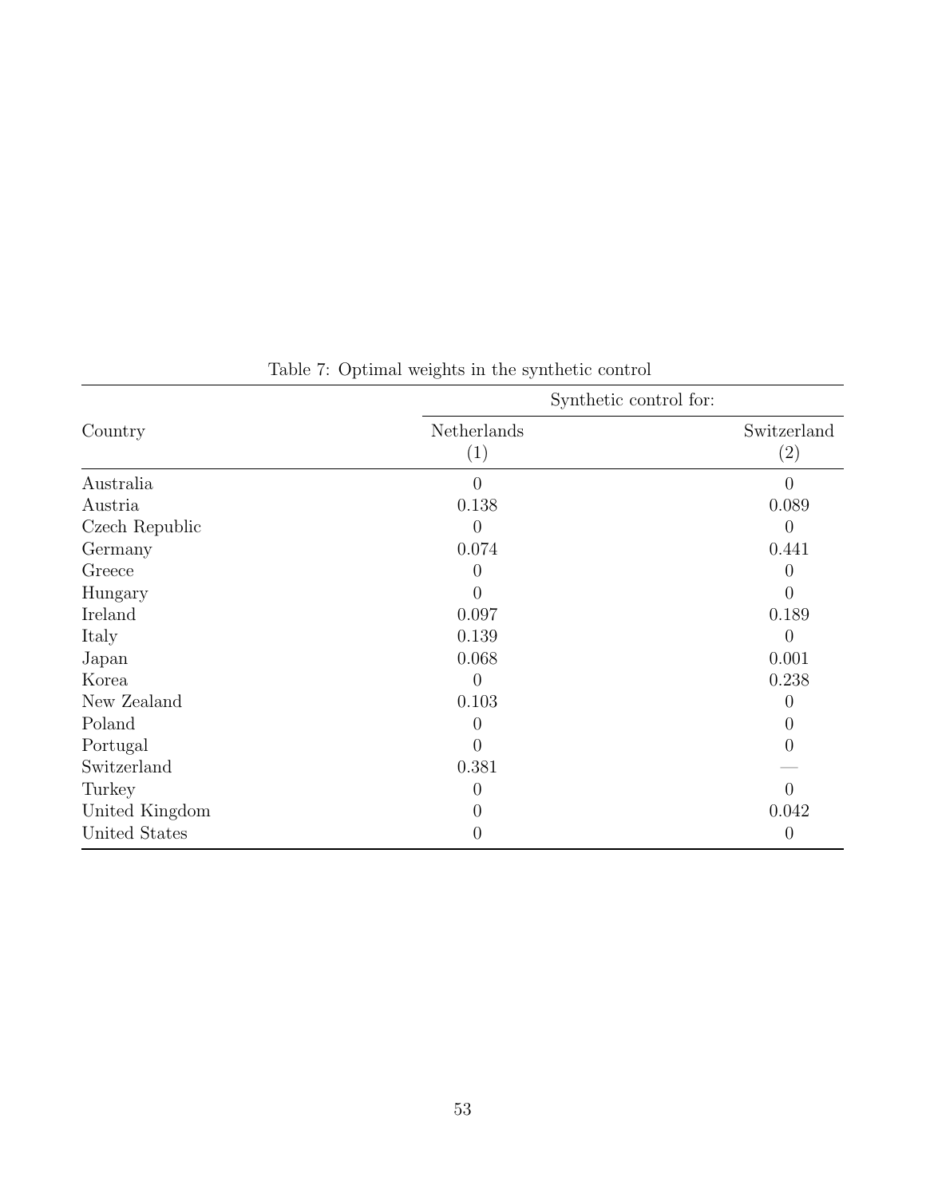Table 7: Optimal weights in the synthetic control

| Country | Synthetic control for: | |
|---|---|---|
| | Netherlands (1) | Switzerland (2) |
| Australia | 0 | 0 |
| Austria | 0.138 | 0.089 |
| Czech Republic | 0 | 0 |
| Germany | 0.074 | 0.441 |
| Greece | 0 | 0 |
| Hungary | 0 | 0 |
| Ireland | 0.097 | 0.189 |
| Italy | 0.139 | 0 |
| Japan | 0.068 | 0.001 |
| Korea | 0 | 0.238 |
| New Zealand | 0.103 | 0 |
| Poland | 0 | 0 |
| Portugal | 0 | 0 |
| Switzerland | 0.381 | — |
| Turkey | 0 | 0 |
| United Kingdom | 0 | 0.042 |
| United States | 0 | 0 |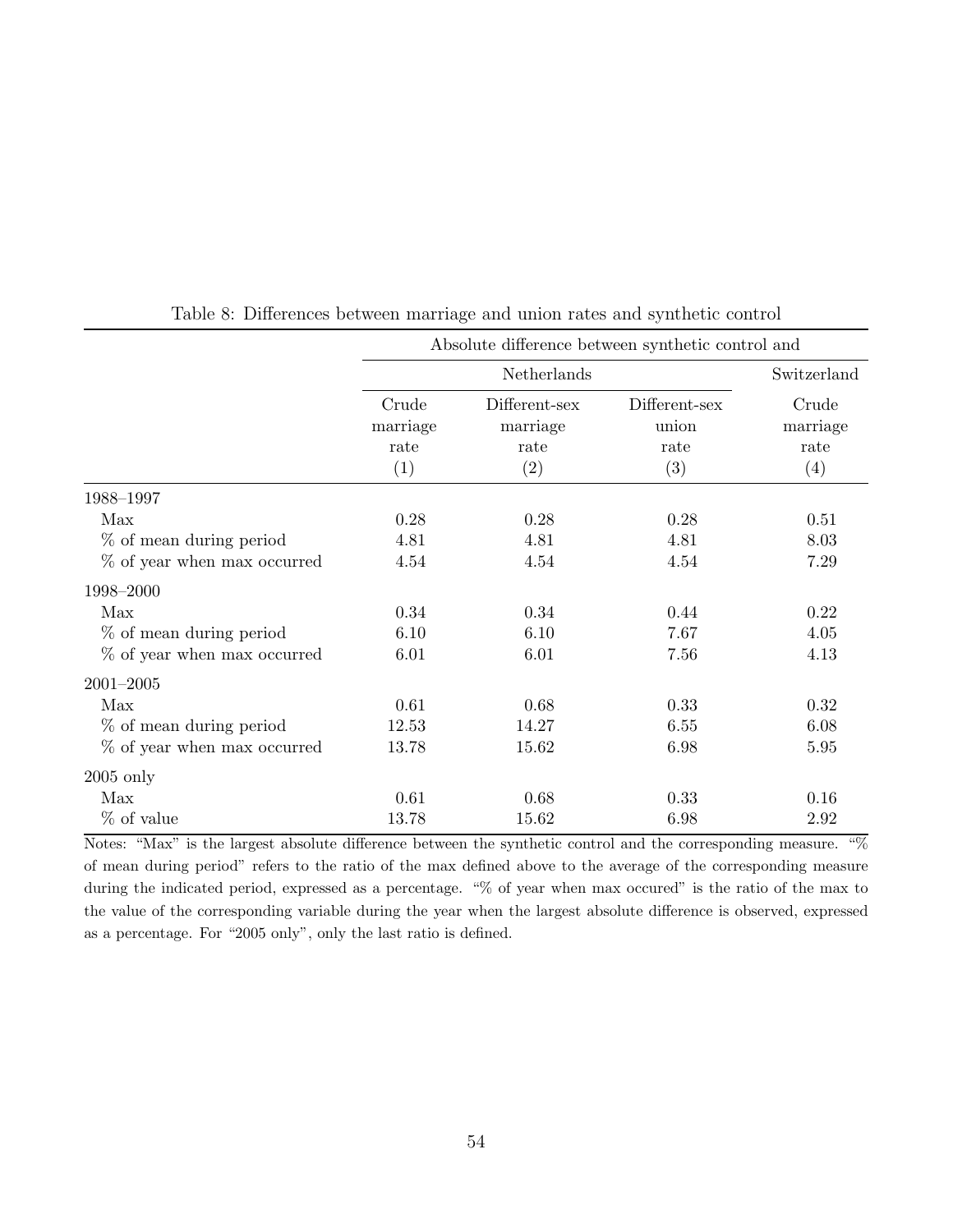Table 8: Differences between marriage and union rates and synthetic control

| | Absolute difference between synthetic control and | | | |
|---|---|---|---|---|
| | Netherlands | | | Switzerland |
| | Crude marriage rate (1) | Different-sex marriage rate (2) | Different-sex union rate (3) | Crude marriage rate (4) |
| 1988–1997 | | | | |
| Max | 0.28 | 0.28 | 0.28 | 0.51 |
| % of mean during period | 4.81 | 4.81 | 4.81 | 8.03 |
| % of year when max occurred | 4.54 | 4.54 | 4.54 | 7.29 |
| 1998–2000 | | | | |
| Max | 0.34 | 0.34 | 0.44 | 0.22 |
| % of mean during period | 6.10 | 6.10 | 7.67 | 4.05 |
| % of year when max occurred | 6.01 | 6.01 | 7.56 | 4.13 |
| 2001–2005 | | | | |
| Max | 0.61 | 0.68 | 0.33 | 0.32 |
| % of mean during period | 12.53 | 14.27 | 6.55 | 6.08 |
| % of year when max occurred | 13.78 | 15.62 | 6.98 | 5.95 |
| 2005 only | | | | |
| Max | 0.61 | 0.68 | 0.33 | 0.16 |
| % of value | 13.78 | 15.62 | 6.98 | 2.92 |

Notes: "Max" is the largest absolute difference between the synthetic control and the corresponding measure. "% of mean during period" refers to the ratio of the max defined above to the average of the corresponding measure during the indicated period, expressed as a percentage. "% of year when max occured" is the ratio of the max to the value of the corresponding variable during the year when the largest absolute difference is observed, expressed as a percentage. For "2005 only", only the last ratio is defined.